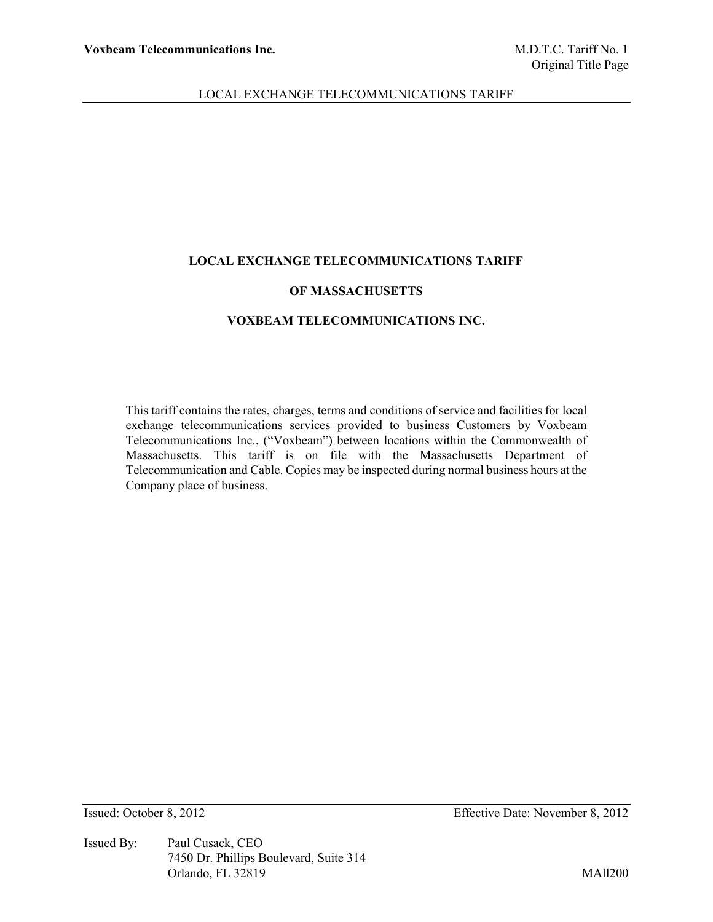# LOCAL EXCHANGE TELECOMMUNICATIONS TARIFF

# OF MASSACHUSETTS

# VOXBEAM TELECOMMUNICATIONS INC.

This tariff contains the rates, charges, terms and conditions of service and facilities for local exchange telecommunications services provided to business Customers by Voxbeam Telecommunications Inc., ("Voxbeam") between locations within the Commonwealth of Massachusetts. This tariff is on file with the Massachusetts Department of Telecommunication and Cable. Copies may be inspected during normal business hours at the Company place of business.

Issued: October 8, 2012 | Effective Date: November 8, 2012

Issued By: Paul Cusack, CEO
7450 Dr. Phillips Boulevard, Suite 314
Orlando, FL 32819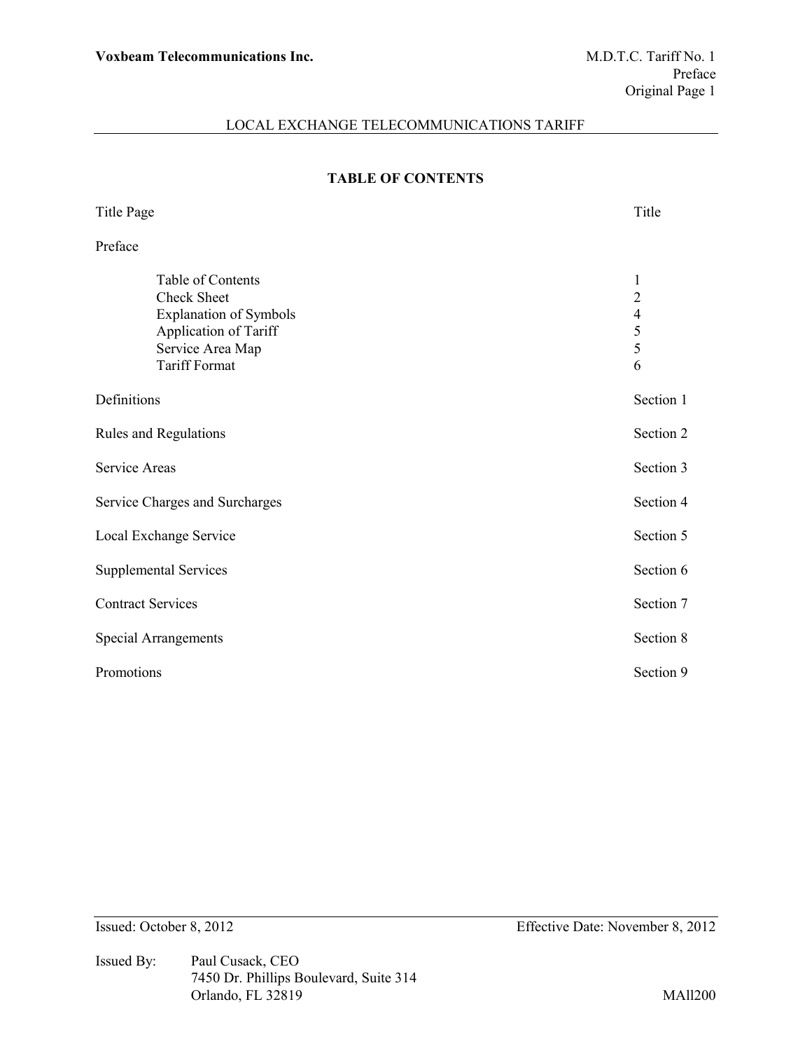## LOCAL EXCHANGE TELECOMMUNICATIONS TARIFF

### TABLE OF CONTENTS

| | |
|---|---|
| Title Page | Title |
| Preface | |
| Table of Contents | 1 |
| Check Sheet | 2 |
| Explanation of Symbols | 4 |
| Application of Tariff | 5 |
| Service Area Map | 5 |
| Tariff Format | 6 |
| Definitions | Section 1 |
| Rules and Regulations | Section 2 |
| Service Areas | Section 3 |
| Service Charges and Surcharges | Section 4 |
| Local Exchange Service | Section 5 |
| Supplemental Services | Section 6 |
| Contract Services | Section 7 |
| Special Arrangements | Section 8 |
| Promotions | Section 9 |

Issued: October 8, 2012 Effective Date: November 8, 2012

Issued By: Paul Cusack, CEO
7450 Dr. Phillips Boulevard, Suite 314
Orlando, FL 32819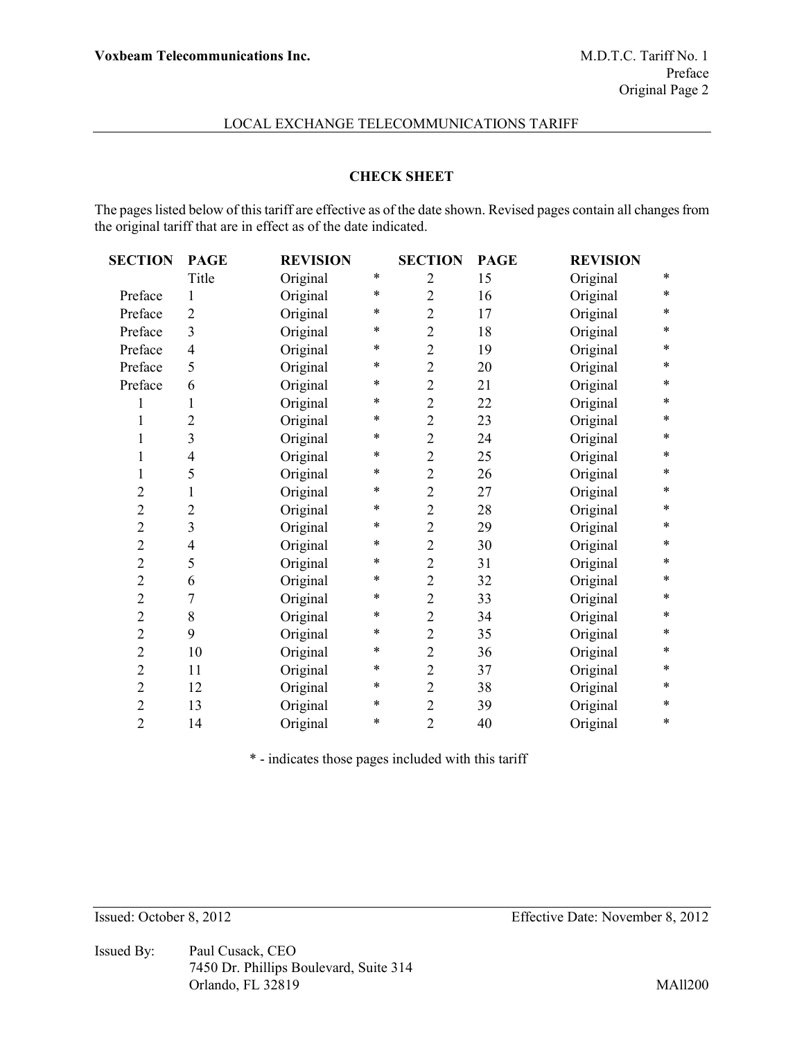## CHECK SHEET

The pages listed below of this tariff are effective as of the date shown. Revised pages contain all changes from the original tariff that are in effect as of the date indicated.

| SECTION | PAGE | REVISION | | SECTION | PAGE | REVISION | |
|---|---|---|---|---|---|---|---|
| | Title | Original | * | 2 | 15 | Original | * |
| Preface | 1 | Original | * | 2 | 16 | Original | * |
| Preface | 2 | Original | * | 2 | 17 | Original | * |
| Preface | 3 | Original | * | 2 | 18 | Original | * |
| Preface | 4 | Original | * | 2 | 19 | Original | * |
| Preface | 5 | Original | * | 2 | 20 | Original | * |
| Preface | 6 | Original | * | 2 | 21 | Original | * |
| 1 | 1 | Original | * | 2 | 22 | Original | * |
| 1 | 2 | Original | * | 2 | 23 | Original | * |
| 1 | 3 | Original | * | 2 | 24 | Original | * |
| 1 | 4 | Original | * | 2 | 25 | Original | * |
| 1 | 5 | Original | * | 2 | 26 | Original | * |
| 2 | 1 | Original | * | 2 | 27 | Original | * |
| 2 | 2 | Original | * | 2 | 28 | Original | * |
| 2 | 3 | Original | * | 2 | 29 | Original | * |
| 2 | 4 | Original | * | 2 | 30 | Original | * |
| 2 | 5 | Original | * | 2 | 31 | Original | * |
| 2 | 6 | Original | * | 2 | 32 | Original | * |
| 2 | 7 | Original | * | 2 | 33 | Original | * |
| 2 | 8 | Original | * | 2 | 34 | Original | * |
| 2 | 9 | Original | * | 2 | 35 | Original | * |
| 2 | 10 | Original | * | 2 | 36 | Original | * |
| 2 | 11 | Original | * | 2 | 37 | Original | * |
| 2 | 12 | Original | * | 2 | 38 | Original | * |
| 2 | 13 | Original | * | 2 | 39 | Original | * |
| 2 | 14 | Original | * | 2 | 40 | Original | * |

* - indicates those pages included with this tariff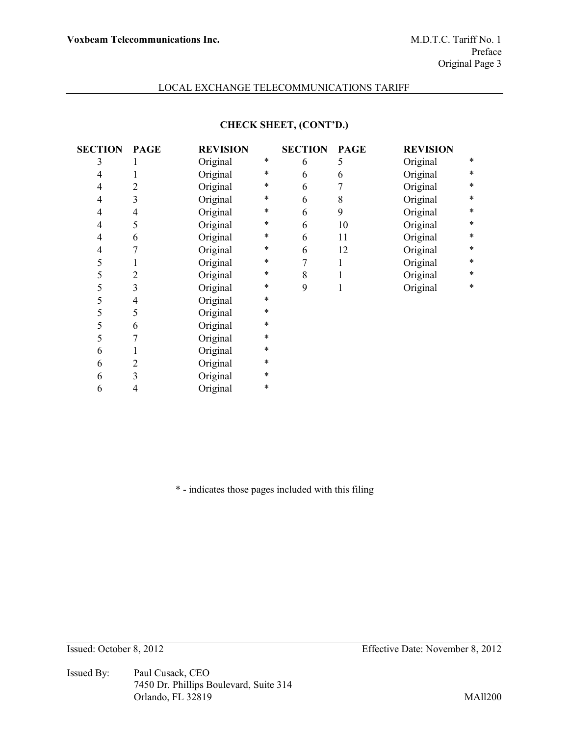LOCAL EXCHANGE TELECOMMUNICATIONS TARIFF

## CHECK SHEET, (CONT'D.)

| SECTION | PAGE | REVISION | | SECTION | PAGE | REVISION | |
|---|---|---|---|---|---|---|---|
| 3 | 1 | Original | * | 6 | 5 | Original | * |
| 4 | 1 | Original | * | 6 | 6 | Original | * |
| 4 | 2 | Original | * | 6 | 7 | Original | * |
| 4 | 3 | Original | * | 6 | 8 | Original | * |
| 4 | 4 | Original | * | 6 | 9 | Original | * |
| 4 | 5 | Original | * | 6 | 10 | Original | * |
| 4 | 6 | Original | * | 6 | 11 | Original | * |
| 4 | 7 | Original | * | 6 | 12 | Original | * |
| 5 | 1 | Original | * | 7 | 1 | Original | * |
| 5 | 2 | Original | * | 8 | 1 | Original | * |
| 5 | 3 | Original | * | 9 | 1 | Original | * |
| 5 | 4 | Original | * | | | | |
| 5 | 5 | Original | * | | | | |
| 5 | 6 | Original | * | | | | |
| 5 | 7 | Original | * | | | | |
| 6 | 1 | Original | * | | | | |
| 6 | 2 | Original | * | | | | |
| 6 | 3 | Original | * | | | | |
| 6 | 4 | Original | * | | | | |

* - indicates those pages included with this filing

Issued: October 8, 2012 Effective Date: November 8, 2012

Issued By: Paul Cusack, CEO
7450 Dr. Phillips Boulevard, Suite 314
Orlando, FL 32819

MAll200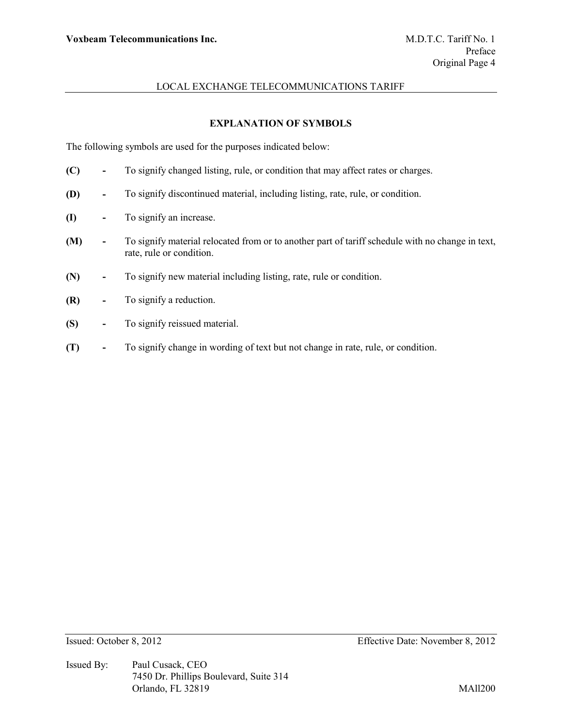## EXPLANATION OF SYMBOLS

The following symbols are used for the purposes indicated below:

**(C)** - To signify changed listing, rule, or condition that may affect rates or charges.

**(D)** - To signify discontinued material, including listing, rate, rule, or condition.

**(I)** - To signify an increase.

**(M)** - To signify material relocated from or to another part of tariff schedule with no change in text, rate, rule or condition.

**(N)** - To signify new material including listing, rate, rule or condition.

**(R)** - To signify a reduction.

**(S)** - To signify reissued material.

**(T)** - To signify change in wording of text but not change in rate, rule, or condition.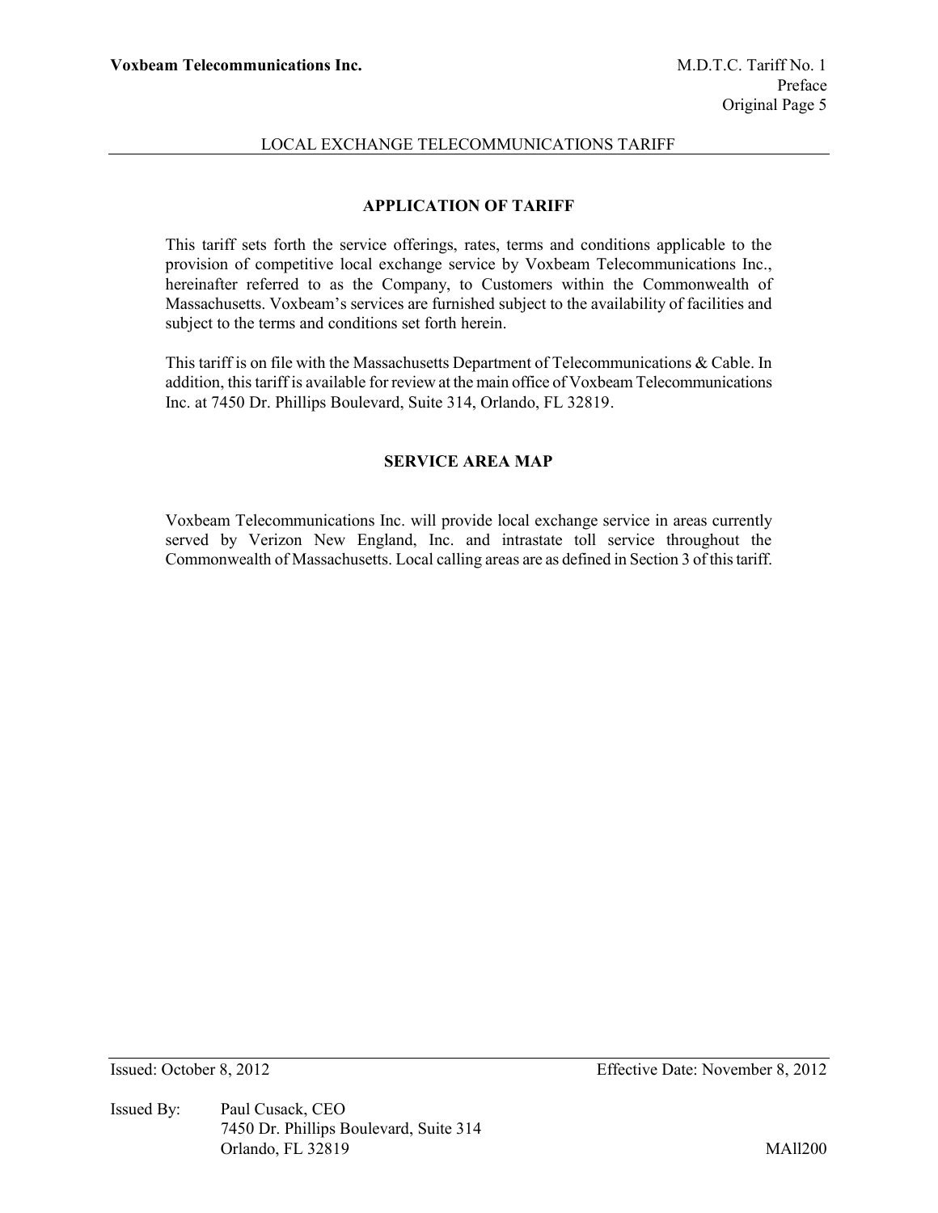## APPLICATION OF TARIFF

This tariff sets forth the service offerings, rates, terms and conditions applicable to the provision of competitive local exchange service by Voxbeam Telecommunications Inc., hereinafter referred to as the Company, to Customers within the Commonwealth of Massachusetts. Voxbeam's services are furnished subject to the availability of facilities and subject to the terms and conditions set forth herein.

This tariff is on file with the Massachusetts Department of Telecommunications & Cable. In addition, this tariff is available for review at the main office of Voxbeam Telecommunications Inc. at 7450 Dr. Phillips Boulevard, Suite 314, Orlando, FL 32819.

## SERVICE AREA MAP

Voxbeam Telecommunications Inc. will provide local exchange service in areas currently served by Verizon New England, Inc. and intrastate toll service throughout the Commonwealth of Massachusetts. Local calling areas are as defined in Section 3 of this tariff.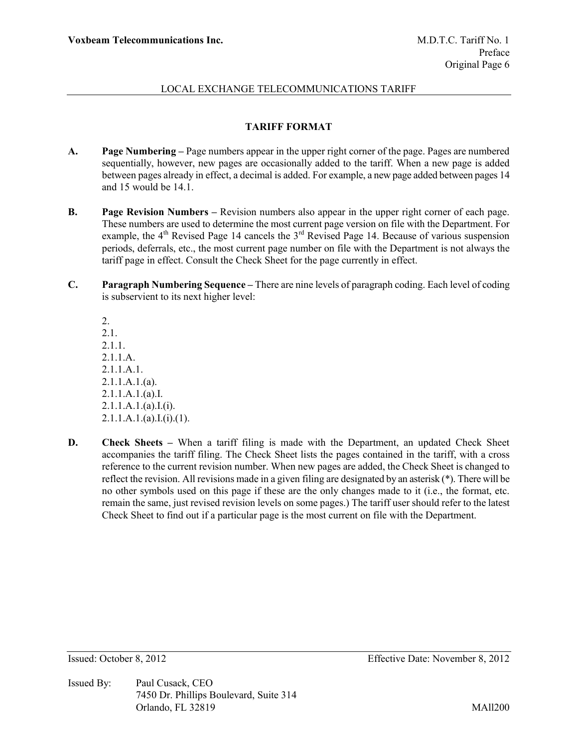## TARIFF FORMAT

**A.** **Page Numbering –** Page numbers appear in the upper right corner of the page. Pages are numbered sequentially, however, new pages are occasionally added to the tariff. When a new page is added between pages already in effect, a decimal is added. For example, a new page added between pages 14 and 15 would be 14.1.

**B.** **Page Revision Numbers –** Revision numbers also appear in the upper right corner of each page. These numbers are used to determine the most current page version on file with the Department. For example, the 4th Revised Page 14 cancels the 3rd Revised Page 14. Because of various suspension periods, deferrals, etc., the most current page number on file with the Department is not always the tariff page in effect. Consult the Check Sheet for the page currently in effect.

**C.** **Paragraph Numbering Sequence –** There are nine levels of paragraph coding. Each level of coding is subservient to its next higher level:

2.
2.1.
2.1.1.
2.1.1.A.
2.1.1.A.1.
2.1.1.A.1.(a).
2.1.1.A.1.(a).I.
2.1.1.A.1.(a).I.(i).
2.1.1.A.1.(a).I.(i).(1).

**D.** **Check Sheets –** When a tariff filing is made with the Department, an updated Check Sheet accompanies the tariff filing. The Check Sheet lists the pages contained in the tariff, with a cross reference to the current revision number. When new pages are added, the Check Sheet is changed to reflect the revision. All revisions made in a given filing are designated by an asterisk (*). There will be no other symbols used on this page if these are the only changes made to it (i.e., the format, etc. remain the same, just revised revision levels on some pages.) The tariff user should refer to the latest Check Sheet to find out if a particular page is the most current on file with the Department.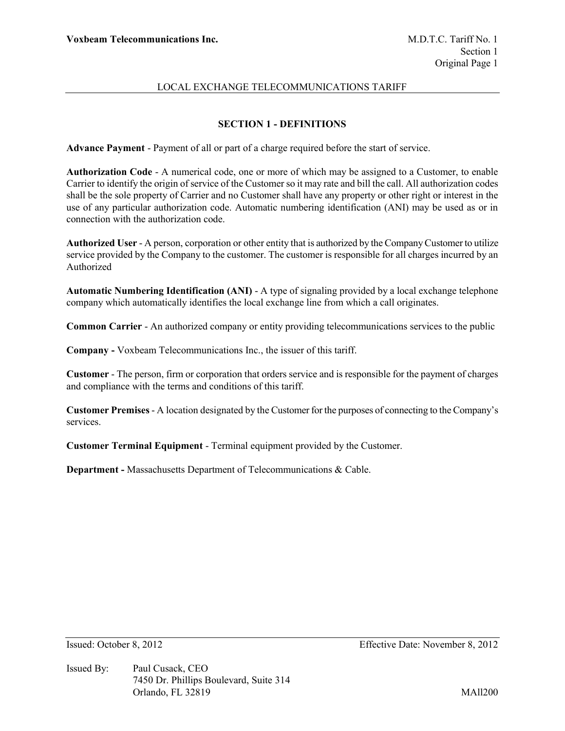LOCAL EXCHANGE TELECOMMUNICATIONS TARIFF

## SECTION 1 - DEFINITIONS

**Advance Payment** - Payment of all or part of a charge required before the start of service.

**Authorization Code** - A numerical code, one or more of which may be assigned to a Customer, to enable Carrier to identify the origin of service of the Customer so it may rate and bill the call. All authorization codes shall be the sole property of Carrier and no Customer shall have any property or other right or interest in the use of any particular authorization code. Automatic numbering identification (ANI) may be used as or in connection with the authorization code.

**Authorized User** - A person, corporation or other entity that is authorized by the Company Customer to utilize service provided by the Company to the customer. The customer is responsible for all charges incurred by an Authorized

**Automatic Numbering Identification (ANI)** - A type of signaling provided by a local exchange telephone company which automatically identifies the local exchange line from which a call originates.

**Common Carrier** - An authorized company or entity providing telecommunications services to the public

**Company -** Voxbeam Telecommunications Inc., the issuer of this tariff.

**Customer** - The person, firm or corporation that orders service and is responsible for the payment of charges and compliance with the terms and conditions of this tariff.

**Customer Premises** - A location designated by the Customer for the purposes of connecting to the Company's services.

**Customer Terminal Equipment** - Terminal equipment provided by the Customer.

**Department -** Massachusetts Department of Telecommunications & Cable.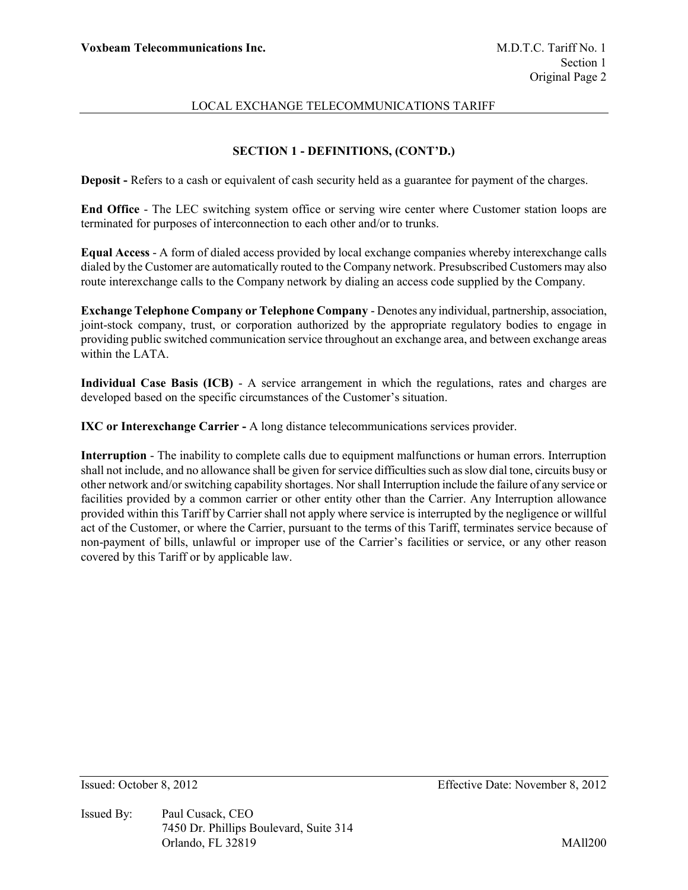## SECTION 1 - DEFINITIONS, (CONT'D.)

**Deposit -** Refers to a cash or equivalent of cash security held as a guarantee for payment of the charges.

**End Office** - The LEC switching system office or serving wire center where Customer station loops are terminated for purposes of interconnection to each other and/or to trunks.

**Equal Access** - A form of dialed access provided by local exchange companies whereby interexchange calls dialed by the Customer are automatically routed to the Company network. Presubscribed Customers may also route interexchange calls to the Company network by dialing an access code supplied by the Company.

**Exchange Telephone Company or Telephone Company** - Denotes any individual, partnership, association, joint-stock company, trust, or corporation authorized by the appropriate regulatory bodies to engage in providing public switched communication service throughout an exchange area, and between exchange areas within the LATA.

**Individual Case Basis (ICB)** - A service arrangement in which the regulations, rates and charges are developed based on the specific circumstances of the Customer's situation.

**IXC or Interexchange Carrier -** A long distance telecommunications services provider.

**Interruption** - The inability to complete calls due to equipment malfunctions or human errors. Interruption shall not include, and no allowance shall be given for service difficulties such as slow dial tone, circuits busy or other network and/or switching capability shortages. Nor shall Interruption include the failure of any service or facilities provided by a common carrier or other entity other than the Carrier. Any Interruption allowance provided within this Tariff by Carrier shall not apply where service is interrupted by the negligence or willful act of the Customer, or where the Carrier, pursuant to the terms of this Tariff, terminates service because of non-payment of bills, unlawful or improper use of the Carrier's facilities or service, or any other reason covered by this Tariff or by applicable law.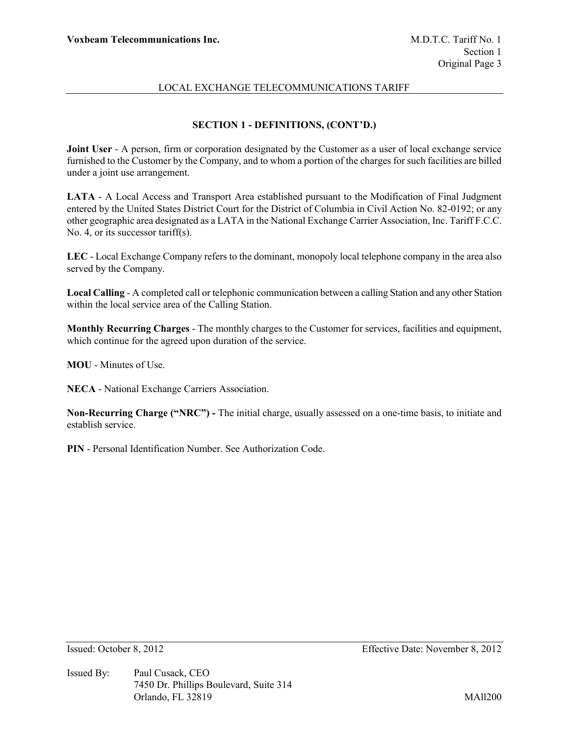## SECTION 1 - DEFINITIONS, (CONT'D.)

**Joint User** - A person, firm or corporation designated by the Customer as a user of local exchange service furnished to the Customer by the Company, and to whom a portion of the charges for such facilities are billed under a joint use arrangement.

**LATA** - A Local Access and Transport Area established pursuant to the Modification of Final Judgment entered by the United States District Court for the District of Columbia in Civil Action No. 82-0192; or any other geographic area designated as a LATA in the National Exchange Carrier Association, Inc. Tariff F.C.C. No. 4, or its successor tariff(s).

**LEC** - Local Exchange Company refers to the dominant, monopoly local telephone company in the area also served by the Company.

**Local Calling** - A completed call or telephonic communication between a calling Station and any other Station within the local service area of the Calling Station.

**Monthly Recurring Charges** - The monthly charges to the Customer for services, facilities and equipment, which continue for the agreed upon duration of the service.

**MOU** - Minutes of Use.

**NECA** - National Exchange Carriers Association.

**Non-Recurring Charge ("NRC") -** The initial charge, usually assessed on a one-time basis, to initiate and establish service.

**PIN** - Personal Identification Number. See Authorization Code.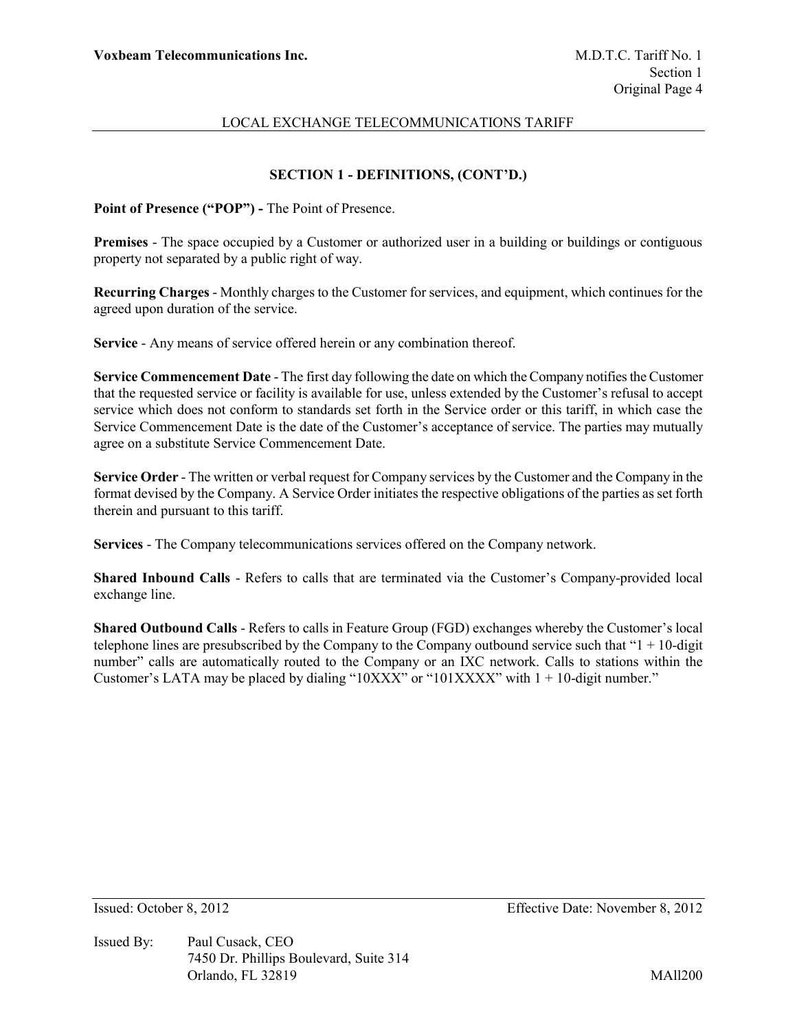## SECTION 1 - DEFINITIONS, (CONT'D.)

**Point of Presence ("POP") -** The Point of Presence.

**Premises** - The space occupied by a Customer or authorized user in a building or buildings or contiguous property not separated by a public right of way.

**Recurring Charges** - Monthly charges to the Customer for services, and equipment, which continues for the agreed upon duration of the service.

**Service** - Any means of service offered herein or any combination thereof.

**Service Commencement Date** - The first day following the date on which the Company notifies the Customer that the requested service or facility is available for use, unless extended by the Customer's refusal to accept service which does not conform to standards set forth in the Service order or this tariff, in which case the Service Commencement Date is the date of the Customer's acceptance of service. The parties may mutually agree on a substitute Service Commencement Date.

**Service Order** - The written or verbal request for Company services by the Customer and the Company in the format devised by the Company. A Service Order initiates the respective obligations of the parties as set forth therein and pursuant to this tariff.

**Services** - The Company telecommunications services offered on the Company network.

**Shared Inbound Calls** - Refers to calls that are terminated via the Customer's Company-provided local exchange line.

**Shared Outbound Calls** - Refers to calls in Feature Group (FGD) exchanges whereby the Customer's local telephone lines are presubscribed by the Company to the Company outbound service such that "1 + 10-digit number" calls are automatically routed to the Company or an IXC network. Calls to stations within the Customer's LATA may be placed by dialing "10XXX" or "101XXXX" with 1 + 10-digit number."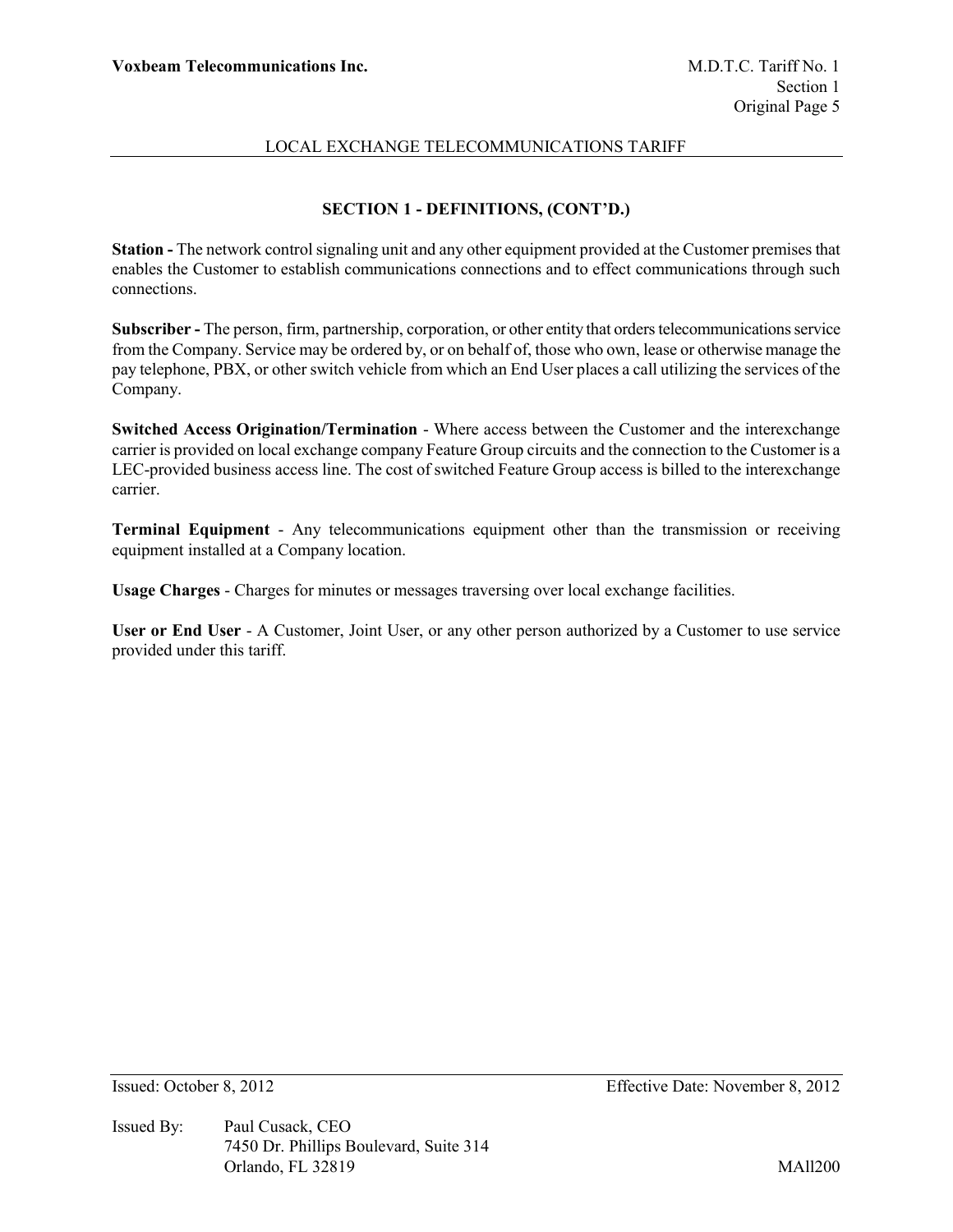## SECTION 1 - DEFINITIONS, (CONT'D.)

**Station -** The network control signaling unit and any other equipment provided at the Customer premises that enables the Customer to establish communications connections and to effect communications through such connections.

**Subscriber -** The person, firm, partnership, corporation, or other entity that orders telecommunications service from the Company. Service may be ordered by, or on behalf of, those who own, lease or otherwise manage the pay telephone, PBX, or other switch vehicle from which an End User places a call utilizing the services of the Company.

**Switched Access Origination/Termination** - Where access between the Customer and the interexchange carrier is provided on local exchange company Feature Group circuits and the connection to the Customer is a LEC-provided business access line. The cost of switched Feature Group access is billed to the interexchange carrier.

**Terminal Equipment** - Any telecommunications equipment other than the transmission or receiving equipment installed at a Company location.

**Usage Charges** - Charges for minutes or messages traversing over local exchange facilities.

**User or End User** - A Customer, Joint User, or any other person authorized by a Customer to use service provided under this tariff.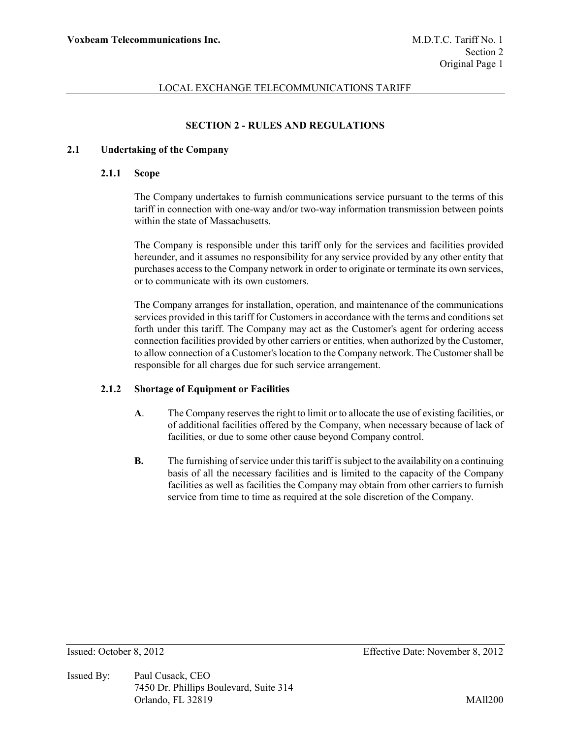## SECTION 2 - RULES AND REGULATIONS

### 2.1 Undertaking of the Company

#### 2.1.1 Scope

The Company undertakes to furnish communications service pursuant to the terms of this tariff in connection with one-way and/or two-way information transmission between points within the state of Massachusetts.

The Company is responsible under this tariff only for the services and facilities provided hereunder, and it assumes no responsibility for any service provided by any other entity that purchases access to the Company network in order to originate or terminate its own services, or to communicate with its own customers.

The Company arranges for installation, operation, and maintenance of the communications services provided in this tariff for Customers in accordance with the terms and conditions set forth under this tariff. The Company may act as the Customer's agent for ordering access connection facilities provided by other carriers or entities, when authorized by the Customer, to allow connection of a Customer's location to the Company network. The Customer shall be responsible for all charges due for such service arrangement.

#### 2.1.2 Shortage of Equipment or Facilities

**A**. The Company reserves the right to limit or to allocate the use of existing facilities, or of additional facilities offered by the Company, when necessary because of lack of facilities, or due to some other cause beyond Company control.

**B.** The furnishing of service under this tariff is subject to the availability on a continuing basis of all the necessary facilities and is limited to the capacity of the Company facilities as well as facilities the Company may obtain from other carriers to furnish service from time to time as required at the sole discretion of the Company.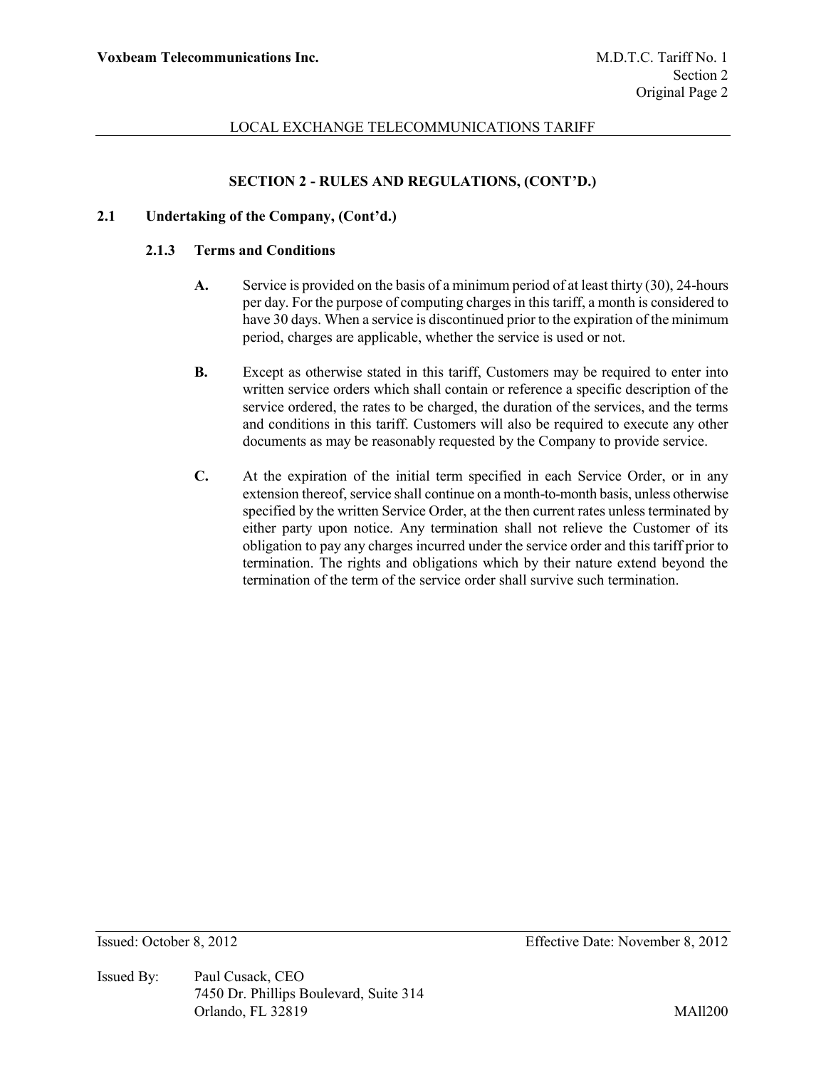## SECTION 2 - RULES AND REGULATIONS, (CONT'D.)

### 2.1 Undertaking of the Company, (Cont'd.)

#### 2.1.3 Terms and Conditions

**A.** Service is provided on the basis of a minimum period of at least thirty (30), 24-hours per day. For the purpose of computing charges in this tariff, a month is considered to have 30 days. When a service is discontinued prior to the expiration of the minimum period, charges are applicable, whether the service is used or not.

**B.** Except as otherwise stated in this tariff, Customers may be required to enter into written service orders which shall contain or reference a specific description of the service ordered, the rates to be charged, the duration of the services, and the terms and conditions in this tariff. Customers will also be required to execute any other documents as may be reasonably requested by the Company to provide service.

**C.** At the expiration of the initial term specified in each Service Order, or in any extension thereof, service shall continue on a month-to-month basis, unless otherwise specified by the written Service Order, at the then current rates unless terminated by either party upon notice. Any termination shall not relieve the Customer of its obligation to pay any charges incurred under the service order and this tariff prior to termination. The rights and obligations which by their nature extend beyond the termination of the term of the service order shall survive such termination.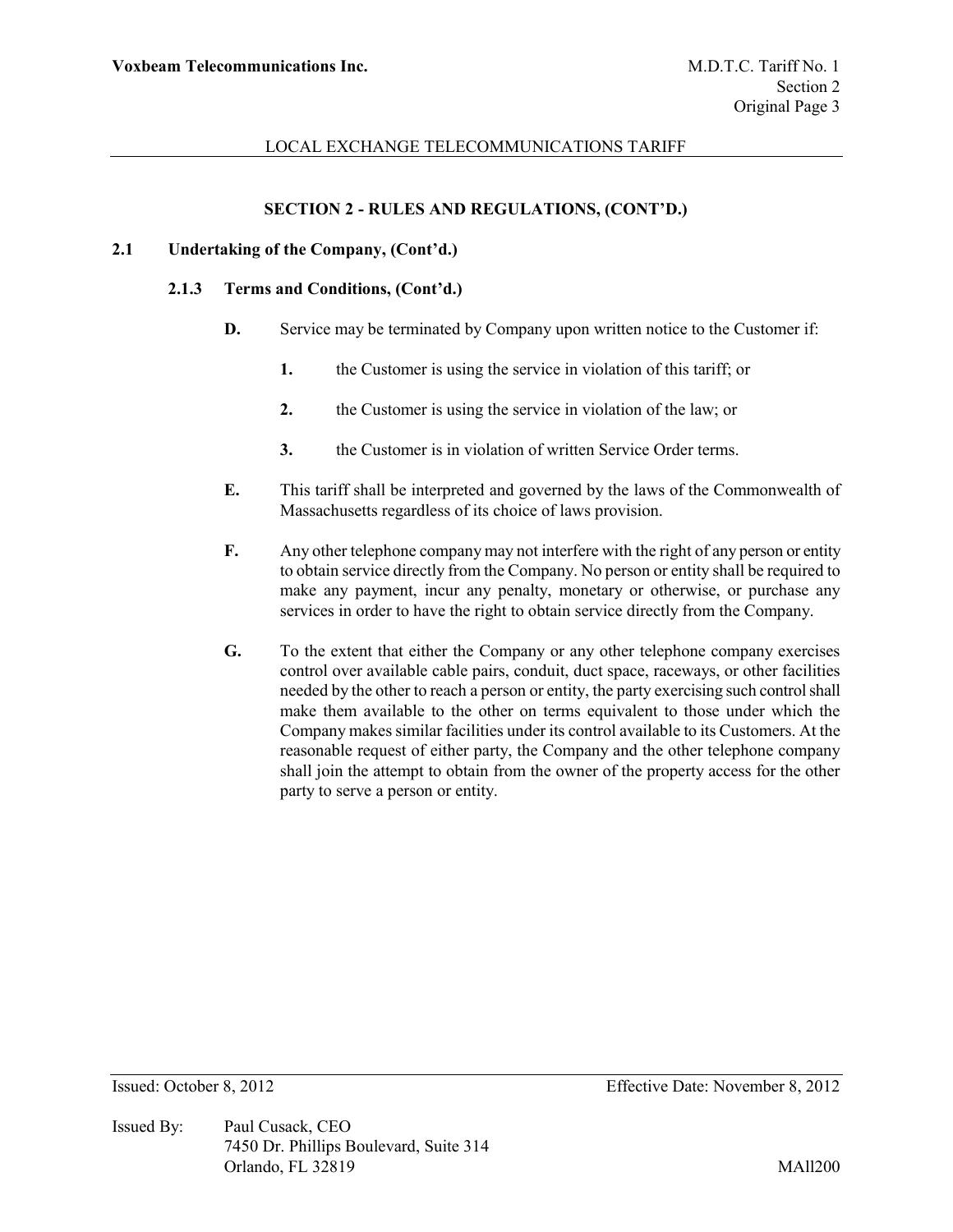## SECTION 2 - RULES AND REGULATIONS, (CONT'D.)

### 2.1 Undertaking of the Company, (Cont'd.)

#### 2.1.3 Terms and Conditions, (Cont'd.)

**D.** Service may be terminated by Company upon written notice to the Customer if:

**1.** the Customer is using the service in violation of this tariff; or

**2.** the Customer is using the service in violation of the law; or

**3.** the Customer is in violation of written Service Order terms.

**E.** This tariff shall be interpreted and governed by the laws of the Commonwealth of Massachusetts regardless of its choice of laws provision.

**F.** Any other telephone company may not interfere with the right of any person or entity to obtain service directly from the Company. No person or entity shall be required to make any payment, incur any penalty, monetary or otherwise, or purchase any services in order to have the right to obtain service directly from the Company.

**G.** To the extent that either the Company or any other telephone company exercises control over available cable pairs, conduit, duct space, raceways, or other facilities needed by the other to reach a person or entity, the party exercising such control shall make them available to the other on terms equivalent to those under which the Company makes similar facilities under its control available to its Customers. At the reasonable request of either party, the Company and the other telephone company shall join the attempt to obtain from the owner of the property access for the other party to serve a person or entity.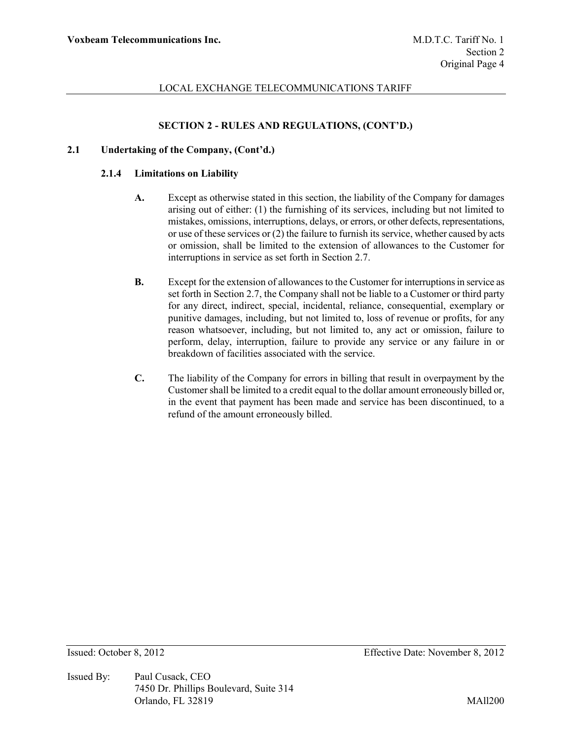## SECTION 2 - RULES AND REGULATIONS, (CONT'D.)

### 2.1 Undertaking of the Company, (Cont'd.)

#### 2.1.4 Limitations on Liability

**A.** Except as otherwise stated in this section, the liability of the Company for damages arising out of either: (1) the furnishing of its services, including but not limited to mistakes, omissions, interruptions, delays, or errors, or other defects, representations, or use of these services or (2) the failure to furnish its service, whether caused by acts or omission, shall be limited to the extension of allowances to the Customer for interruptions in service as set forth in Section 2.7.

**B.** Except for the extension of allowances to the Customer for interruptions in service as set forth in Section 2.7, the Company shall not be liable to a Customer or third party for any direct, indirect, special, incidental, reliance, consequential, exemplary or punitive damages, including, but not limited to, loss of revenue or profits, for any reason whatsoever, including, but not limited to, any act or omission, failure to perform, delay, interruption, failure to provide any service or any failure in or breakdown of facilities associated with the service.

**C.** The liability of the Company for errors in billing that result in overpayment by the Customer shall be limited to a credit equal to the dollar amount erroneously billed or, in the event that payment has been made and service has been discontinued, to a refund of the amount erroneously billed.

Issued: October 8, 2012 Effective Date: November 8, 2012

Issued By: Paul Cusack, CEO
7450 Dr. Phillips Boulevard, Suite 314
Orlando, FL 32819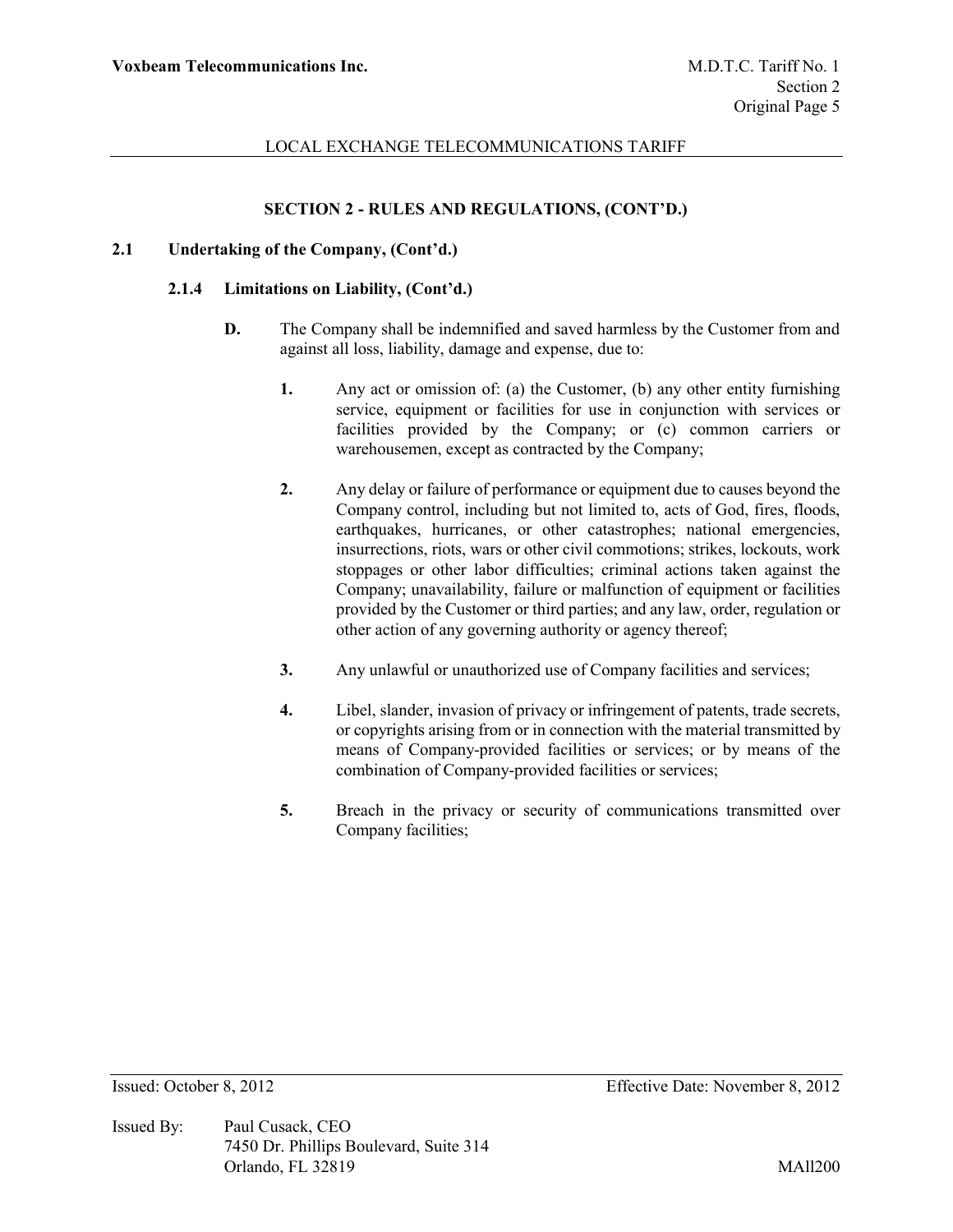## SECTION 2 - RULES AND REGULATIONS, (CONT'D.)

### 2.1 Undertaking of the Company, (Cont'd.)

#### 2.1.4 Limitations on Liability, (Cont'd.)

**D.** The Company shall be indemnified and saved harmless by the Customer from and against all loss, liability, damage and expense, due to:

**1.** Any act or omission of: (a) the Customer, (b) any other entity furnishing service, equipment or facilities for use in conjunction with services or facilities provided by the Company; or (c) common carriers or warehousemen, except as contracted by the Company;

**2.** Any delay or failure of performance or equipment due to causes beyond the Company control, including but not limited to, acts of God, fires, floods, earthquakes, hurricanes, or other catastrophes; national emergencies, insurrections, riots, wars or other civil commotions; strikes, lockouts, work stoppages or other labor difficulties; criminal actions taken against the Company; unavailability, failure or malfunction of equipment or facilities provided by the Customer or third parties; and any law, order, regulation or other action of any governing authority or agency thereof;

**3.** Any unlawful or unauthorized use of Company facilities and services;

**4.** Libel, slander, invasion of privacy or infringement of patents, trade secrets, or copyrights arising from or in connection with the material transmitted by means of Company-provided facilities or services; or by means of the combination of Company-provided facilities or services;

**5.** Breach in the privacy or security of communications transmitted over Company facilities;

Issued: October 8, 2012 Effective Date: November 8, 2012

Issued By: Paul Cusack, CEO
7450 Dr. Phillips Boulevard, Suite 314
Orlando, FL 32819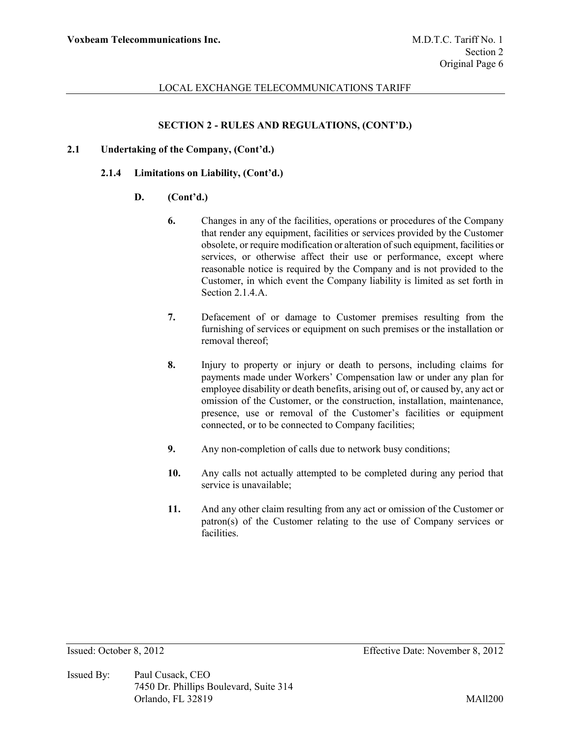**SECTION 2 - RULES AND REGULATIONS, (CONT'D.)**

**2.1 Undertaking of the Company, (Cont'd.)**

**2.1.4 Limitations on Liability, (Cont'd.)**

**D. (Cont'd.)**

**6.** Changes in any of the facilities, operations or procedures of the Company that render any equipment, facilities or services provided by the Customer obsolete, or require modification or alteration of such equipment, facilities or services, or otherwise affect their use or performance, except where reasonable notice is required by the Company and is not provided to the Customer, in which event the Company liability is limited as set forth in Section 2.1.4.A.

**7.** Defacement of or damage to Customer premises resulting from the furnishing of services or equipment on such premises or the installation or removal thereof;

**8.** Injury to property or injury or death to persons, including claims for payments made under Workers' Compensation law or under any plan for employee disability or death benefits, arising out of, or caused by, any act or omission of the Customer, or the construction, installation, maintenance, presence, use or removal of the Customer's facilities or equipment connected, or to be connected to Company facilities;

**9.** Any non-completion of calls due to network busy conditions;

**10.** Any calls not actually attempted to be completed during any period that service is unavailable;

**11.** And any other claim resulting from any act or omission of the Customer or patron(s) of the Customer relating to the use of Company services or facilities.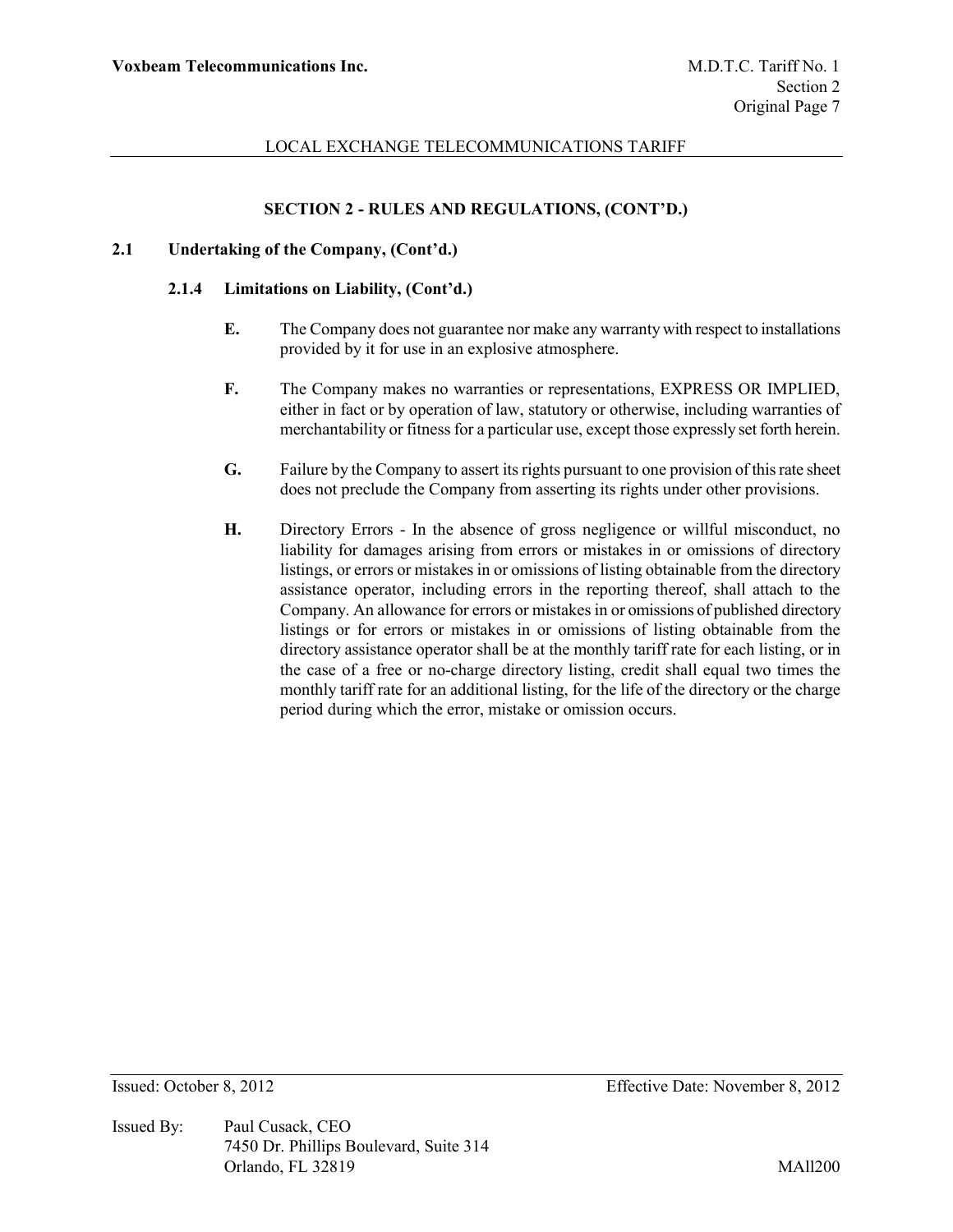## SECTION 2 - RULES AND REGULATIONS, (CONT'D.)

### 2.1 Undertaking of the Company, (Cont'd.)

#### 2.1.4 Limitations on Liability, (Cont'd.)

**E.** The Company does not guarantee nor make any warranty with respect to installations provided by it for use in an explosive atmosphere.

**F.** The Company makes no warranties or representations, EXPRESS OR IMPLIED, either in fact or by operation of law, statutory or otherwise, including warranties of merchantability or fitness for a particular use, except those expressly set forth herein.

**G.** Failure by the Company to assert its rights pursuant to one provision of this rate sheet does not preclude the Company from asserting its rights under other provisions.

**H.** Directory Errors - In the absence of gross negligence or willful misconduct, no liability for damages arising from errors or mistakes in or omissions of directory listings, or errors or mistakes in or omissions of listing obtainable from the directory assistance operator, including errors in the reporting thereof, shall attach to the Company. An allowance for errors or mistakes in or omissions of published directory listings or for errors or mistakes in or omissions of listing obtainable from the directory assistance operator shall be at the monthly tariff rate for each listing, or in the case of a free or no-charge directory listing, credit shall equal two times the monthly tariff rate for an additional listing, for the life of the directory or the charge period during which the error, mistake or omission occurs.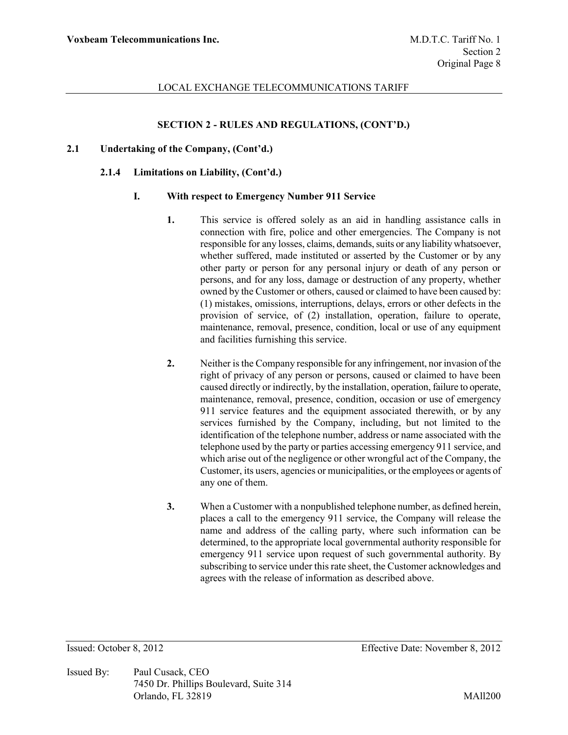## SECTION 2 - RULES AND REGULATIONS, (CONT'D.)

### 2.1 Undertaking of the Company, (Cont'd.)

#### 2.1.4 Limitations on Liability, (Cont'd.)

##### I. With respect to Emergency Number 911 Service

**1.** This service is offered solely as an aid in handling assistance calls in connection with fire, police and other emergencies. The Company is not responsible for any losses, claims, demands, suits or any liability whatsoever, whether suffered, made instituted or asserted by the Customer or by any other party or person for any personal injury or death of any person or persons, and for any loss, damage or destruction of any property, whether owned by the Customer or others, caused or claimed to have been caused by: (1) mistakes, omissions, interruptions, delays, errors or other defects in the provision of service, of (2) installation, operation, failure to operate, maintenance, removal, presence, condition, local or use of any equipment and facilities furnishing this service.

**2.** Neither is the Company responsible for any infringement, nor invasion of the right of privacy of any person or persons, caused or claimed to have been caused directly or indirectly, by the installation, operation, failure to operate, maintenance, removal, presence, condition, occasion or use of emergency 911 service features and the equipment associated therewith, or by any services furnished by the Company, including, but not limited to the identification of the telephone number, address or name associated with the telephone used by the party or parties accessing emergency 911 service, and which arise out of the negligence or other wrongful act of the Company, the Customer, its users, agencies or municipalities, or the employees or agents of any one of them.

**3.** When a Customer with a nonpublished telephone number, as defined herein, places a call to the emergency 911 service, the Company will release the name and address of the calling party, where such information can be determined, to the appropriate local governmental authority responsible for emergency 911 service upon request of such governmental authority. By subscribing to service under this rate sheet, the Customer acknowledges and agrees with the release of information as described above.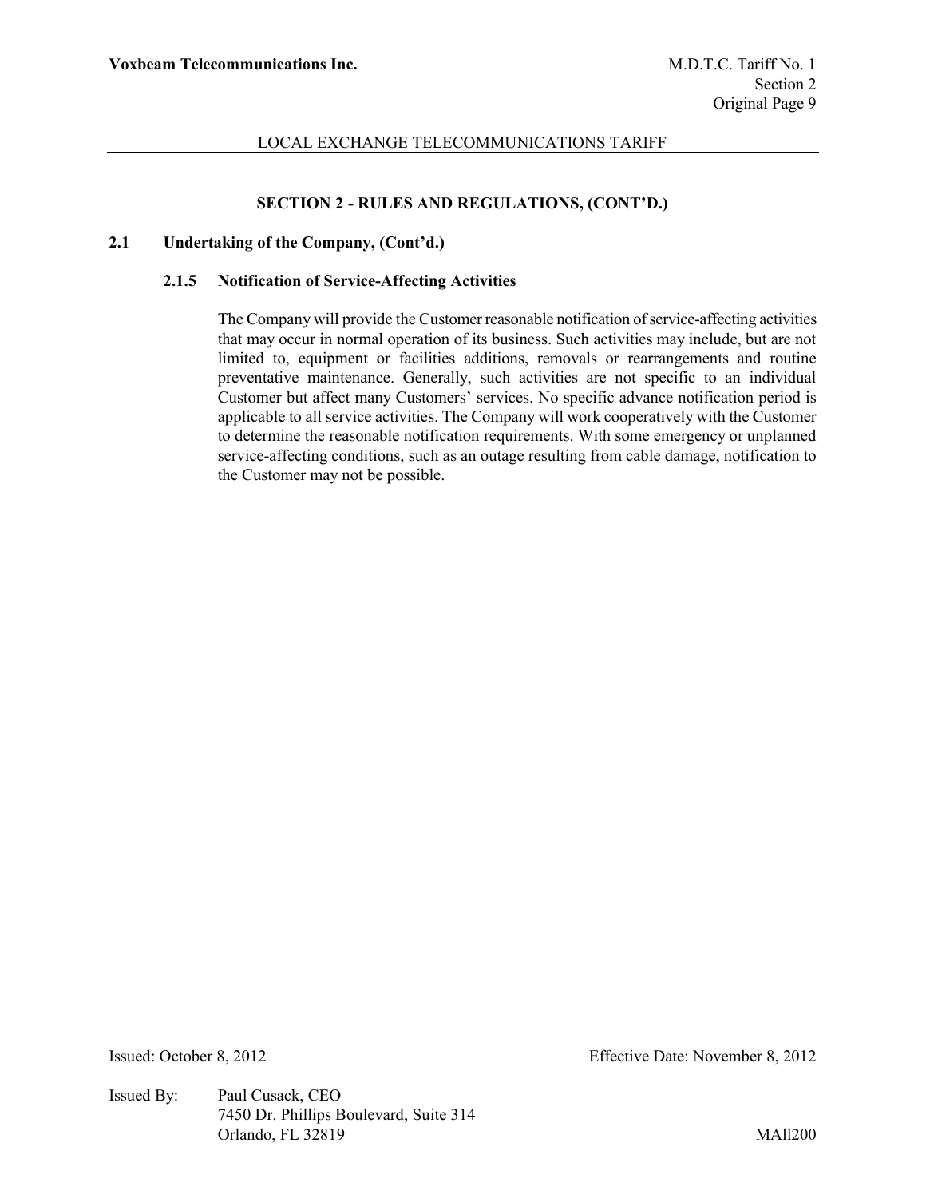## SECTION 2 - RULES AND REGULATIONS, (CONT'D.)

### 2.1 Undertaking of the Company, (Cont'd.)

#### 2.1.5 Notification of Service-Affecting Activities

The Company will provide the Customer reasonable notification of service-affecting activities that may occur in normal operation of its business. Such activities may include, but are not limited to, equipment or facilities additions, removals or rearrangements and routine preventative maintenance. Generally, such activities are not specific to an individual Customer but affect many Customers' services. No specific advance notification period is applicable to all service activities. The Company will work cooperatively with the Customer to determine the reasonable notification requirements. With some emergency or unplanned service-affecting conditions, such as an outage resulting from cable damage, notification to the Customer may not be possible.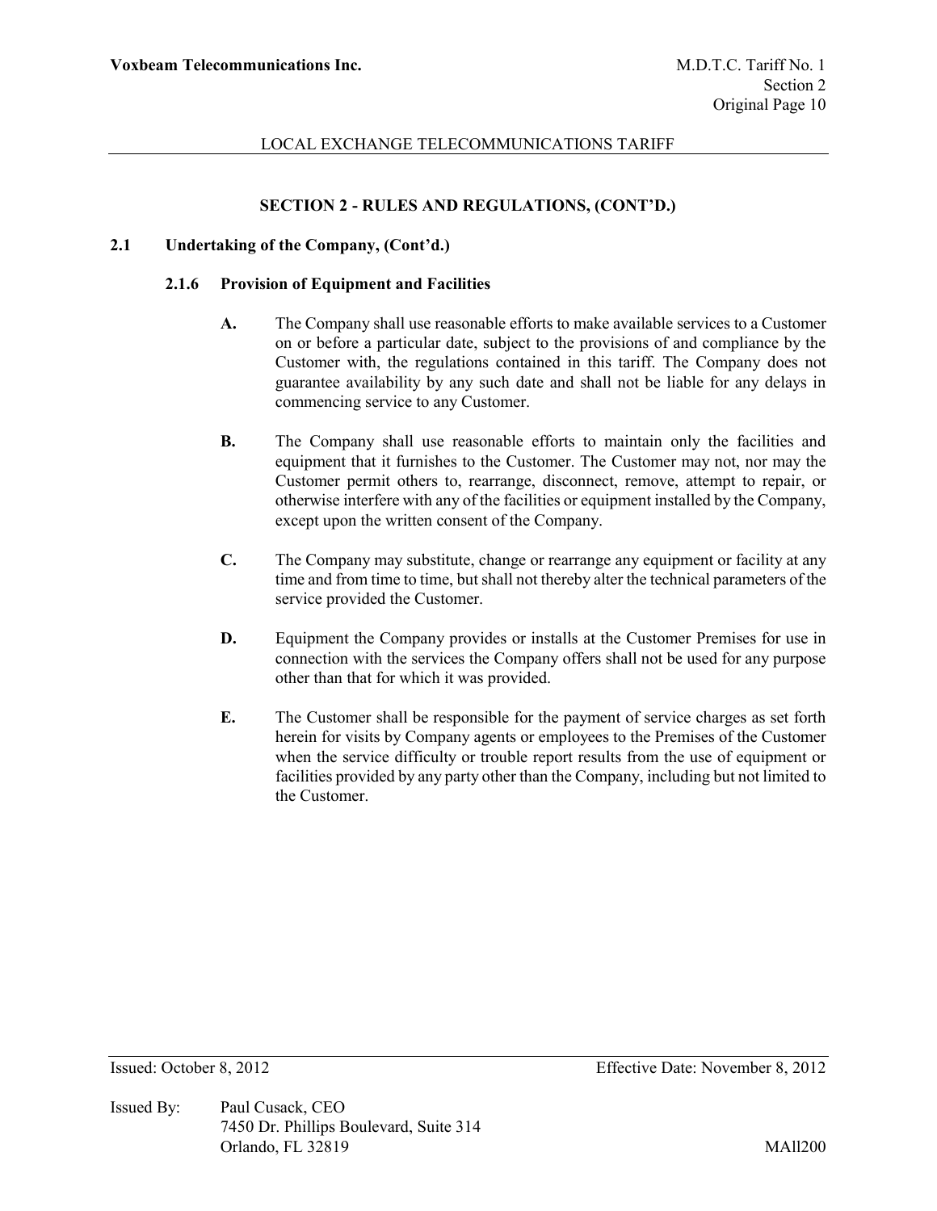## SECTION 2 - RULES AND REGULATIONS, (CONT'D.)

### 2.1 Undertaking of the Company, (Cont'd.)

#### 2.1.6 Provision of Equipment and Facilities

**A.** The Company shall use reasonable efforts to make available services to a Customer on or before a particular date, subject to the provisions of and compliance by the Customer with, the regulations contained in this tariff. The Company does not guarantee availability by any such date and shall not be liable for any delays in commencing service to any Customer.

**B.** The Company shall use reasonable efforts to maintain only the facilities and equipment that it furnishes to the Customer. The Customer may not, nor may the Customer permit others to, rearrange, disconnect, remove, attempt to repair, or otherwise interfere with any of the facilities or equipment installed by the Company, except upon the written consent of the Company.

**C.** The Company may substitute, change or rearrange any equipment or facility at any time and from time to time, but shall not thereby alter the technical parameters of the service provided the Customer.

**D.** Equipment the Company provides or installs at the Customer Premises for use in connection with the services the Company offers shall not be used for any purpose other than that for which it was provided.

**E.** The Customer shall be responsible for the payment of service charges as set forth herein for visits by Company agents or employees to the Premises of the Customer when the service difficulty or trouble report results from the use of equipment or facilities provided by any party other than the Company, including but not limited to the Customer.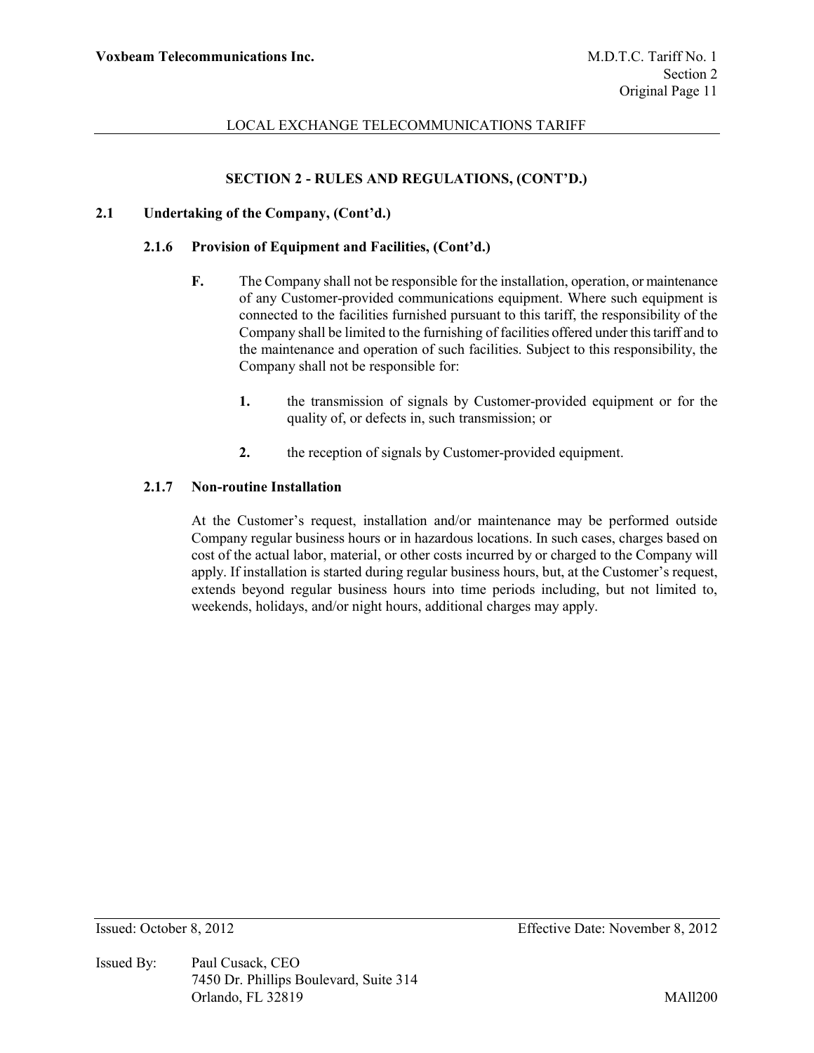## SECTION 2 - RULES AND REGULATIONS, (CONT'D.)

### 2.1 Undertaking of the Company, (Cont'd.)

#### 2.1.6 Provision of Equipment and Facilities, (Cont'd.)

**F.** The Company shall not be responsible for the installation, operation, or maintenance of any Customer-provided communications equipment. Where such equipment is connected to the facilities furnished pursuant to this tariff, the responsibility of the Company shall be limited to the furnishing of facilities offered under this tariff and to the maintenance and operation of such facilities. Subject to this responsibility, the Company shall not be responsible for:

1. the transmission of signals by Customer-provided equipment or for the quality of, or defects in, such transmission; or

2. the reception of signals by Customer-provided equipment.

#### 2.1.7 Non-routine Installation

At the Customer's request, installation and/or maintenance may be performed outside Company regular business hours or in hazardous locations. In such cases, charges based on cost of the actual labor, material, or other costs incurred by or charged to the Company will apply. If installation is started during regular business hours, but, at the Customer's request, extends beyond regular business hours into time periods including, but not limited to, weekends, holidays, and/or night hours, additional charges may apply.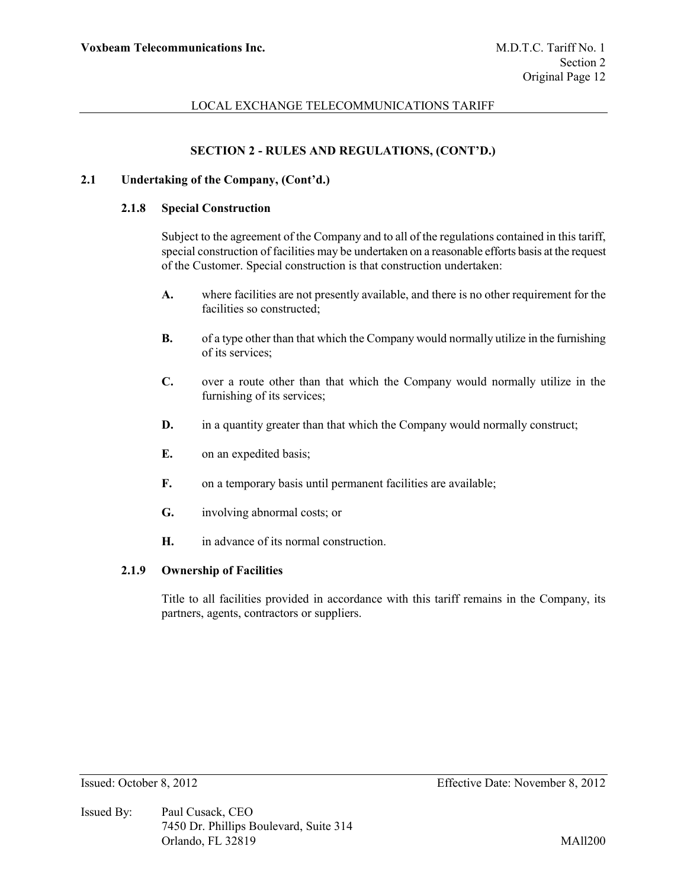## SECTION 2 - RULES AND REGULATIONS, (CONT'D.)

### 2.1 Undertaking of the Company, (Cont'd.)

#### 2.1.8 Special Construction

Subject to the agreement of the Company and to all of the regulations contained in this tariff, special construction of facilities may be undertaken on a reasonable efforts basis at the request of the Customer. Special construction is that construction undertaken:

**A.** where facilities are not presently available, and there is no other requirement for the facilities so constructed;

**B.** of a type other than that which the Company would normally utilize in the furnishing of its services;

**C.** over a route other than that which the Company would normally utilize in the furnishing of its services;

**D.** in a quantity greater than that which the Company would normally construct;

**E.** on an expedited basis;

**F.** on a temporary basis until permanent facilities are available;

**G.** involving abnormal costs; or

**H.** in advance of its normal construction.

#### 2.1.9 Ownership of Facilities

Title to all facilities provided in accordance with this tariff remains in the Company, its partners, agents, contractors or suppliers.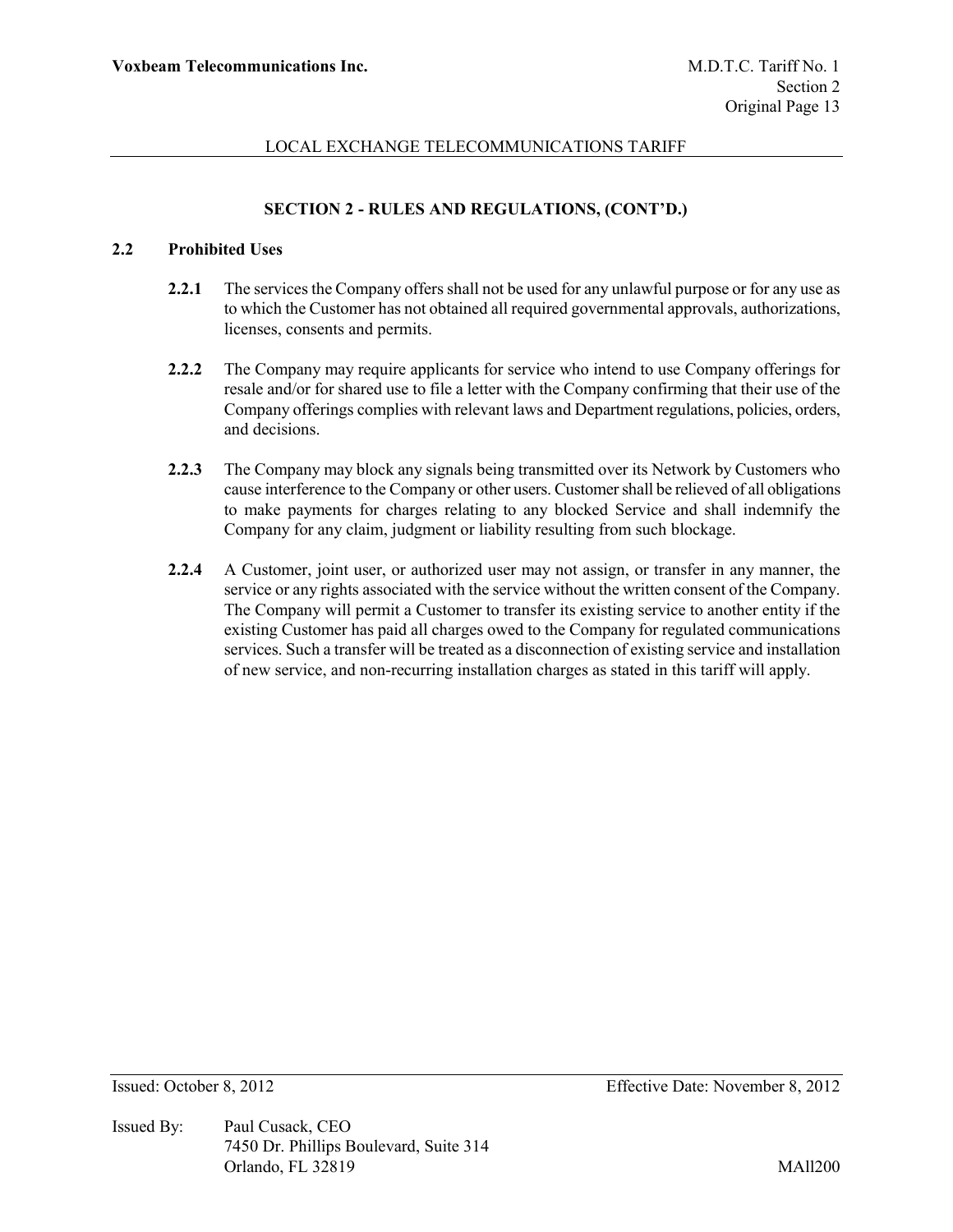## SECTION 2 - RULES AND REGULATIONS, (CONT'D.)

### 2.2 Prohibited Uses

**2.2.1** The services the Company offers shall not be used for any unlawful purpose or for any use as to which the Customer has not obtained all required governmental approvals, authorizations, licenses, consents and permits.

**2.2.2** The Company may require applicants for service who intend to use Company offerings for resale and/or for shared use to file a letter with the Company confirming that their use of the Company offerings complies with relevant laws and Department regulations, policies, orders, and decisions.

**2.2.3** The Company may block any signals being transmitted over its Network by Customers who cause interference to the Company or other users. Customer shall be relieved of all obligations to make payments for charges relating to any blocked Service and shall indemnify the Company for any claim, judgment or liability resulting from such blockage.

**2.2.4** A Customer, joint user, or authorized user may not assign, or transfer in any manner, the service or any rights associated with the service without the written consent of the Company. The Company will permit a Customer to transfer its existing service to another entity if the existing Customer has paid all charges owed to the Company for regulated communications services. Such a transfer will be treated as a disconnection of existing service and installation of new service, and non-recurring installation charges as stated in this tariff will apply.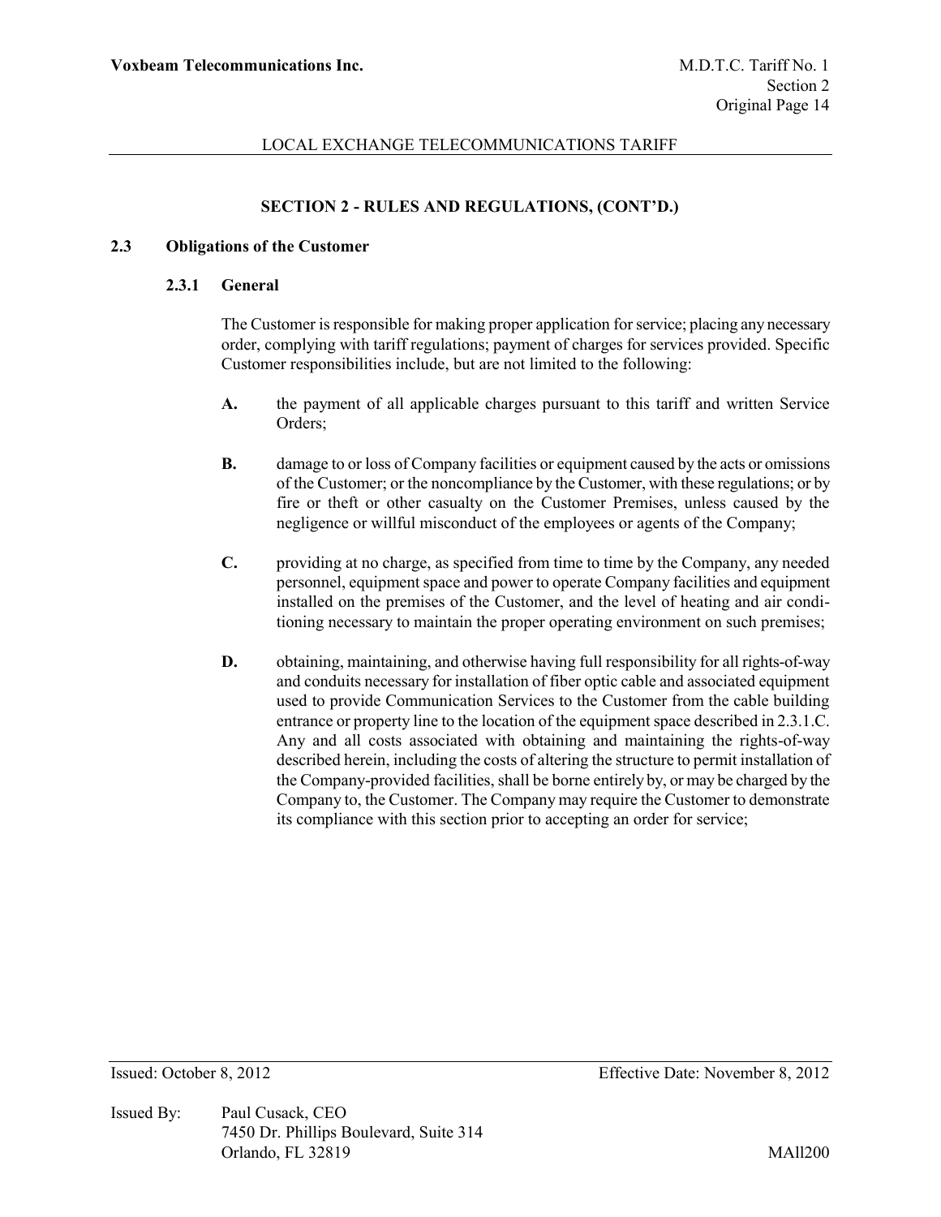**SECTION 2 - RULES AND REGULATIONS, (CONT'D.)**

## 2.3 Obligations of the Customer

### 2.3.1 General

The Customer is responsible for making proper application for service; placing any necessary order, complying with tariff regulations; payment of charges for services provided. Specific Customer responsibilities include, but are not limited to the following:

**A.** the payment of all applicable charges pursuant to this tariff and written Service Orders;

**B.** damage to or loss of Company facilities or equipment caused by the acts or omissions of the Customer; or the noncompliance by the Customer, with these regulations; or by fire or theft or other casualty on the Customer Premises, unless caused by the negligence or willful misconduct of the employees or agents of the Company;

**C.** providing at no charge, as specified from time to time by the Company, any needed personnel, equipment space and power to operate Company facilities and equipment installed on the premises of the Customer, and the level of heating and air conditioning necessary to maintain the proper operating environment on such premises;

**D.** obtaining, maintaining, and otherwise having full responsibility for all rights-of-way and conduits necessary for installation of fiber optic cable and associated equipment used to provide Communication Services to the Customer from the cable building entrance or property line to the location of the equipment space described in 2.3.1.C. Any and all costs associated with obtaining and maintaining the rights-of-way described herein, including the costs of altering the structure to permit installation of the Company-provided facilities, shall be borne entirely by, or may be charged by the Company to, the Customer. The Company may require the Customer to demonstrate its compliance with this section prior to accepting an order for service;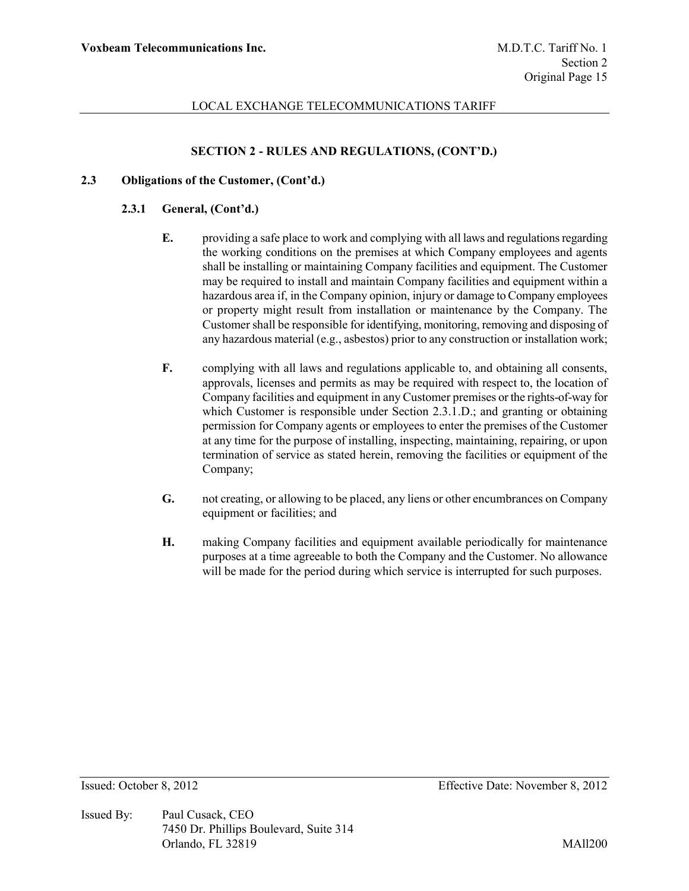## SECTION 2 - RULES AND REGULATIONS, (CONT'D.)

### 2.3 Obligations of the Customer, (Cont'd.)

#### 2.3.1 General, (Cont'd.)

**E.** providing a safe place to work and complying with all laws and regulations regarding the working conditions on the premises at which Company employees and agents shall be installing or maintaining Company facilities and equipment. The Customer may be required to install and maintain Company facilities and equipment within a hazardous area if, in the Company opinion, injury or damage to Company employees or property might result from installation or maintenance by the Company. The Customer shall be responsible for identifying, monitoring, removing and disposing of any hazardous material (e.g., asbestos) prior to any construction or installation work;

**F.** complying with all laws and regulations applicable to, and obtaining all consents, approvals, licenses and permits as may be required with respect to, the location of Company facilities and equipment in any Customer premises or the rights-of-way for which Customer is responsible under Section 2.3.1.D.; and granting or obtaining permission for Company agents or employees to enter the premises of the Customer at any time for the purpose of installing, inspecting, maintaining, repairing, or upon termination of service as stated herein, removing the facilities or equipment of the Company;

**G.** not creating, or allowing to be placed, any liens or other encumbrances on Company equipment or facilities; and

**H.** making Company facilities and equipment available periodically for maintenance purposes at a time agreeable to both the Company and the Customer. No allowance will be made for the period during which service is interrupted for such purposes.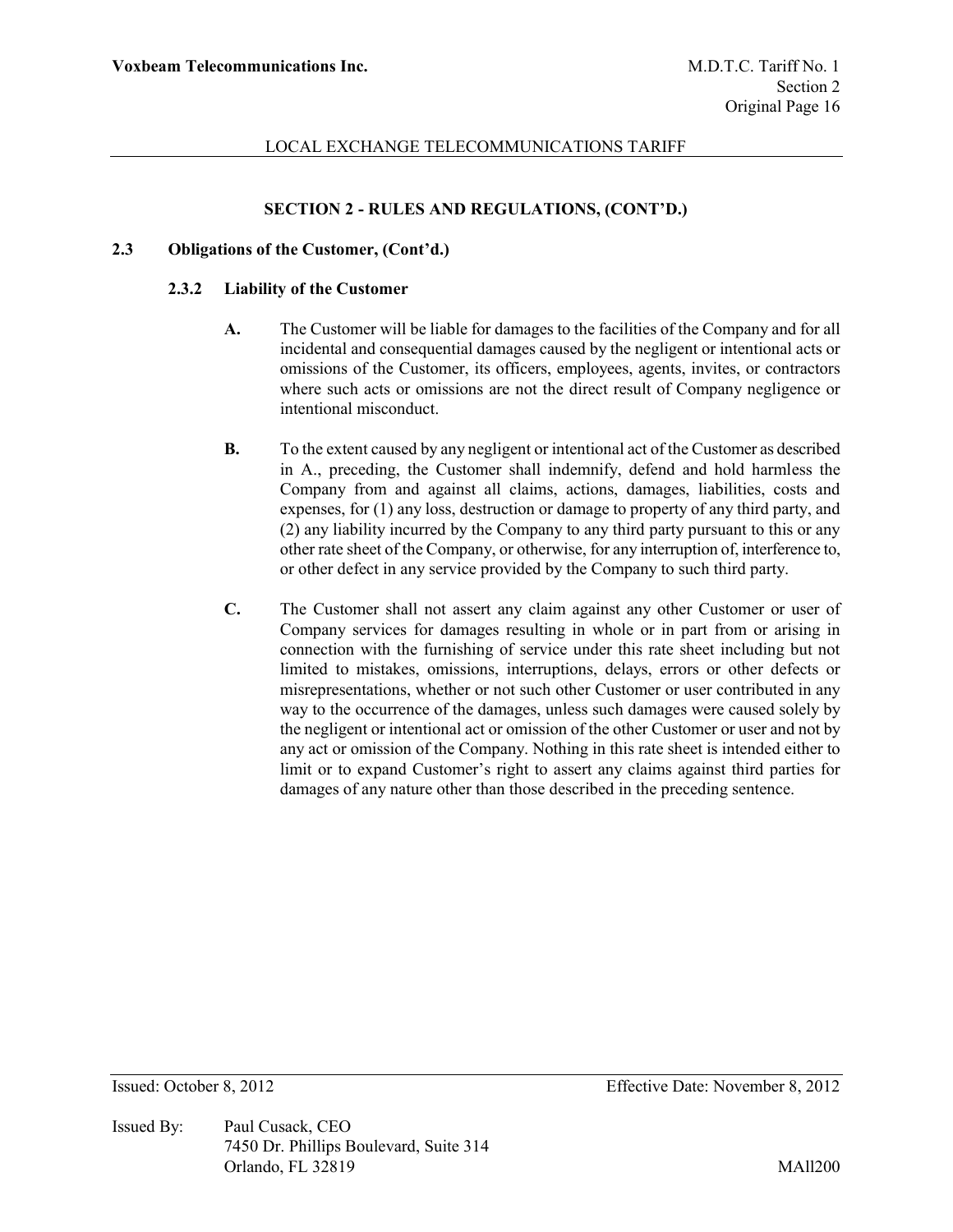## SECTION 2 - RULES AND REGULATIONS, (CONT'D.)

### 2.3 Obligations of the Customer, (Cont'd.)

#### 2.3.2 Liability of the Customer

**A.** The Customer will be liable for damages to the facilities of the Company and for all incidental and consequential damages caused by the negligent or intentional acts or omissions of the Customer, its officers, employees, agents, invites, or contractors where such acts or omissions are not the direct result of Company negligence or intentional misconduct.

**B.** To the extent caused by any negligent or intentional act of the Customer as described in A., preceding, the Customer shall indemnify, defend and hold harmless the Company from and against all claims, actions, damages, liabilities, costs and expenses, for (1) any loss, destruction or damage to property of any third party, and (2) any liability incurred by the Company to any third party pursuant to this or any other rate sheet of the Company, or otherwise, for any interruption of, interference to, or other defect in any service provided by the Company to such third party.

**C.** The Customer shall not assert any claim against any other Customer or user of Company services for damages resulting in whole or in part from or arising in connection with the furnishing of service under this rate sheet including but not limited to mistakes, omissions, interruptions, delays, errors or other defects or misrepresentations, whether or not such other Customer or user contributed in any way to the occurrence of the damages, unless such damages were caused solely by the negligent or intentional act or omission of the other Customer or user and not by any act or omission of the Company. Nothing in this rate sheet is intended either to limit or to expand Customer's right to assert any claims against third parties for damages of any nature other than those described in the preceding sentence.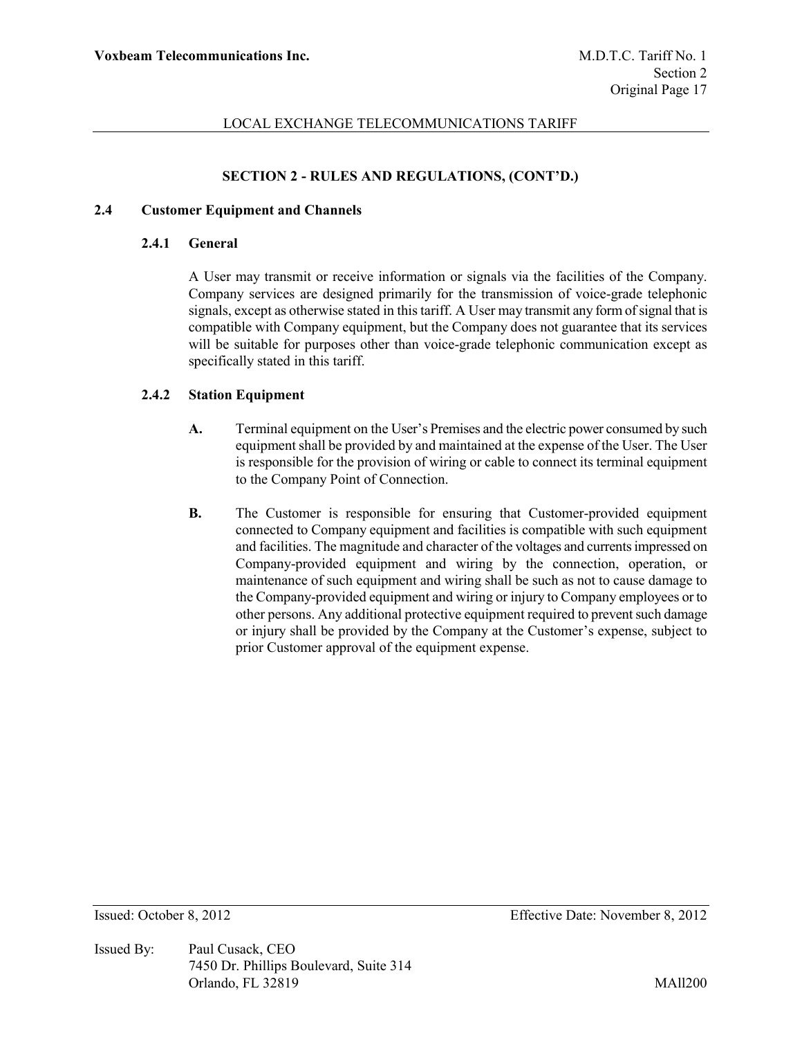## SECTION 2 - RULES AND REGULATIONS, (CONT'D.)

### 2.4 Customer Equipment and Channels

#### 2.4.1 General

A User may transmit or receive information or signals via the facilities of the Company. Company services are designed primarily for the transmission of voice-grade telephonic signals, except as otherwise stated in this tariff. A User may transmit any form of signal that is compatible with Company equipment, but the Company does not guarantee that its services will be suitable for purposes other than voice-grade telephonic communication except as specifically stated in this tariff.

#### 2.4.2 Station Equipment

**A.** Terminal equipment on the User's Premises and the electric power consumed by such equipment shall be provided by and maintained at the expense of the User. The User is responsible for the provision of wiring or cable to connect its terminal equipment to the Company Point of Connection.

**B.** The Customer is responsible for ensuring that Customer-provided equipment connected to Company equipment and facilities is compatible with such equipment and facilities. The magnitude and character of the voltages and currents impressed on Company-provided equipment and wiring by the connection, operation, or maintenance of such equipment and wiring shall be such as not to cause damage to the Company-provided equipment and wiring or injury to Company employees or to other persons. Any additional protective equipment required to prevent such damage or injury shall be provided by the Company at the Customer's expense, subject to prior Customer approval of the equipment expense.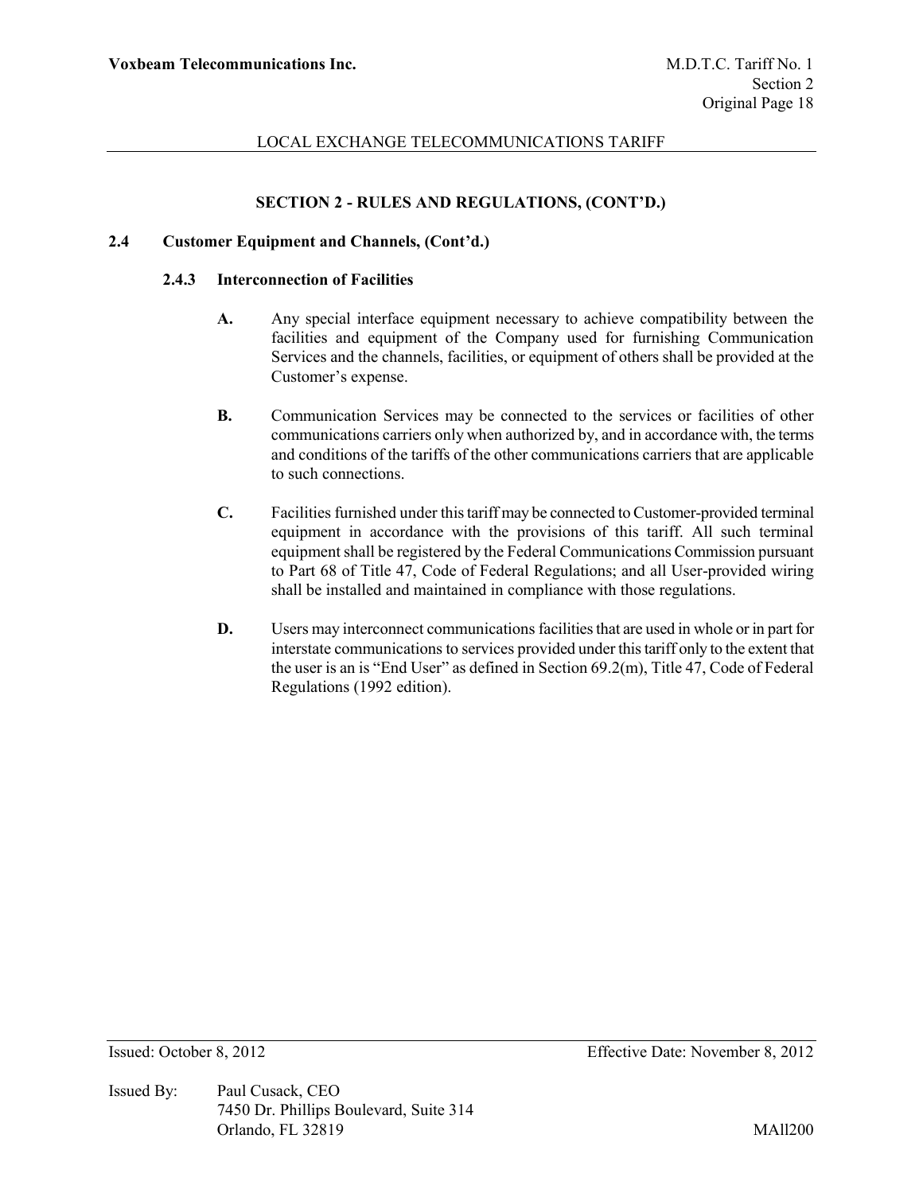## SECTION 2 - RULES AND REGULATIONS, (CONT'D.)

### 2.4 Customer Equipment and Channels, (Cont'd.)

#### 2.4.3 Interconnection of Facilities

**A.** Any special interface equipment necessary to achieve compatibility between the facilities and equipment of the Company used for furnishing Communication Services and the channels, facilities, or equipment of others shall be provided at the Customer's expense.

**B.** Communication Services may be connected to the services or facilities of other communications carriers only when authorized by, and in accordance with, the terms and conditions of the tariffs of the other communications carriers that are applicable to such connections.

**C.** Facilities furnished under this tariff may be connected to Customer-provided terminal equipment in accordance with the provisions of this tariff. All such terminal equipment shall be registered by the Federal Communications Commission pursuant to Part 68 of Title 47, Code of Federal Regulations; and all User-provided wiring shall be installed and maintained in compliance with those regulations.

**D.** Users may interconnect communications facilities that are used in whole or in part for interstate communications to services provided under this tariff only to the extent that the user is an is "End User" as defined in Section 69.2(m), Title 47, Code of Federal Regulations (1992 edition).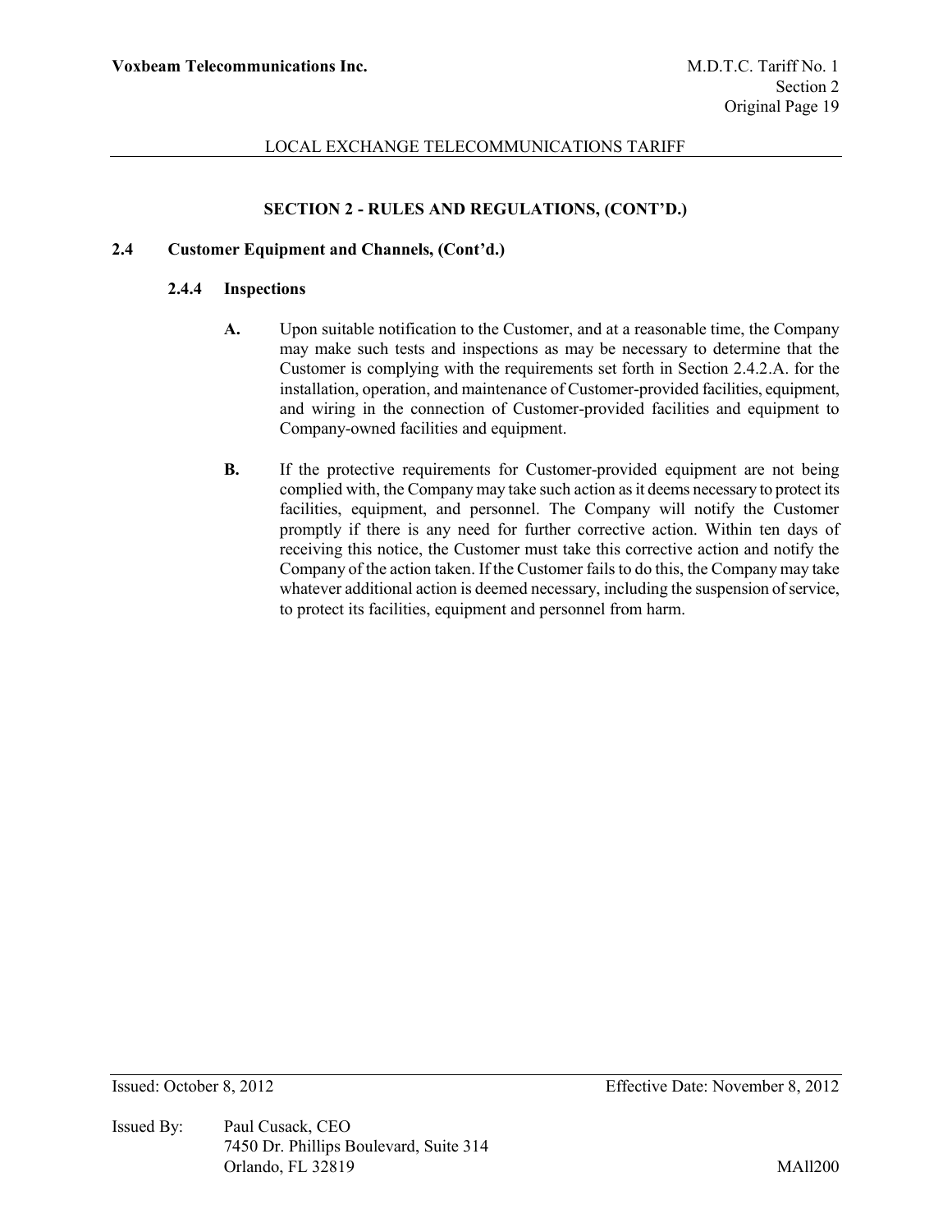## SECTION 2 - RULES AND REGULATIONS, (CONT'D.)

### 2.4 Customer Equipment and Channels, (Cont'd.)

#### 2.4.4 Inspections

**A.** Upon suitable notification to the Customer, and at a reasonable time, the Company may make such tests and inspections as may be necessary to determine that the Customer is complying with the requirements set forth in Section 2.4.2.A. for the installation, operation, and maintenance of Customer-provided facilities, equipment, and wiring in the connection of Customer-provided facilities and equipment to Company-owned facilities and equipment.

**B.** If the protective requirements for Customer-provided equipment are not being complied with, the Company may take such action as it deems necessary to protect its facilities, equipment, and personnel. The Company will notify the Customer promptly if there is any need for further corrective action. Within ten days of receiving this notice, the Customer must take this corrective action and notify the Company of the action taken. If the Customer fails to do this, the Company may take whatever additional action is deemed necessary, including the suspension of service, to protect its facilities, equipment and personnel from harm.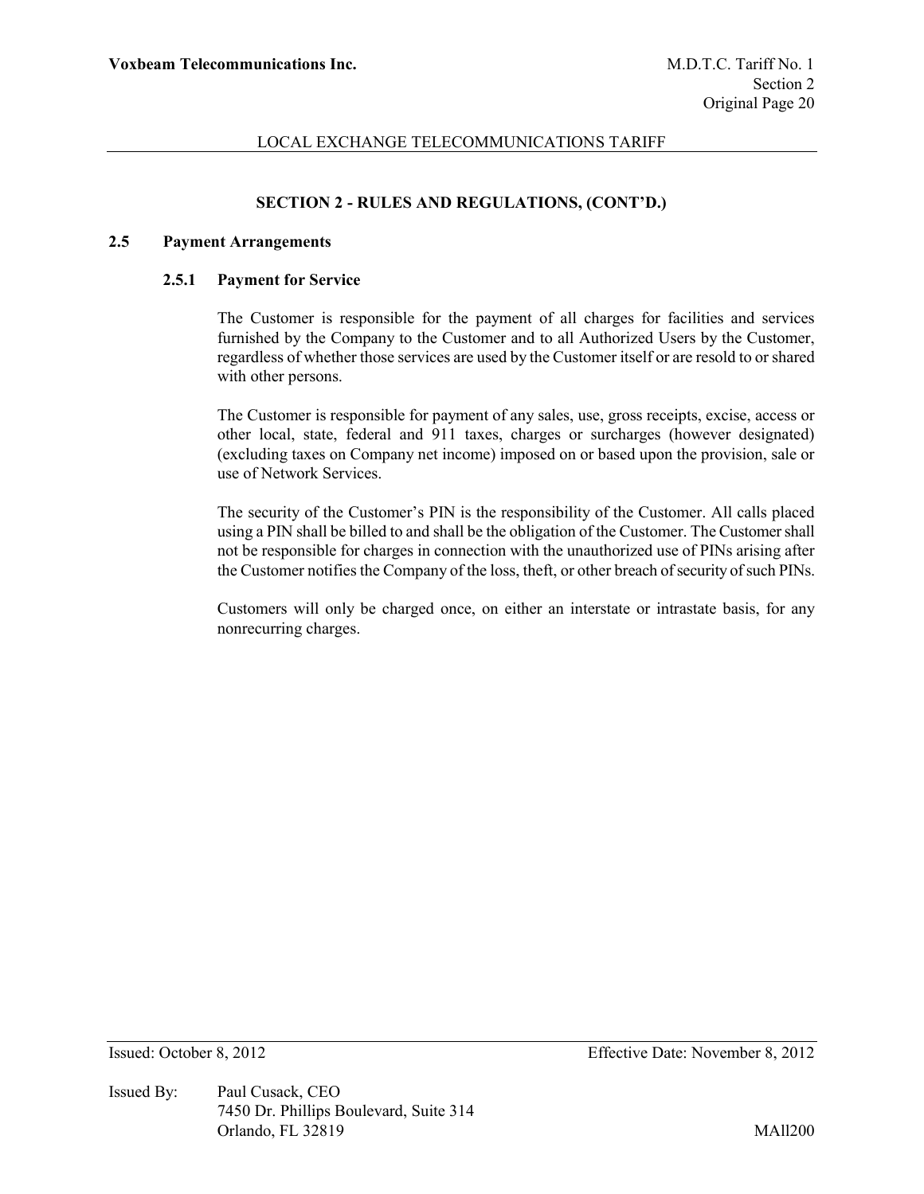## SECTION 2 - RULES AND REGULATIONS, (CONT'D.)

### 2.5 Payment Arrangements

#### 2.5.1 Payment for Service

The Customer is responsible for the payment of all charges for facilities and services furnished by the Company to the Customer and to all Authorized Users by the Customer, regardless of whether those services are used by the Customer itself or are resold to or shared with other persons.

The Customer is responsible for payment of any sales, use, gross receipts, excise, access or other local, state, federal and 911 taxes, charges or surcharges (however designated) (excluding taxes on Company net income) imposed on or based upon the provision, sale or use of Network Services.

The security of the Customer's PIN is the responsibility of the Customer. All calls placed using a PIN shall be billed to and shall be the obligation of the Customer. The Customer shall not be responsible for charges in connection with the unauthorized use of PINs arising after the Customer notifies the Company of the loss, theft, or other breach of security of such PINs.

Customers will only be charged once, on either an interstate or intrastate basis, for any nonrecurring charges.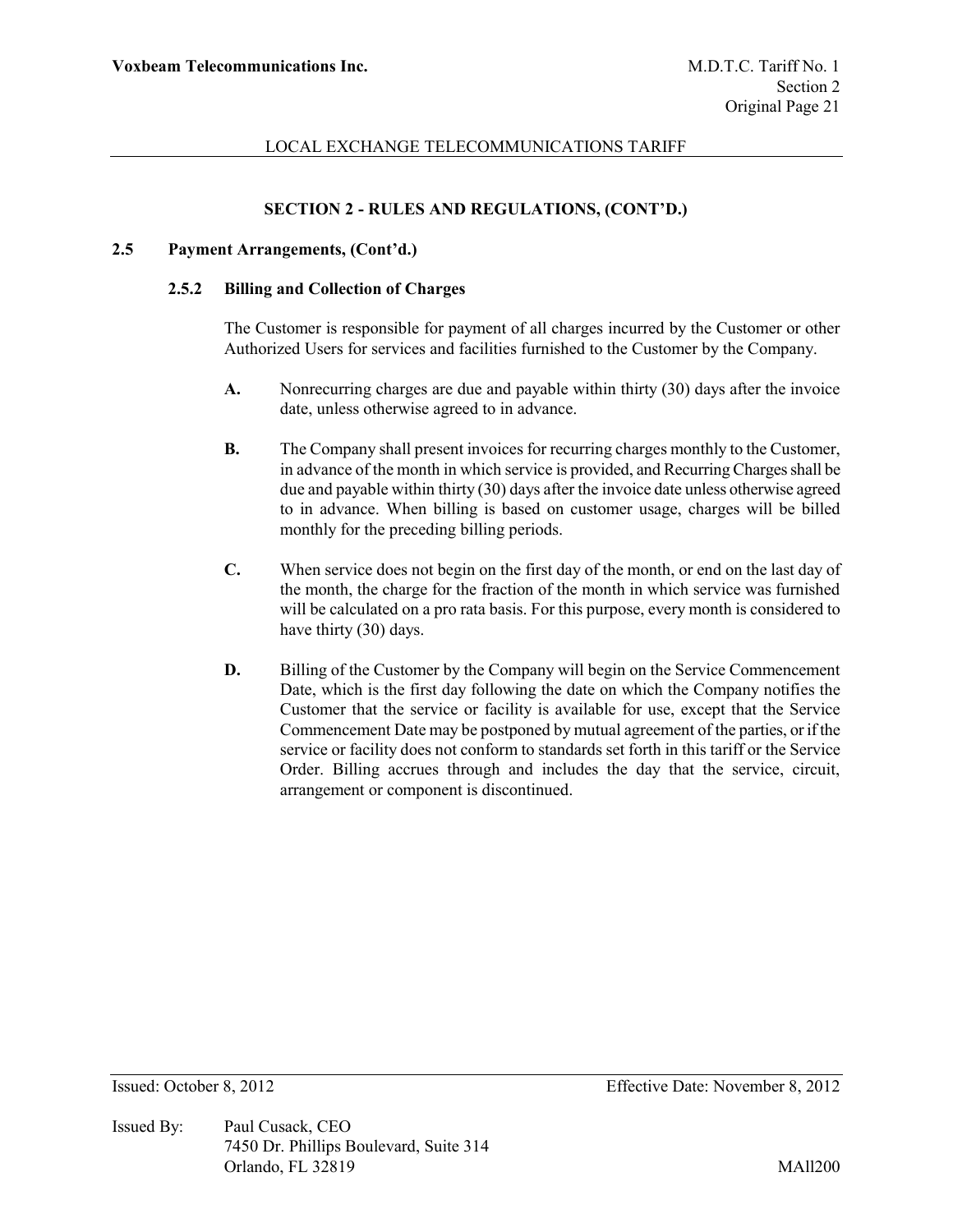## SECTION 2 - RULES AND REGULATIONS, (CONT'D.)

### 2.5 Payment Arrangements, (Cont'd.)

#### 2.5.2 Billing and Collection of Charges

The Customer is responsible for payment of all charges incurred by the Customer or other Authorized Users for services and facilities furnished to the Customer by the Company.

**A.** Nonrecurring charges are due and payable within thirty (30) days after the invoice date, unless otherwise agreed to in advance.

**B.** The Company shall present invoices for recurring charges monthly to the Customer, in advance of the month in which service is provided, and Recurring Charges shall be due and payable within thirty (30) days after the invoice date unless otherwise agreed to in advance. When billing is based on customer usage, charges will be billed monthly for the preceding billing periods.

**C.** When service does not begin on the first day of the month, or end on the last day of the month, the charge for the fraction of the month in which service was furnished will be calculated on a pro rata basis. For this purpose, every month is considered to have thirty (30) days.

**D.** Billing of the Customer by the Company will begin on the Service Commencement Date, which is the first day following the date on which the Company notifies the Customer that the service or facility is available for use, except that the Service Commencement Date may be postponed by mutual agreement of the parties, or if the service or facility does not conform to standards set forth in this tariff or the Service Order. Billing accrues through and includes the day that the service, circuit, arrangement or component is discontinued.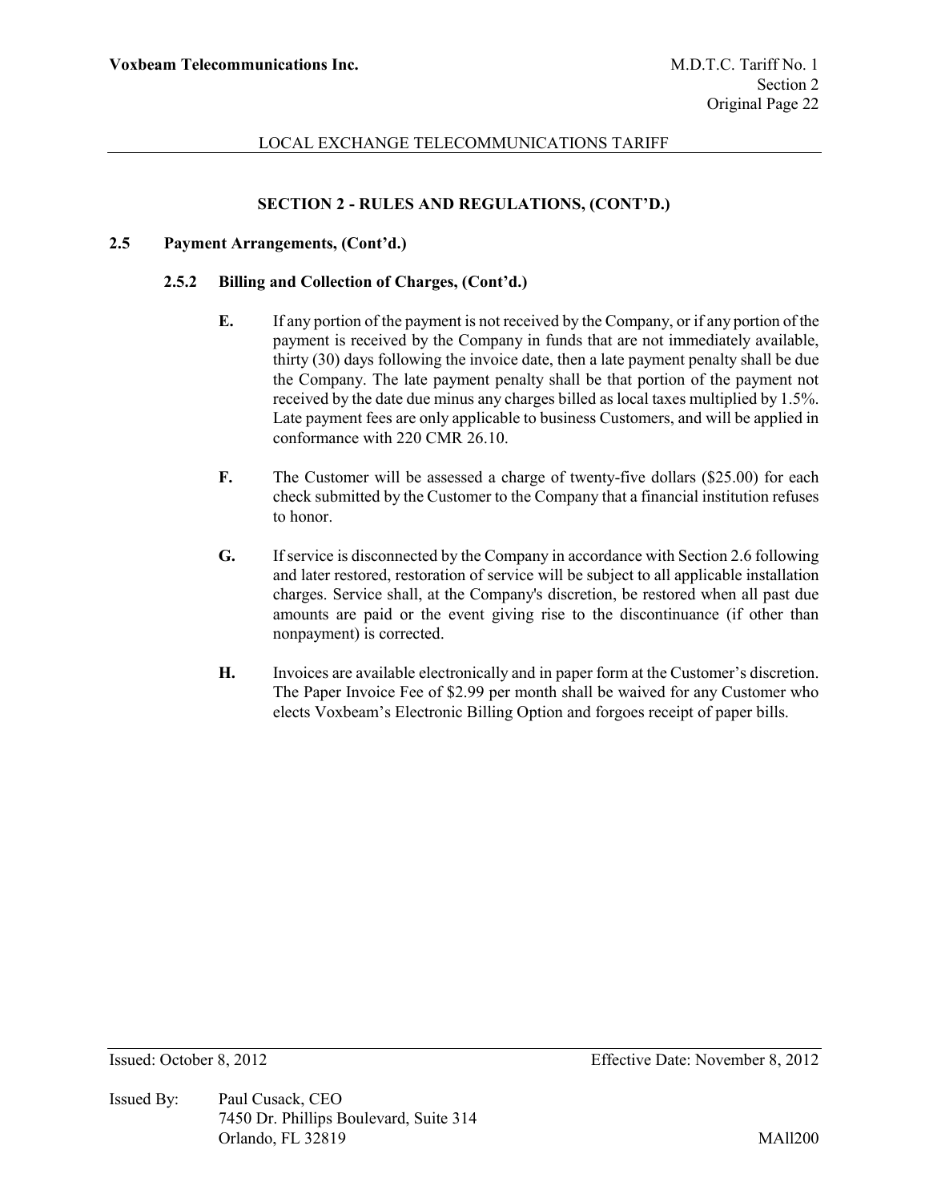## SECTION 2 - RULES AND REGULATIONS, (CONT'D.)

### 2.5 Payment Arrangements, (Cont'd.)

#### 2.5.2 Billing and Collection of Charges, (Cont'd.)

**E.** If any portion of the payment is not received by the Company, or if any portion of the payment is received by the Company in funds that are not immediately available, thirty (30) days following the invoice date, then a late payment penalty shall be due the Company. The late payment penalty shall be that portion of the payment not received by the date due minus any charges billed as local taxes multiplied by 1.5%. Late payment fees are only applicable to business Customers, and will be applied in conformance with 220 CMR 26.10.

**F.** The Customer will be assessed a charge of twenty-five dollars ($25.00) for each check submitted by the Customer to the Company that a financial institution refuses to honor.

**G.** If service is disconnected by the Company in accordance with Section 2.6 following and later restored, restoration of service will be subject to all applicable installation charges. Service shall, at the Company's discretion, be restored when all past due amounts are paid or the event giving rise to the discontinuance (if other than nonpayment) is corrected.

**H.** Invoices are available electronically and in paper form at the Customer's discretion. The Paper Invoice Fee of $2.99 per month shall be waived for any Customer who elects Voxbeam's Electronic Billing Option and forgoes receipt of paper bills.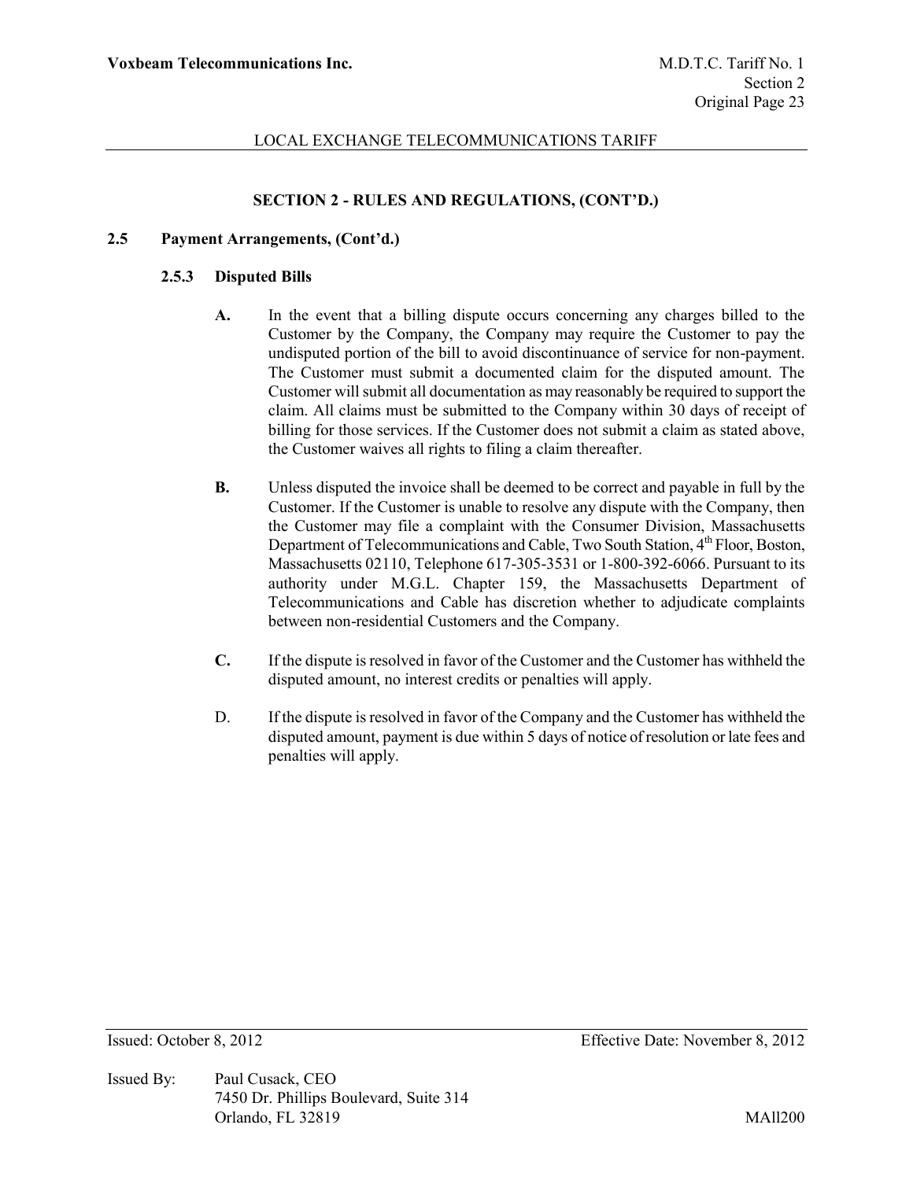## SECTION 2 - RULES AND REGULATIONS, (CONT'D.)

### 2.5 Payment Arrangements, (Cont'd.)

#### 2.5.3 Disputed Bills

**A.** In the event that a billing dispute occurs concerning any charges billed to the Customer by the Company, the Company may require the Customer to pay the undisputed portion of the bill to avoid discontinuance of service for non-payment. The Customer must submit a documented claim for the disputed amount. The Customer will submit all documentation as may reasonably be required to support the claim. All claims must be submitted to the Company within 30 days of receipt of billing for those services. If the Customer does not submit a claim as stated above, the Customer waives all rights to filing a claim thereafter.

**B.** Unless disputed the invoice shall be deemed to be correct and payable in full by the Customer. If the Customer is unable to resolve any dispute with the Company, then the Customer may file a complaint with the Consumer Division, Massachusetts Department of Telecommunications and Cable, Two South Station, 4th Floor, Boston, Massachusetts 02110, Telephone 617-305-3531 or 1-800-392-6066. Pursuant to its authority under M.G.L. Chapter 159, the Massachusetts Department of Telecommunications and Cable has discretion whether to adjudicate complaints between non-residential Customers and the Company.

**C.** If the dispute is resolved in favor of the Customer and the Customer has withheld the disputed amount, no interest credits or penalties will apply.

D. If the dispute is resolved in favor of the Company and the Customer has withheld the disputed amount, payment is due within 5 days of notice of resolution or late fees and penalties will apply.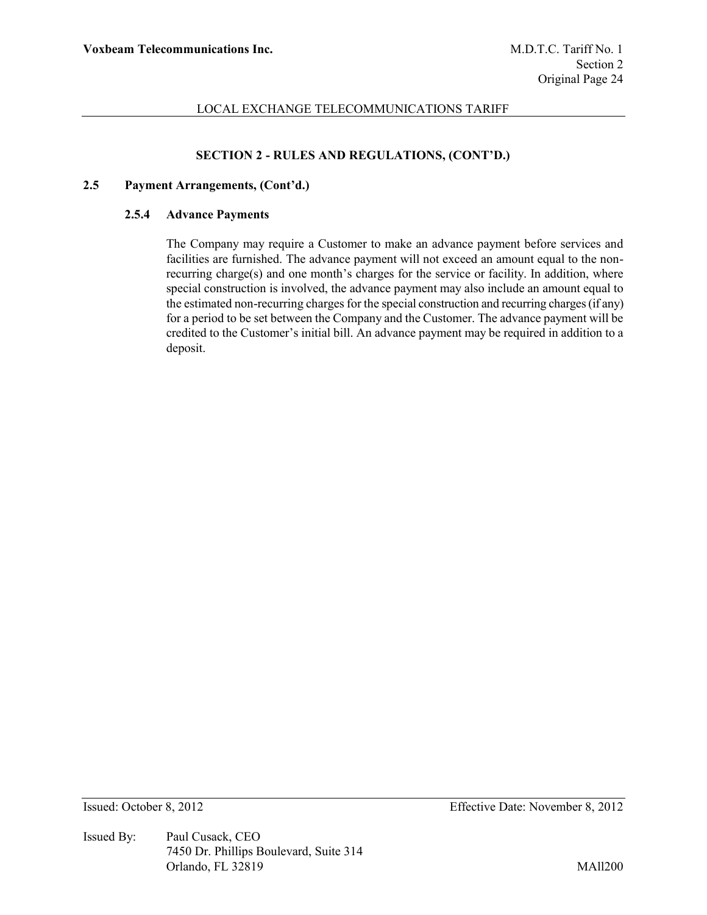## SECTION 2 - RULES AND REGULATIONS, (CONT'D.)

### 2.5 Payment Arrangements, (Cont'd.)

#### 2.5.4 Advance Payments

The Company may require a Customer to make an advance payment before services and facilities are furnished. The advance payment will not exceed an amount equal to the non-recurring charge(s) and one month's charges for the service or facility. In addition, where special construction is involved, the advance payment may also include an amount equal to the estimated non-recurring charges for the special construction and recurring charges (if any) for a period to be set between the Company and the Customer. The advance payment will be credited to the Customer's initial bill. An advance payment may be required in addition to a deposit.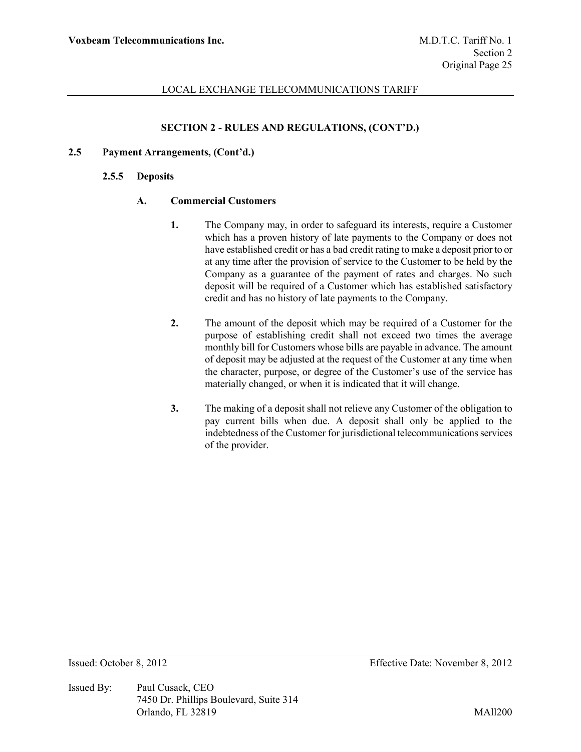## SECTION 2 - RULES AND REGULATIONS, (CONT'D.)

### 2.5 Payment Arrangements, (Cont'd.)

#### 2.5.5 Deposits

**A. Commercial Customers**

1. The Company may, in order to safeguard its interests, require a Customer which has a proven history of late payments to the Company or does not have established credit or has a bad credit rating to make a deposit prior to or at any time after the provision of service to the Customer to be held by the Company as a guarantee of the payment of rates and charges. No such deposit will be required of a Customer which has established satisfactory credit and has no history of late payments to the Company.

2. The amount of the deposit which may be required of a Customer for the purpose of establishing credit shall not exceed two times the average monthly bill for Customers whose bills are payable in advance. The amount of deposit may be adjusted at the request of the Customer at any time when the character, purpose, or degree of the Customer's use of the service has materially changed, or when it is indicated that it will change.

3. The making of a deposit shall not relieve any Customer of the obligation to pay current bills when due. A deposit shall only be applied to the indebtedness of the Customer for jurisdictional telecommunications services of the provider.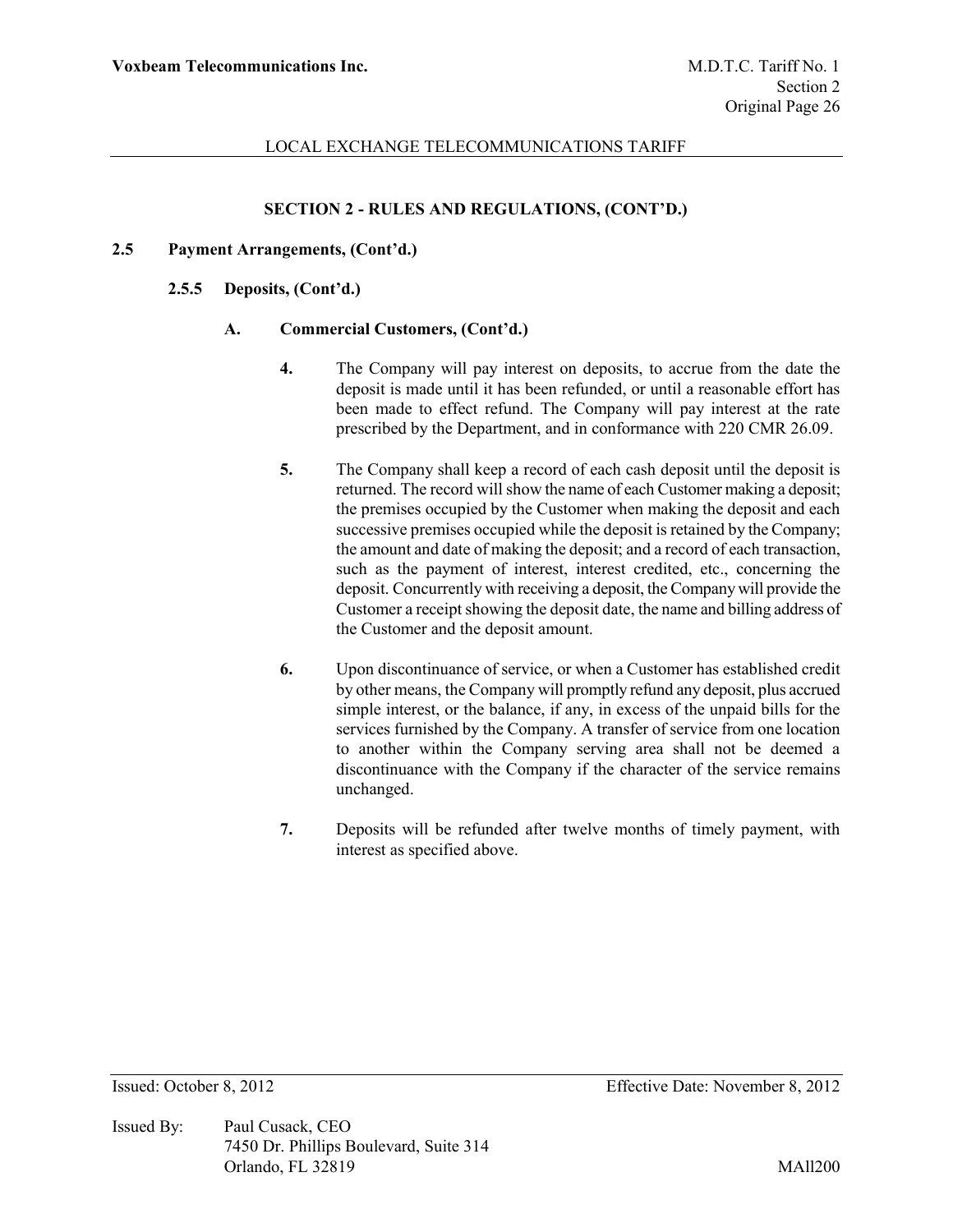## SECTION 2 - RULES AND REGULATIONS, (CONT'D.)

### 2.5 Payment Arrangements, (Cont'd.)

#### 2.5.5 Deposits, (Cont'd.)

##### A. Commercial Customers, (Cont'd.)

4. The Company will pay interest on deposits, to accrue from the date the deposit is made until it has been refunded, or until a reasonable effort has been made to effect refund. The Company will pay interest at the rate prescribed by the Department, and in conformance with 220 CMR 26.09.

5. The Company shall keep a record of each cash deposit until the deposit is returned. The record will show the name of each Customer making a deposit; the premises occupied by the Customer when making the deposit and each successive premises occupied while the deposit is retained by the Company; the amount and date of making the deposit; and a record of each transaction, such as the payment of interest, interest credited, etc., concerning the deposit. Concurrently with receiving a deposit, the Company will provide the Customer a receipt showing the deposit date, the name and billing address of the Customer and the deposit amount.

6. Upon discontinuance of service, or when a Customer has established credit by other means, the Company will promptly refund any deposit, plus accrued simple interest, or the balance, if any, in excess of the unpaid bills for the services furnished by the Company. A transfer of service from one location to another within the Company serving area shall not be deemed a discontinuance with the Company if the character of the service remains unchanged.

7. Deposits will be refunded after twelve months of timely payment, with interest as specified above.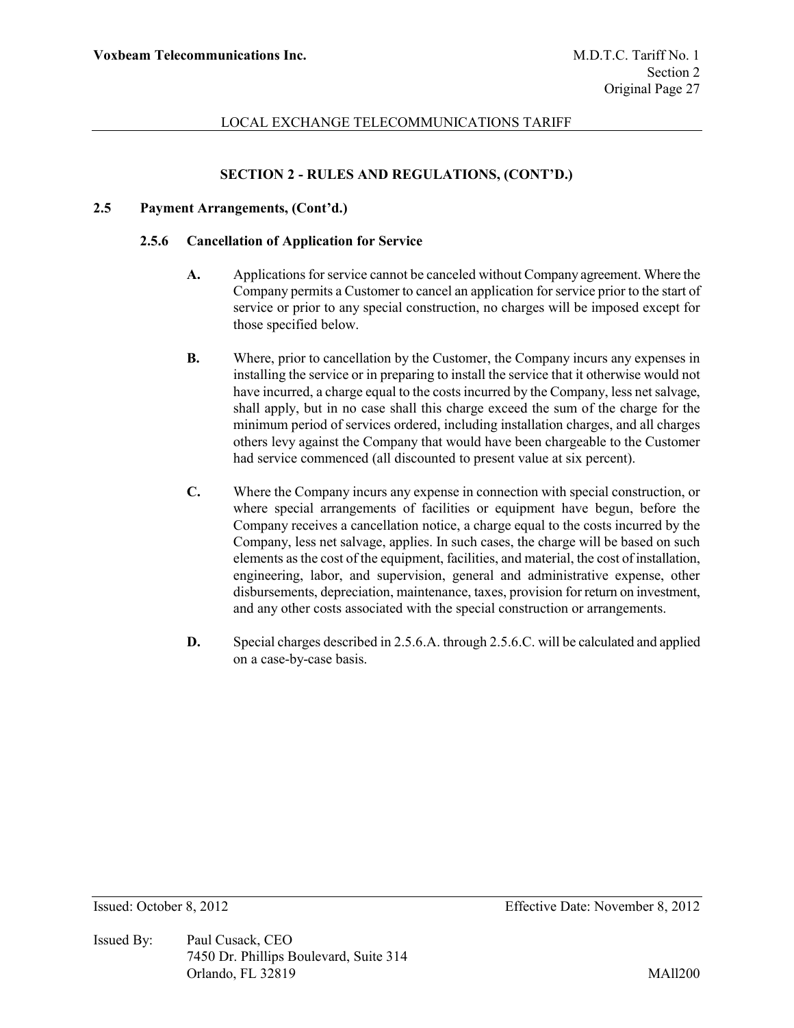## SECTION 2 - RULES AND REGULATIONS, (CONT'D.)

### 2.5 Payment Arrangements, (Cont'd.)

#### 2.5.6 Cancellation of Application for Service

**A.** Applications for service cannot be canceled without Company agreement. Where the Company permits a Customer to cancel an application for service prior to the start of service or prior to any special construction, no charges will be imposed except for those specified below.

**B.** Where, prior to cancellation by the Customer, the Company incurs any expenses in installing the service or in preparing to install the service that it otherwise would not have incurred, a charge equal to the costs incurred by the Company, less net salvage, shall apply, but in no case shall this charge exceed the sum of the charge for the minimum period of services ordered, including installation charges, and all charges others levy against the Company that would have been chargeable to the Customer had service commenced (all discounted to present value at six percent).

**C.** Where the Company incurs any expense in connection with special construction, or where special arrangements of facilities or equipment have begun, before the Company receives a cancellation notice, a charge equal to the costs incurred by the Company, less net salvage, applies. In such cases, the charge will be based on such elements as the cost of the equipment, facilities, and material, the cost of installation, engineering, labor, and supervision, general and administrative expense, other disbursements, depreciation, maintenance, taxes, provision for return on investment, and any other costs associated with the special construction or arrangements.

**D.** Special charges described in 2.5.6.A. through 2.5.6.C. will be calculated and applied on a case-by-case basis.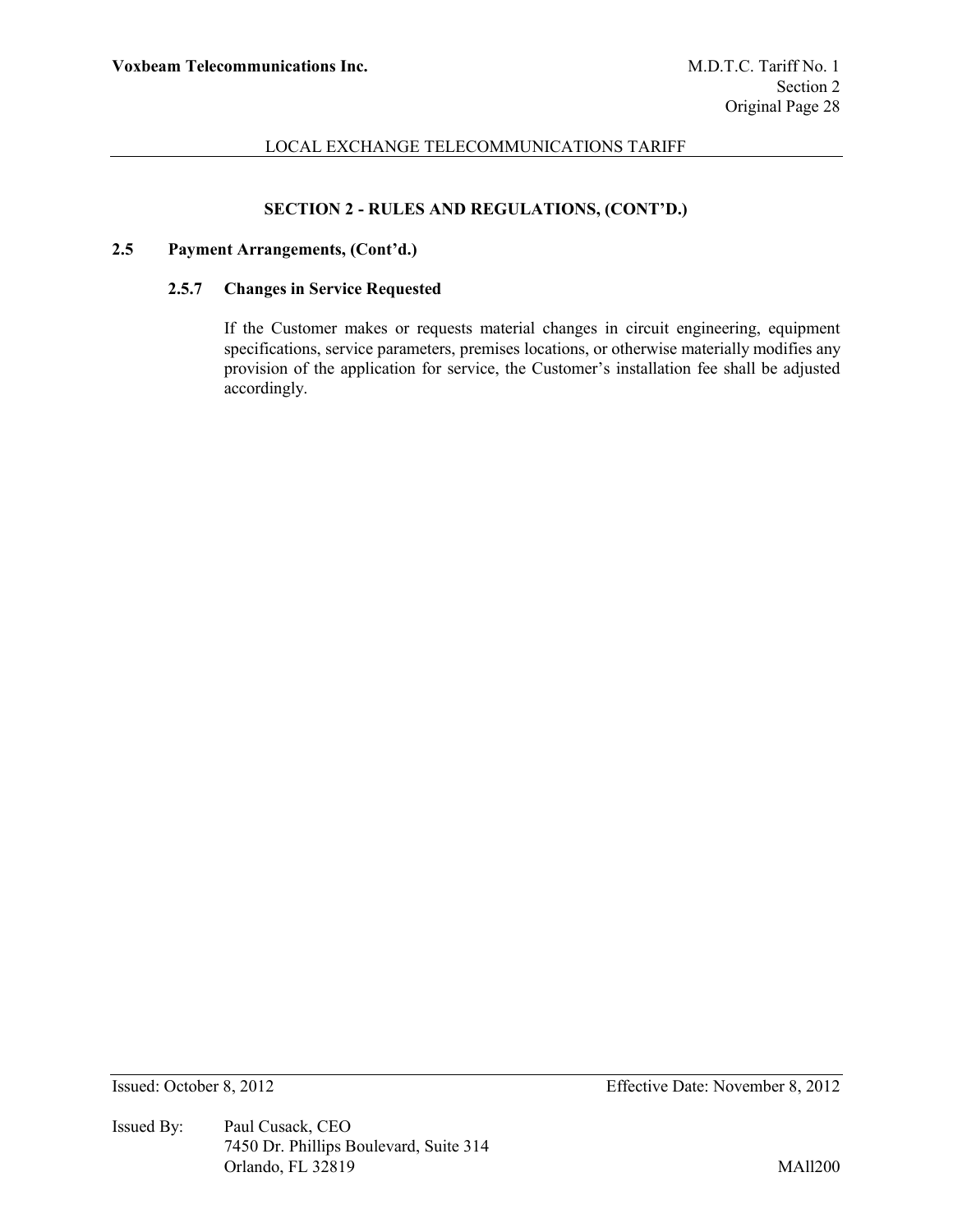## SECTION 2 - RULES AND REGULATIONS, (CONT'D.)

### 2.5 Payment Arrangements, (Cont'd.)

#### 2.5.7 Changes in Service Requested

If the Customer makes or requests material changes in circuit engineering, equipment specifications, service parameters, premises locations, or otherwise materially modifies any provision of the application for service, the Customer's installation fee shall be adjusted accordingly.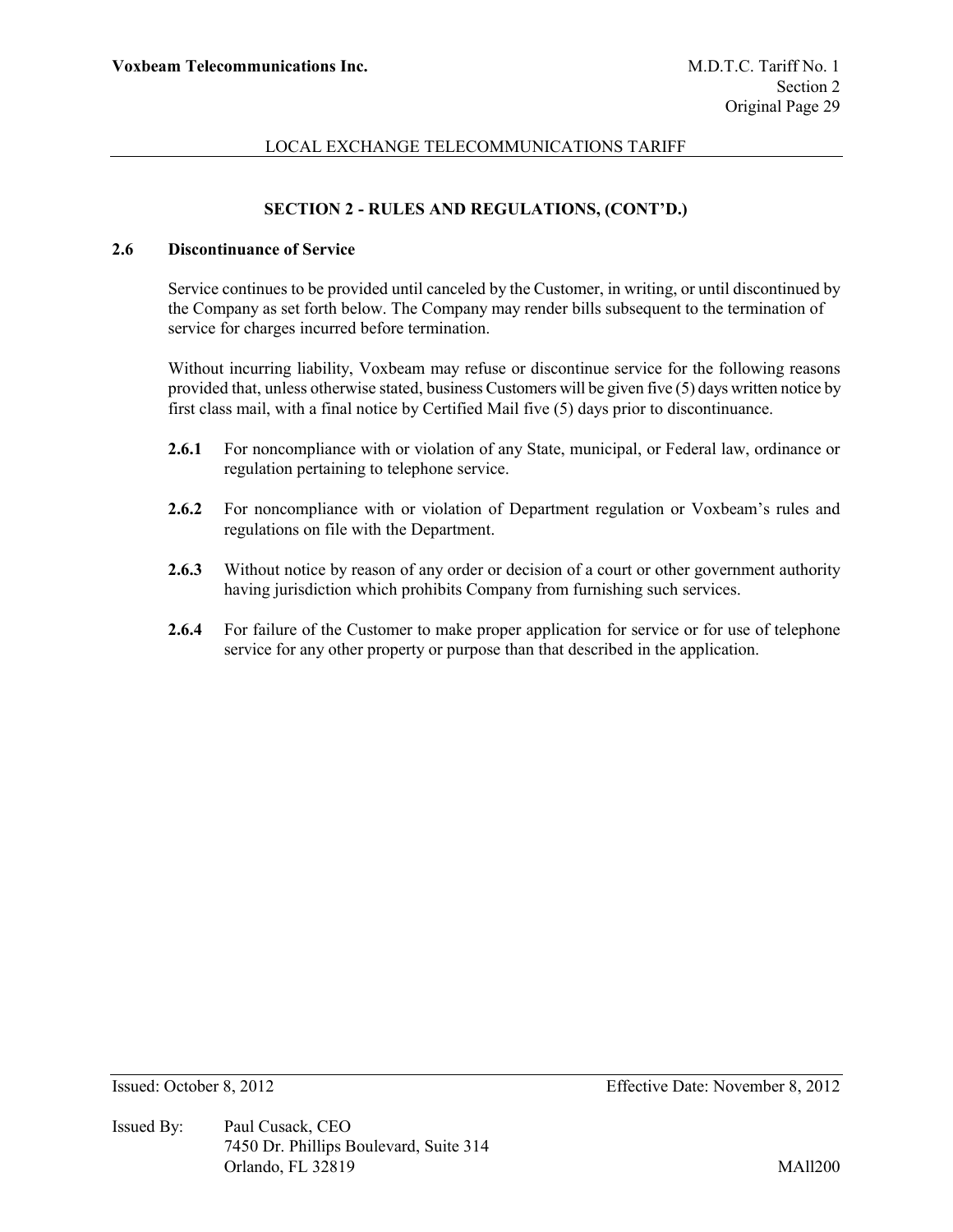## SECTION 2 - RULES AND REGULATIONS, (CONT'D.)

### 2.6 Discontinuance of Service

Service continues to be provided until canceled by the Customer, in writing, or until discontinued by the Company as set forth below. The Company may render bills subsequent to the termination of service for charges incurred before termination.

Without incurring liability, Voxbeam may refuse or discontinue service for the following reasons provided that, unless otherwise stated, business Customers will be given five (5) days written notice by first class mail, with a final notice by Certified Mail five (5) days prior to discontinuance.

**2.6.1** For noncompliance with or violation of any State, municipal, or Federal law, ordinance or regulation pertaining to telephone service.

**2.6.2** For noncompliance with or violation of Department regulation or Voxbeam's rules and regulations on file with the Department.

**2.6.3** Without notice by reason of any order or decision of a court or other government authority having jurisdiction which prohibits Company from furnishing such services.

**2.6.4** For failure of the Customer to make proper application for service or for use of telephone service for any other property or purpose than that described in the application.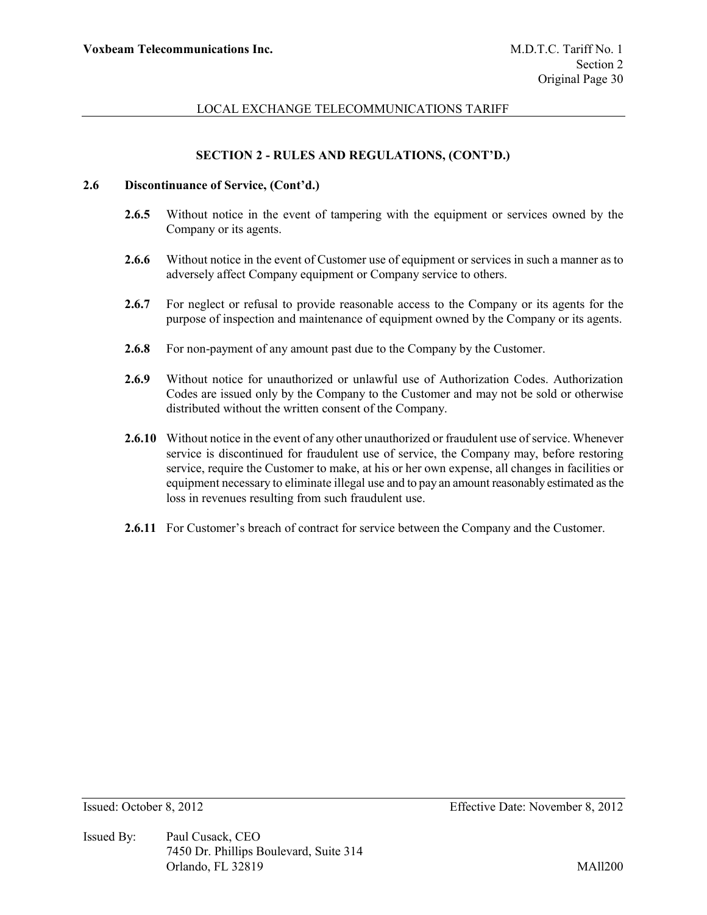## SECTION 2 - RULES AND REGULATIONS, (CONT'D.)

### 2.6 Discontinuance of Service, (Cont'd.)

**2.6.5** Without notice in the event of tampering with the equipment or services owned by the Company or its agents.

**2.6.6** Without notice in the event of Customer use of equipment or services in such a manner as to adversely affect Company equipment or Company service to others.

**2.6.7** For neglect or refusal to provide reasonable access to the Company or its agents for the purpose of inspection and maintenance of equipment owned by the Company or its agents.

**2.6.8** For non-payment of any amount past due to the Company by the Customer.

**2.6.9** Without notice for unauthorized or unlawful use of Authorization Codes. Authorization Codes are issued only by the Company to the Customer and may not be sold or otherwise distributed without the written consent of the Company.

**2.6.10** Without notice in the event of any other unauthorized or fraudulent use of service. Whenever service is discontinued for fraudulent use of service, the Company may, before restoring service, require the Customer to make, at his or her own expense, all changes in facilities or equipment necessary to eliminate illegal use and to pay an amount reasonably estimated as the loss in revenues resulting from such fraudulent use.

**2.6.11** For Customer's breach of contract for service between the Company and the Customer.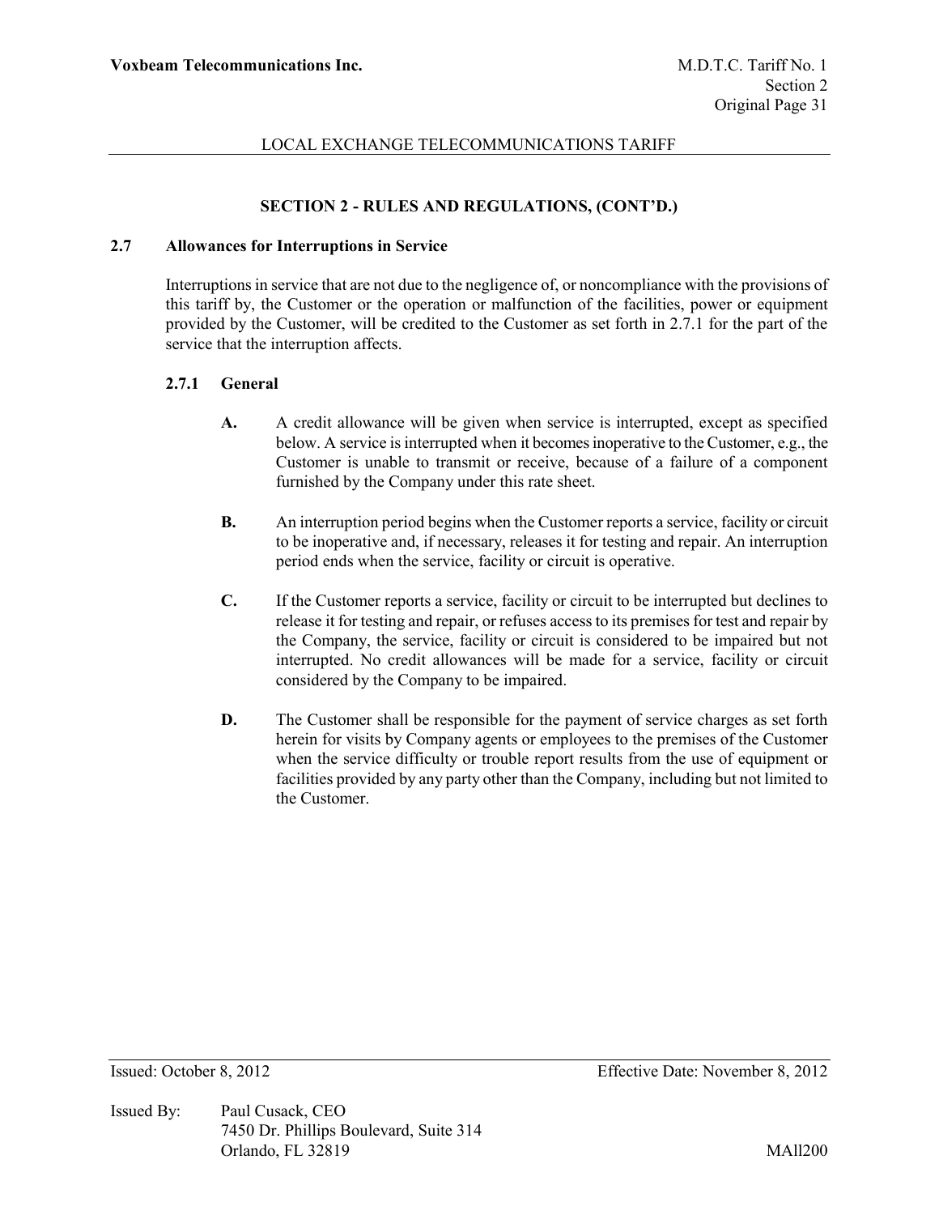## SECTION 2 - RULES AND REGULATIONS, (CONT'D.)

### 2.7 Allowances for Interruptions in Service

Interruptions in service that are not due to the negligence of, or noncompliance with the provisions of this tariff by, the Customer or the operation or malfunction of the facilities, power or equipment provided by the Customer, will be credited to the Customer as set forth in 2.7.1 for the part of the service that the interruption affects.

#### 2.7.1 General

**A.** A credit allowance will be given when service is interrupted, except as specified below. A service is interrupted when it becomes inoperative to the Customer, e.g., the Customer is unable to transmit or receive, because of a failure of a component furnished by the Company under this rate sheet.

**B.** An interruption period begins when the Customer reports a service, facility or circuit to be inoperative and, if necessary, releases it for testing and repair. An interruption period ends when the service, facility or circuit is operative.

**C.** If the Customer reports a service, facility or circuit to be interrupted but declines to release it for testing and repair, or refuses access to its premises for test and repair by the Company, the service, facility or circuit is considered to be impaired but not interrupted. No credit allowances will be made for a service, facility or circuit considered by the Company to be impaired.

**D.** The Customer shall be responsible for the payment of service charges as set forth herein for visits by Company agents or employees to the premises of the Customer when the service difficulty or trouble report results from the use of equipment or facilities provided by any party other than the Company, including but not limited to the Customer.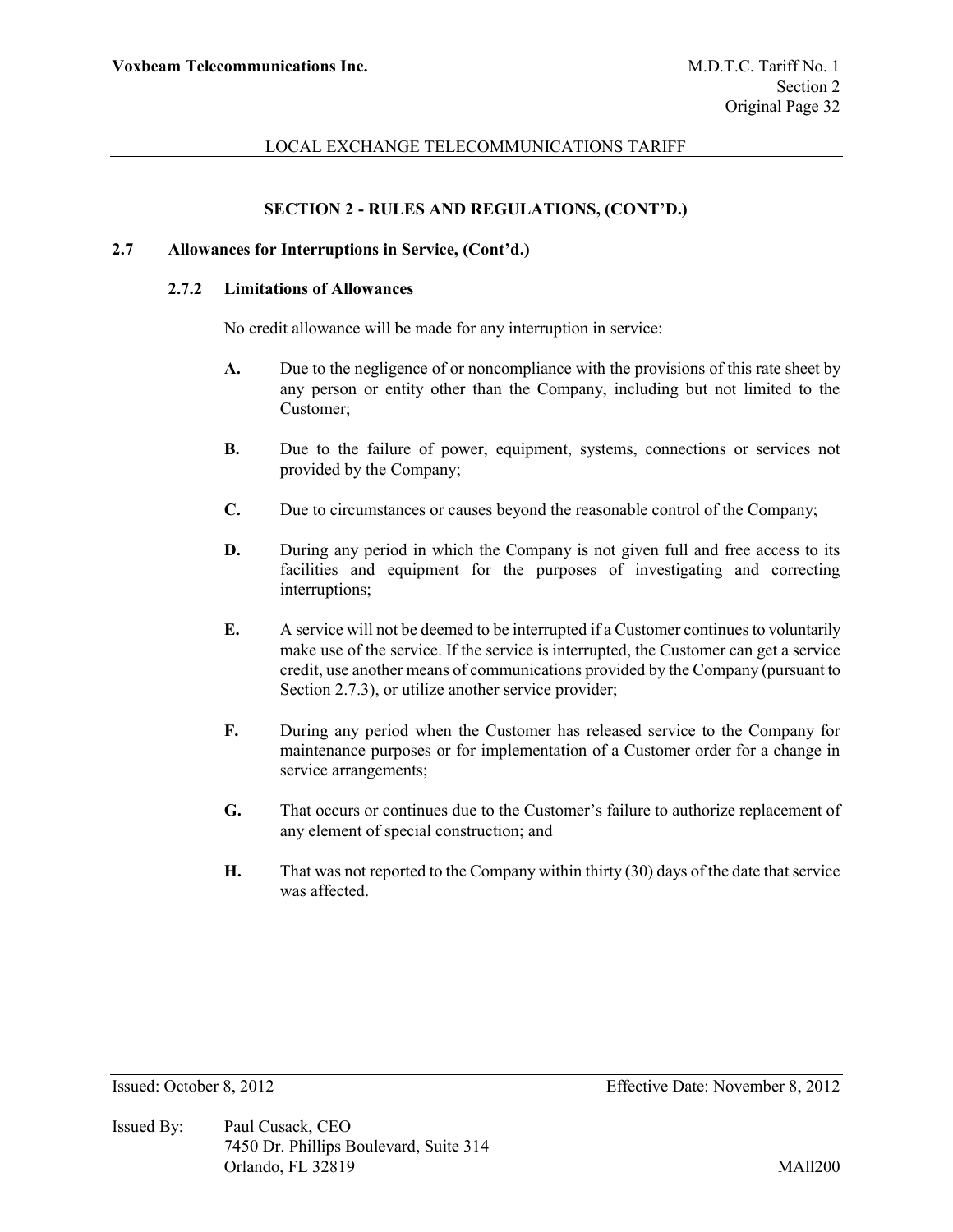## SECTION 2 - RULES AND REGULATIONS, (CONT'D.)

### 2.7 Allowances for Interruptions in Service, (Cont'd.)

#### 2.7.2 Limitations of Allowances

No credit allowance will be made for any interruption in service:

**A.** Due to the negligence of or noncompliance with the provisions of this rate sheet by any person or entity other than the Company, including but not limited to the Customer;

**B.** Due to the failure of power, equipment, systems, connections or services not provided by the Company;

**C.** Due to circumstances or causes beyond the reasonable control of the Company;

**D.** During any period in which the Company is not given full and free access to its facilities and equipment for the purposes of investigating and correcting interruptions;

**E.** A service will not be deemed to be interrupted if a Customer continues to voluntarily make use of the service. If the service is interrupted, the Customer can get a service credit, use another means of communications provided by the Company (pursuant to Section 2.7.3), or utilize another service provider;

**F.** During any period when the Customer has released service to the Company for maintenance purposes or for implementation of a Customer order for a change in service arrangements;

**G.** That occurs or continues due to the Customer's failure to authorize replacement of any element of special construction; and

**H.** That was not reported to the Company within thirty (30) days of the date that service was affected.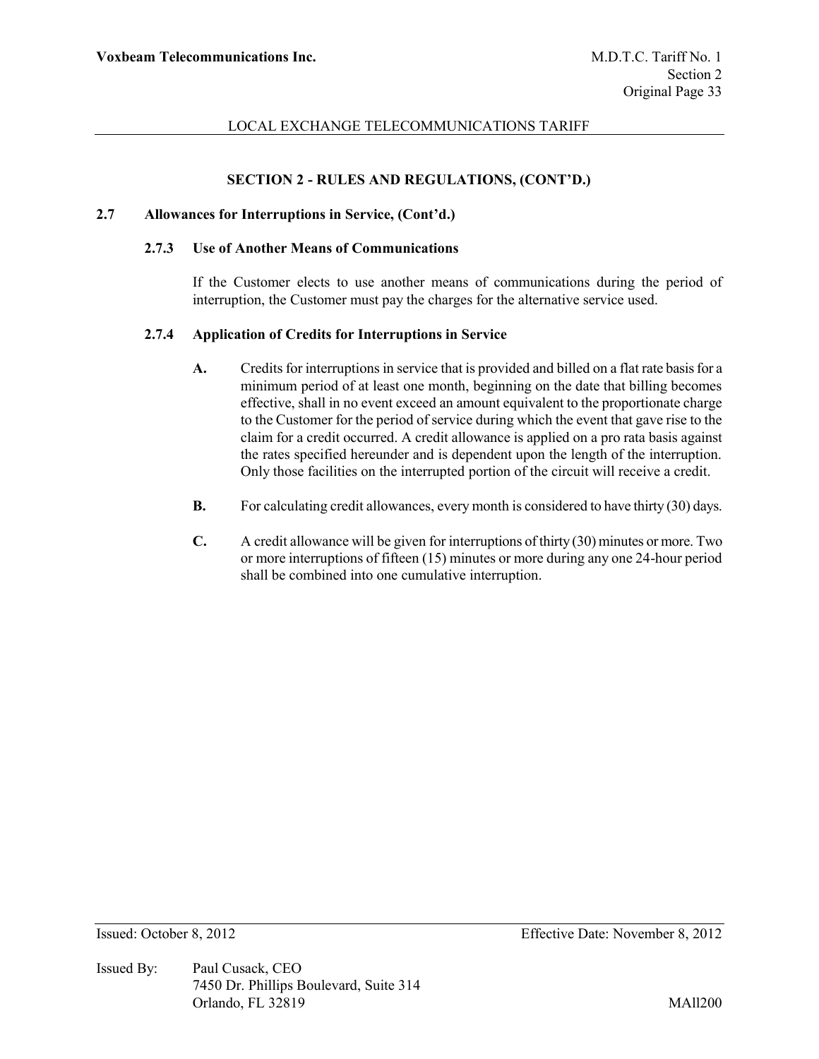## SECTION 2 - RULES AND REGULATIONS, (CONT'D.)

### 2.7 Allowances for Interruptions in Service, (Cont'd.)

#### 2.7.3 Use of Another Means of Communications

If the Customer elects to use another means of communications during the period of interruption, the Customer must pay the charges for the alternative service used.

#### 2.7.4 Application of Credits for Interruptions in Service

**A.** Credits for interruptions in service that is provided and billed on a flat rate basis for a minimum period of at least one month, beginning on the date that billing becomes effective, shall in no event exceed an amount equivalent to the proportionate charge to the Customer for the period of service during which the event that gave rise to the claim for a credit occurred. A credit allowance is applied on a pro rata basis against the rates specified hereunder and is dependent upon the length of the interruption. Only those facilities on the interrupted portion of the circuit will receive a credit.

**B.** For calculating credit allowances, every month is considered to have thirty (30) days.

**C.** A credit allowance will be given for interruptions of thirty (30) minutes or more. Two or more interruptions of fifteen (15) minutes or more during any one 24-hour period shall be combined into one cumulative interruption.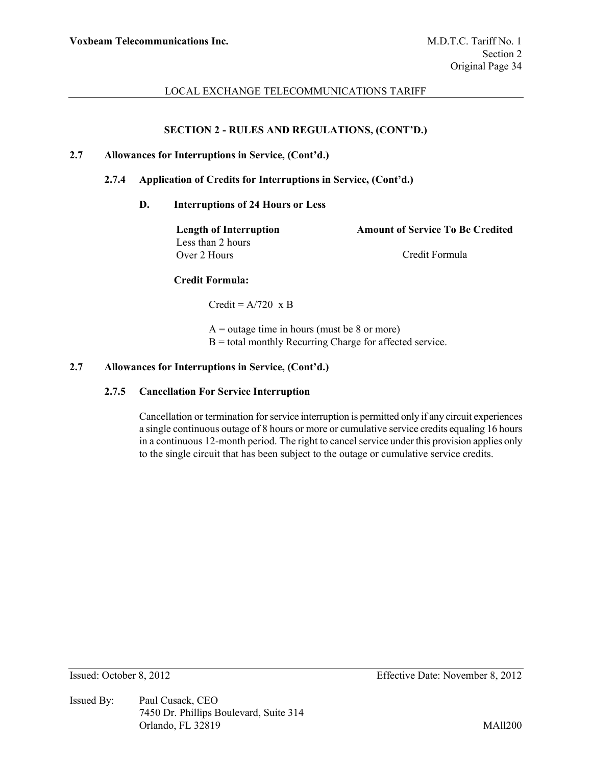## SECTION 2 - RULES AND REGULATIONS, (CONT'D.)

### 2.7 Allowances for Interruptions in Service, (Cont'd.)

#### 2.7.4 Application of Credits for Interruptions in Service, (Cont'd.)

**D. Interruptions of 24 Hours or Less**

| Length of Interruption | Amount of Service To Be Credited |
|---|---|
| Less than 2 hours | |
| Over 2 Hours | Credit Formula |

**Credit Formula:**

Credit = A/720 x B

A = outage time in hours (must be 8 or more)
B = total monthly Recurring Charge for affected service.

### 2.7 Allowances for Interruptions in Service, (Cont'd.)

#### 2.7.5 Cancellation For Service Interruption

Cancellation or termination for service interruption is permitted only if any circuit experiences a single continuous outage of 8 hours or more or cumulative service credits equaling 16 hours in a continuous 12-month period. The right to cancel service under this provision applies only to the single circuit that has been subject to the outage or cumulative service credits.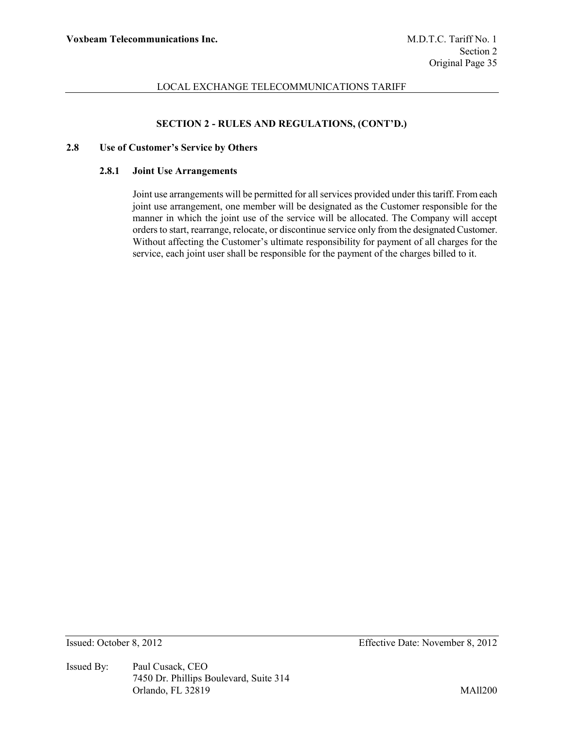## SECTION 2 - RULES AND REGULATIONS, (CONT'D.)

### 2.8 Use of Customer's Service by Others

#### 2.8.1 Joint Use Arrangements

Joint use arrangements will be permitted for all services provided under this tariff. From each joint use arrangement, one member will be designated as the Customer responsible for the manner in which the joint use of the service will be allocated. The Company will accept orders to start, rearrange, relocate, or discontinue service only from the designated Customer. Without affecting the Customer's ultimate responsibility for payment of all charges for the service, each joint user shall be responsible for the payment of the charges billed to it.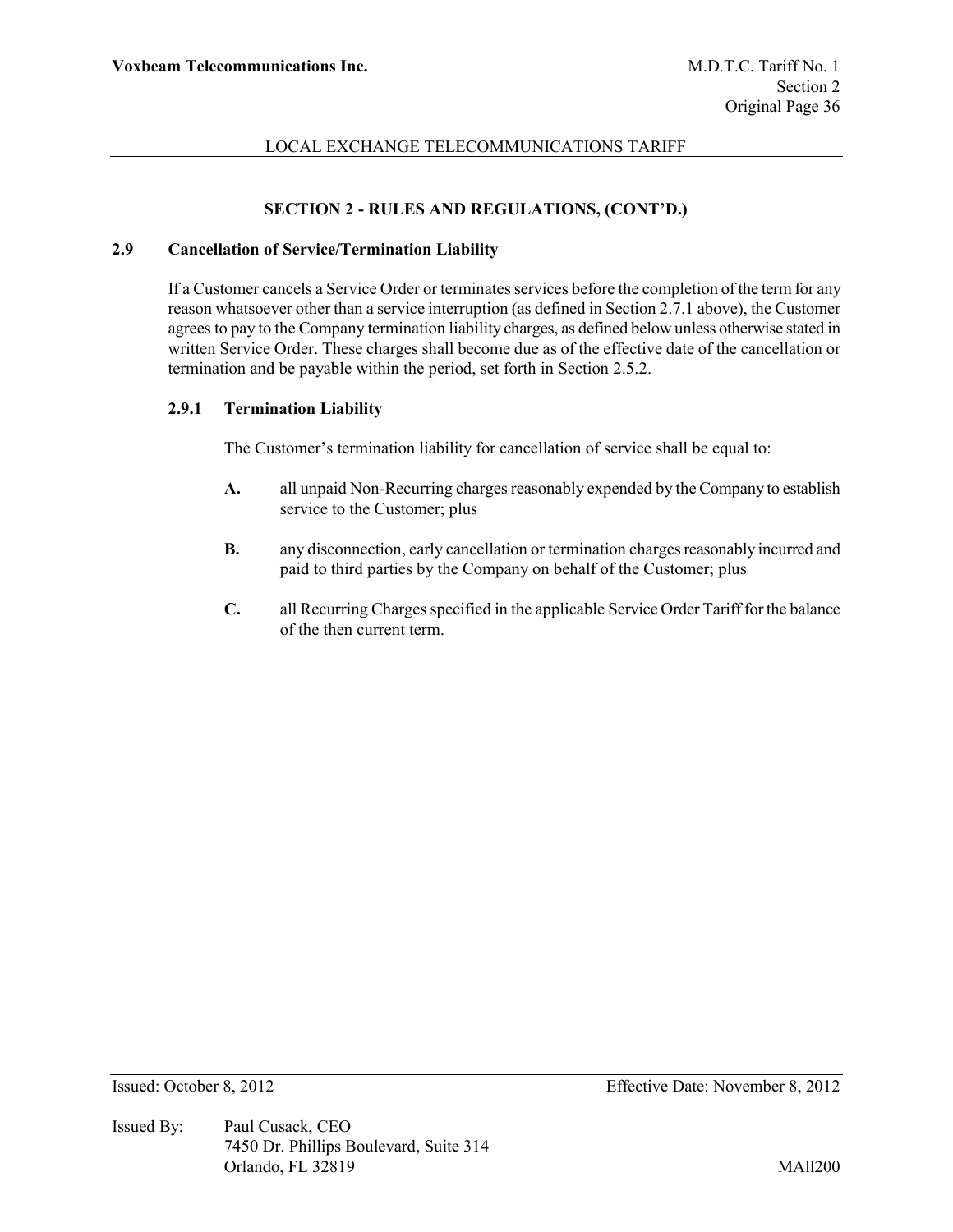## SECTION 2 - RULES AND REGULATIONS, (CONT'D.)

### 2.9 Cancellation of Service/Termination Liability

If a Customer cancels a Service Order or terminates services before the completion of the term for any reason whatsoever other than a service interruption (as defined in Section 2.7.1 above), the Customer agrees to pay to the Company termination liability charges, as defined below unless otherwise stated in written Service Order. These charges shall become due as of the effective date of the cancellation or termination and be payable within the period, set forth in Section 2.5.2.

#### 2.9.1 Termination Liability

The Customer's termination liability for cancellation of service shall be equal to:

**A.** all unpaid Non-Recurring charges reasonably expended by the Company to establish service to the Customer; plus

**B.** any disconnection, early cancellation or termination charges reasonably incurred and paid to third parties by the Company on behalf of the Customer; plus

**C.** all Recurring Charges specified in the applicable Service Order Tariff for the balance of the then current term.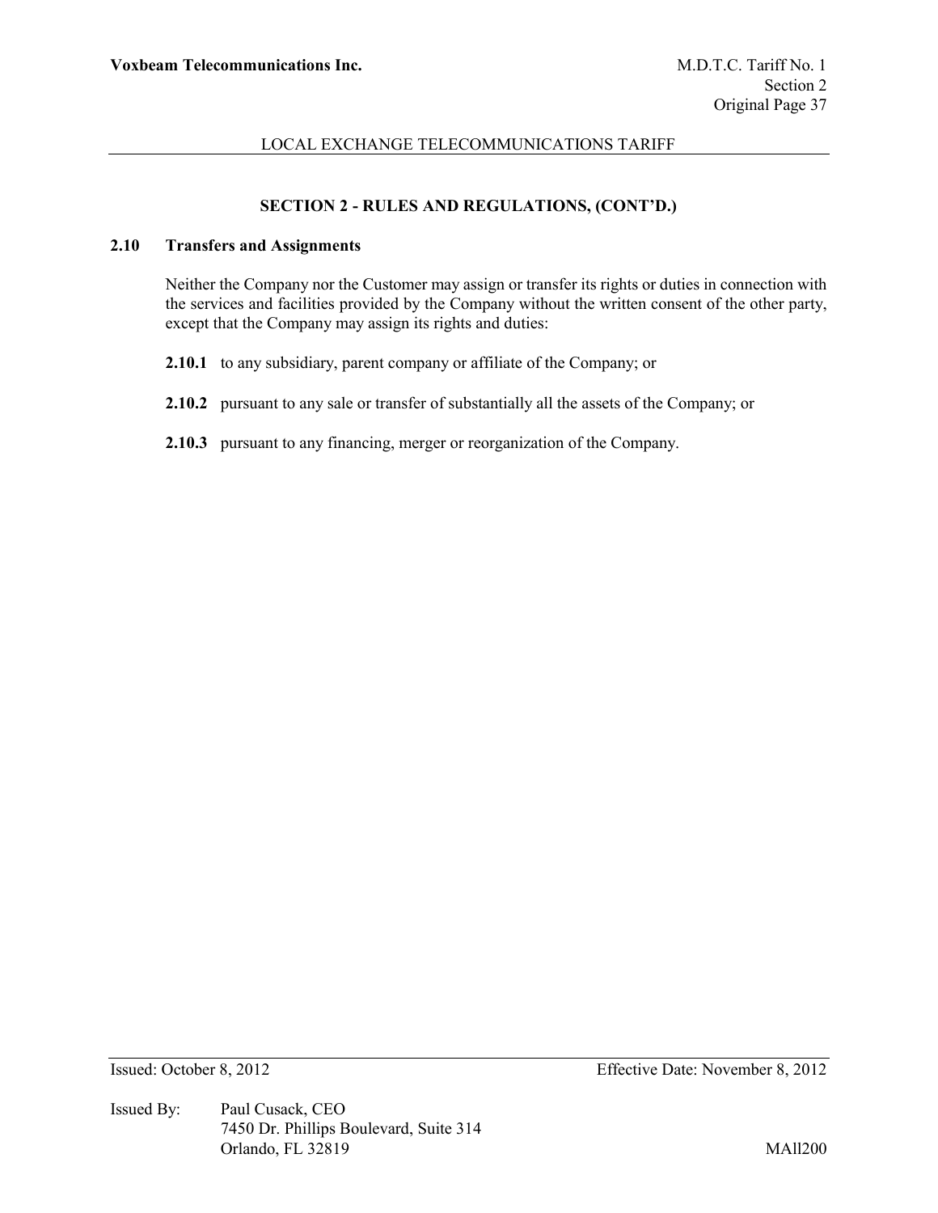## SECTION 2 - RULES AND REGULATIONS, (CONT'D.)

### 2.10 Transfers and Assignments

Neither the Company nor the Customer may assign or transfer its rights or duties in connection with the services and facilities provided by the Company without the written consent of the other party, except that the Company may assign its rights and duties:

**2.10.1** to any subsidiary, parent company or affiliate of the Company; or

**2.10.2** pursuant to any sale or transfer of substantially all the assets of the Company; or

**2.10.3** pursuant to any financing, merger or reorganization of the Company.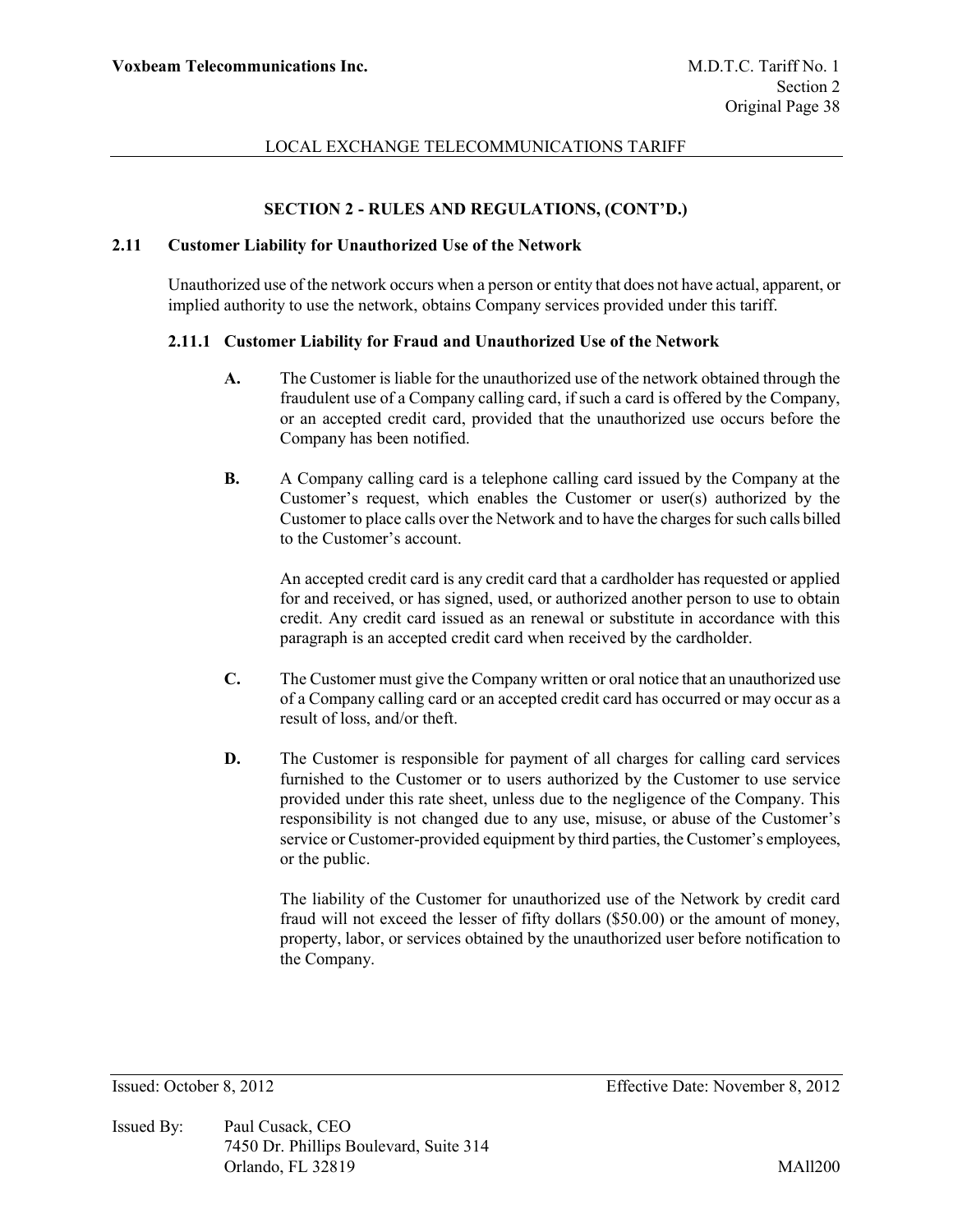## SECTION 2 - RULES AND REGULATIONS, (CONT'D.)

### 2.11 Customer Liability for Unauthorized Use of the Network

Unauthorized use of the network occurs when a person or entity that does not have actual, apparent, or implied authority to use the network, obtains Company services provided under this tariff.

#### 2.11.1 Customer Liability for Fraud and Unauthorized Use of the Network

**A.** The Customer is liable for the unauthorized use of the network obtained through the fraudulent use of a Company calling card, if such a card is offered by the Company, or an accepted credit card, provided that the unauthorized use occurs before the Company has been notified.

**B.** A Company calling card is a telephone calling card issued by the Company at the Customer's request, which enables the Customer or user(s) authorized by the Customer to place calls over the Network and to have the charges for such calls billed to the Customer's account.

An accepted credit card is any credit card that a cardholder has requested or applied for and received, or has signed, used, or authorized another person to use to obtain credit. Any credit card issued as an renewal or substitute in accordance with this paragraph is an accepted credit card when received by the cardholder.

**C.** The Customer must give the Company written or oral notice that an unauthorized use of a Company calling card or an accepted credit card has occurred or may occur as a result of loss, and/or theft.

**D.** The Customer is responsible for payment of all charges for calling card services furnished to the Customer or to users authorized by the Customer to use service provided under this rate sheet, unless due to the negligence of the Company. This responsibility is not changed due to any use, misuse, or abuse of the Customer's service or Customer-provided equipment by third parties, the Customer's employees, or the public.

The liability of the Customer for unauthorized use of the Network by credit card fraud will not exceed the lesser of fifty dollars ($50.00) or the amount of money, property, labor, or services obtained by the unauthorized user before notification to the Company.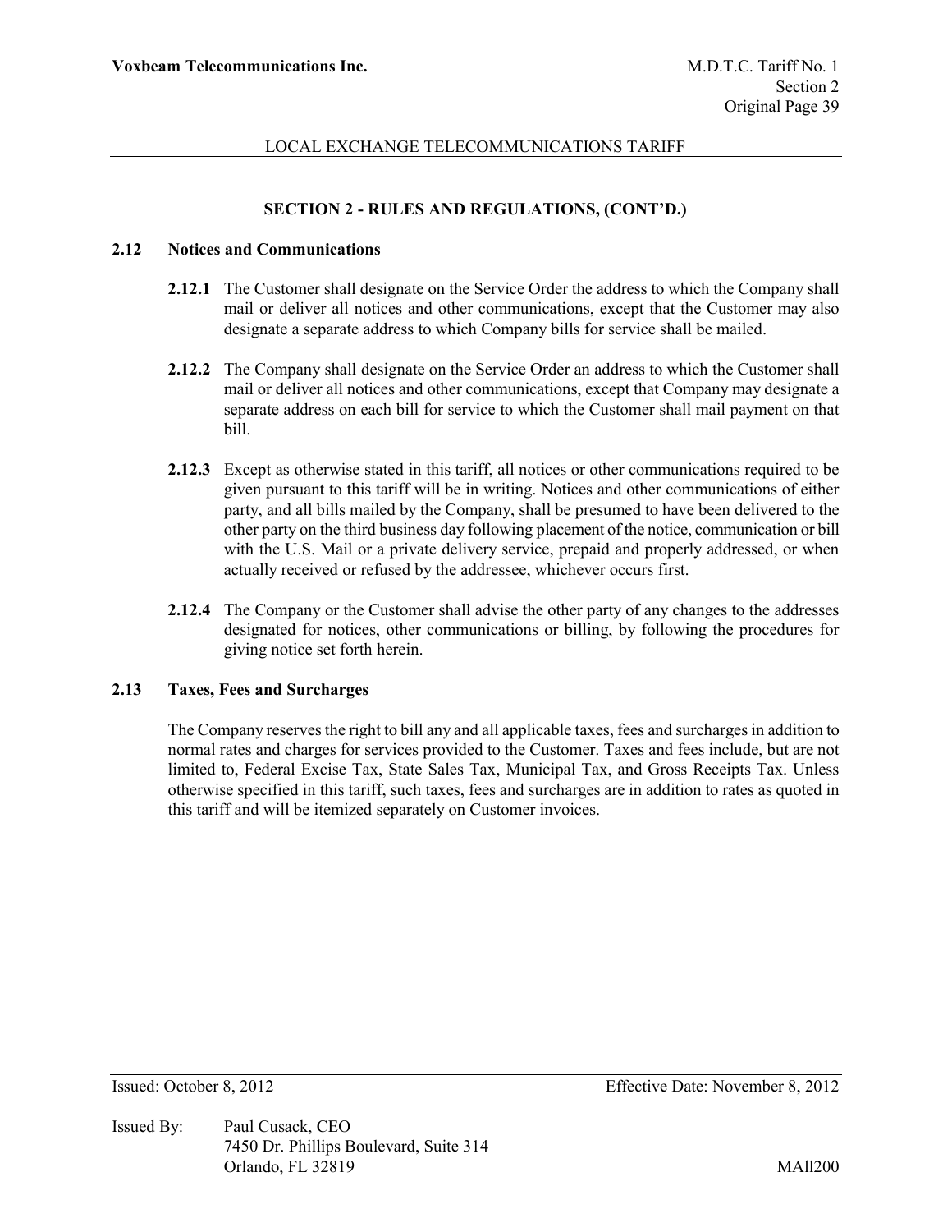## SECTION 2 - RULES AND REGULATIONS, (CONT'D.)

### 2.12 Notices and Communications

**2.12.1** The Customer shall designate on the Service Order the address to which the Company shall mail or deliver all notices and other communications, except that the Customer may also designate a separate address to which Company bills for service shall be mailed.

**2.12.2** The Company shall designate on the Service Order an address to which the Customer shall mail or deliver all notices and other communications, except that Company may designate a separate address on each bill for service to which the Customer shall mail payment on that bill.

**2.12.3** Except as otherwise stated in this tariff, all notices or other communications required to be given pursuant to this tariff will be in writing. Notices and other communications of either party, and all bills mailed by the Company, shall be presumed to have been delivered to the other party on the third business day following placement of the notice, communication or bill with the U.S. Mail or a private delivery service, prepaid and properly addressed, or when actually received or refused by the addressee, whichever occurs first.

**2.12.4** The Company or the Customer shall advise the other party of any changes to the addresses designated for notices, other communications or billing, by following the procedures for giving notice set forth herein.

### 2.13 Taxes, Fees and Surcharges

The Company reserves the right to bill any and all applicable taxes, fees and surcharges in addition to normal rates and charges for services provided to the Customer. Taxes and fees include, but are not limited to, Federal Excise Tax, State Sales Tax, Municipal Tax, and Gross Receipts Tax. Unless otherwise specified in this tariff, such taxes, fees and surcharges are in addition to rates as quoted in this tariff and will be itemized separately on Customer invoices.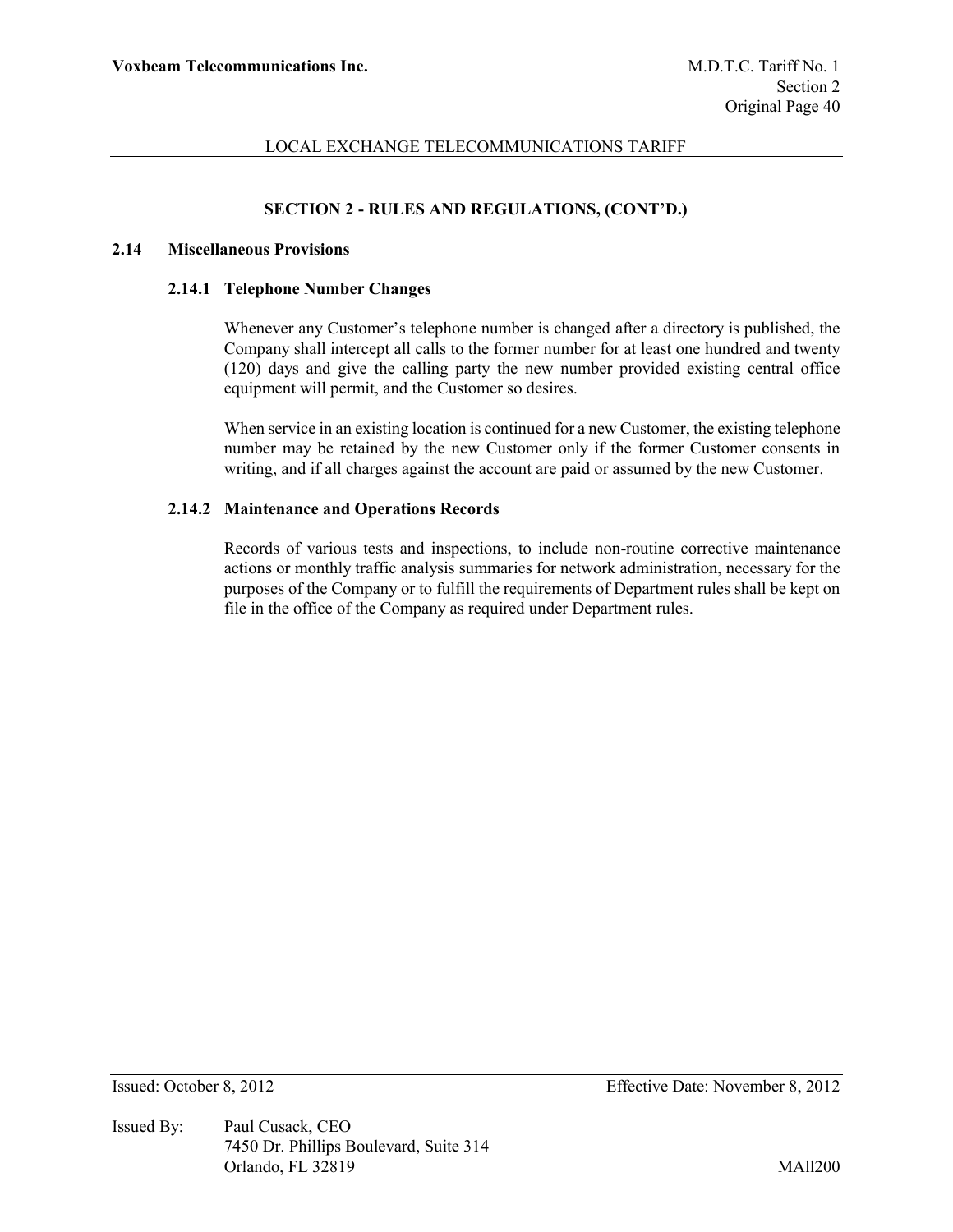## SECTION 2 - RULES AND REGULATIONS, (CONT'D.)

### 2.14 Miscellaneous Provisions

#### 2.14.1 Telephone Number Changes

Whenever any Customer's telephone number is changed after a directory is published, the Company shall intercept all calls to the former number for at least one hundred and twenty (120) days and give the calling party the new number provided existing central office equipment will permit, and the Customer so desires.

When service in an existing location is continued for a new Customer, the existing telephone number may be retained by the new Customer only if the former Customer consents in writing, and if all charges against the account are paid or assumed by the new Customer.

#### 2.14.2 Maintenance and Operations Records

Records of various tests and inspections, to include non-routine corrective maintenance actions or monthly traffic analysis summaries for network administration, necessary for the purposes of the Company or to fulfill the requirements of Department rules shall be kept on file in the office of the Company as required under Department rules.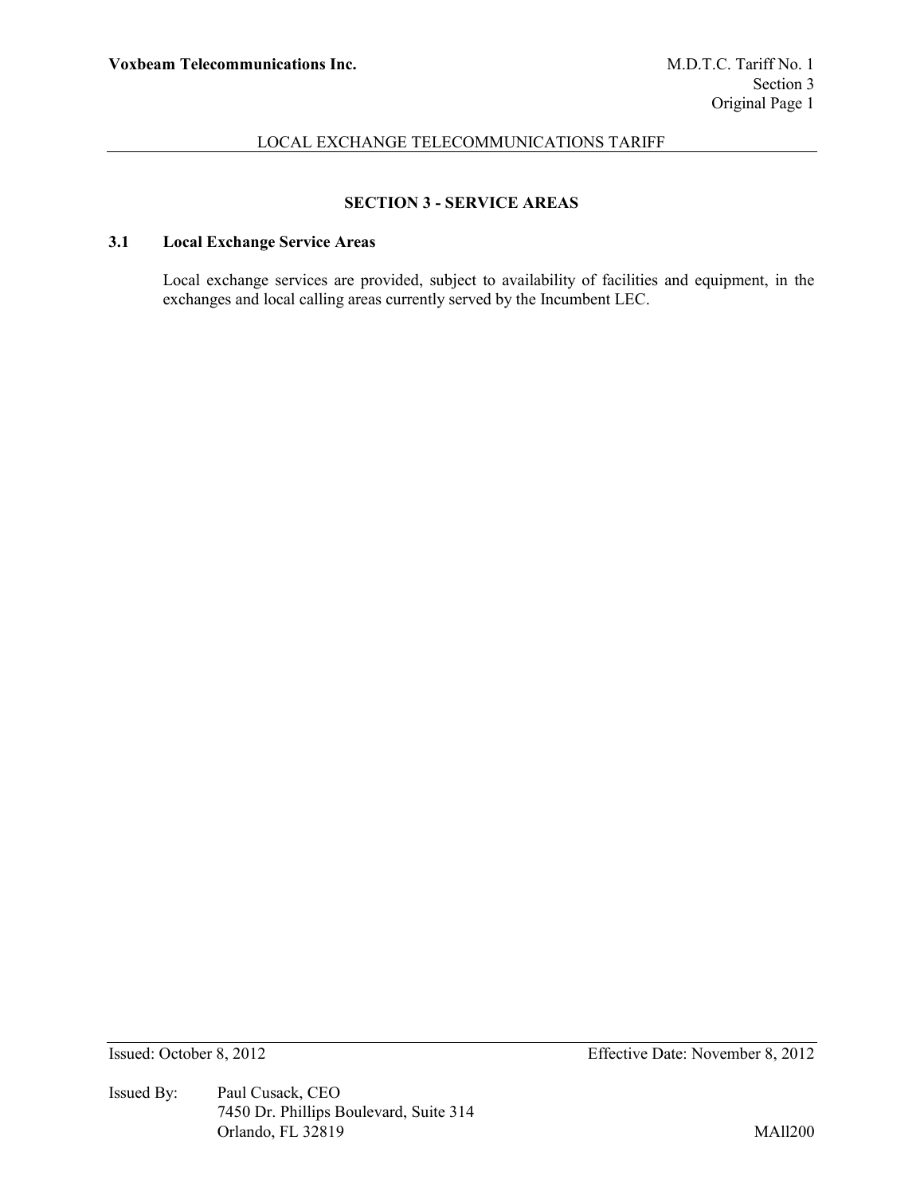## SECTION 3 - SERVICE AREAS

### 3.1 Local Exchange Service Areas

Local exchange services are provided, subject to availability of facilities and equipment, in the exchanges and local calling areas currently served by the Incumbent LEC.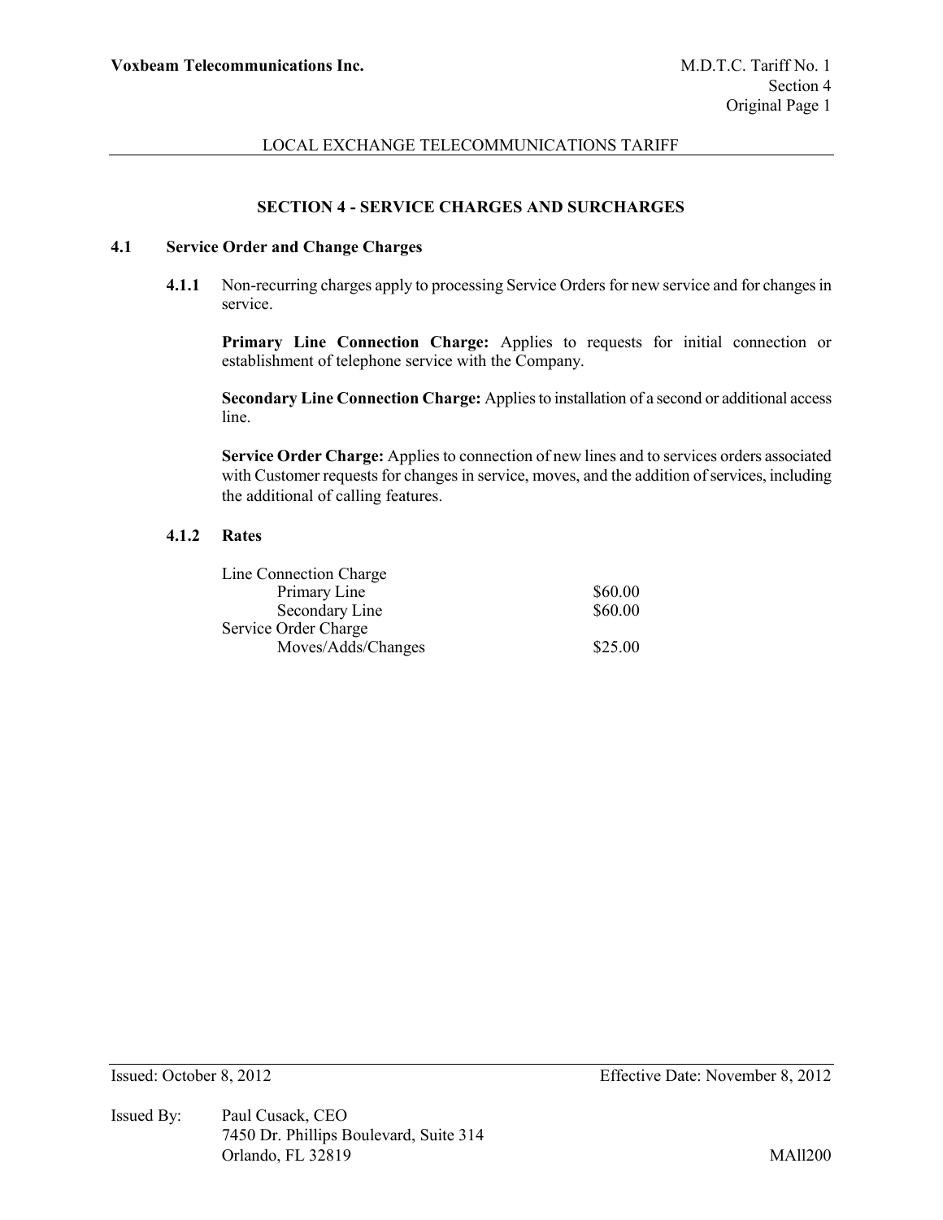## SECTION 4 - SERVICE CHARGES AND SURCHARGES

### 4.1 Service Order and Change Charges

**4.1.1** Non-recurring charges apply to processing Service Orders for new service and for changes in service.

**Primary Line Connection Charge:** Applies to requests for initial connection or establishment of telephone service with the Company.

**Secondary Line Connection Charge:** Applies to installation of a second or additional access line.

**Service Order Charge:** Applies to connection of new lines and to services orders associated with Customer requests for changes in service, moves, and the addition of services, including the additional of calling features.

**4.1.2 Rates**

| | |
|---|---|
| Line Connection Charge | |
| Primary Line | $60.00 |
| Secondary Line | $60.00 |
| Service Order Charge | |
| Moves/Adds/Changes | $25.00 |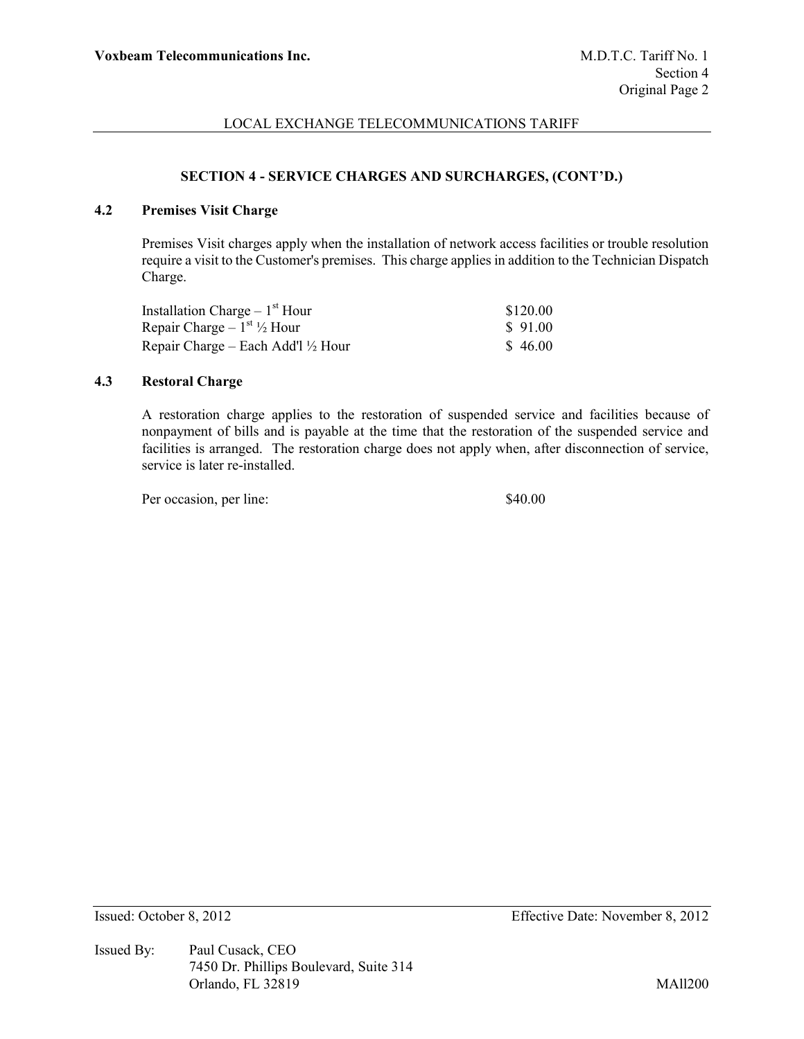## SECTION 4 - SERVICE CHARGES AND SURCHARGES, (CONT'D.)

### 4.2 Premises Visit Charge

Premises Visit charges apply when the installation of network access facilities or trouble resolution require a visit to the Customer's premises. This charge applies in addition to the Technician Dispatch Charge.

| | |
|---|---|
| Installation Charge – 1st Hour | $120.00 |
| Repair Charge – 1st ½ Hour | $ 91.00 |
| Repair Charge – Each Add'l ½ Hour | $ 46.00 |

### 4.3 Restoral Charge

A restoration charge applies to the restoration of suspended service and facilities because of nonpayment of bills and is payable at the time that the restoration of the suspended service and facilities is arranged. The restoration charge does not apply when, after disconnection of service, service is later re-installed.

| | |
|---|---|
| Per occasion, per line: | $40.00 |

Issued: October 8, 2012 Effective Date: November 8, 2012

Issued By: Paul Cusack, CEO
7450 Dr. Phillips Boulevard, Suite 314
Orlando, FL 32819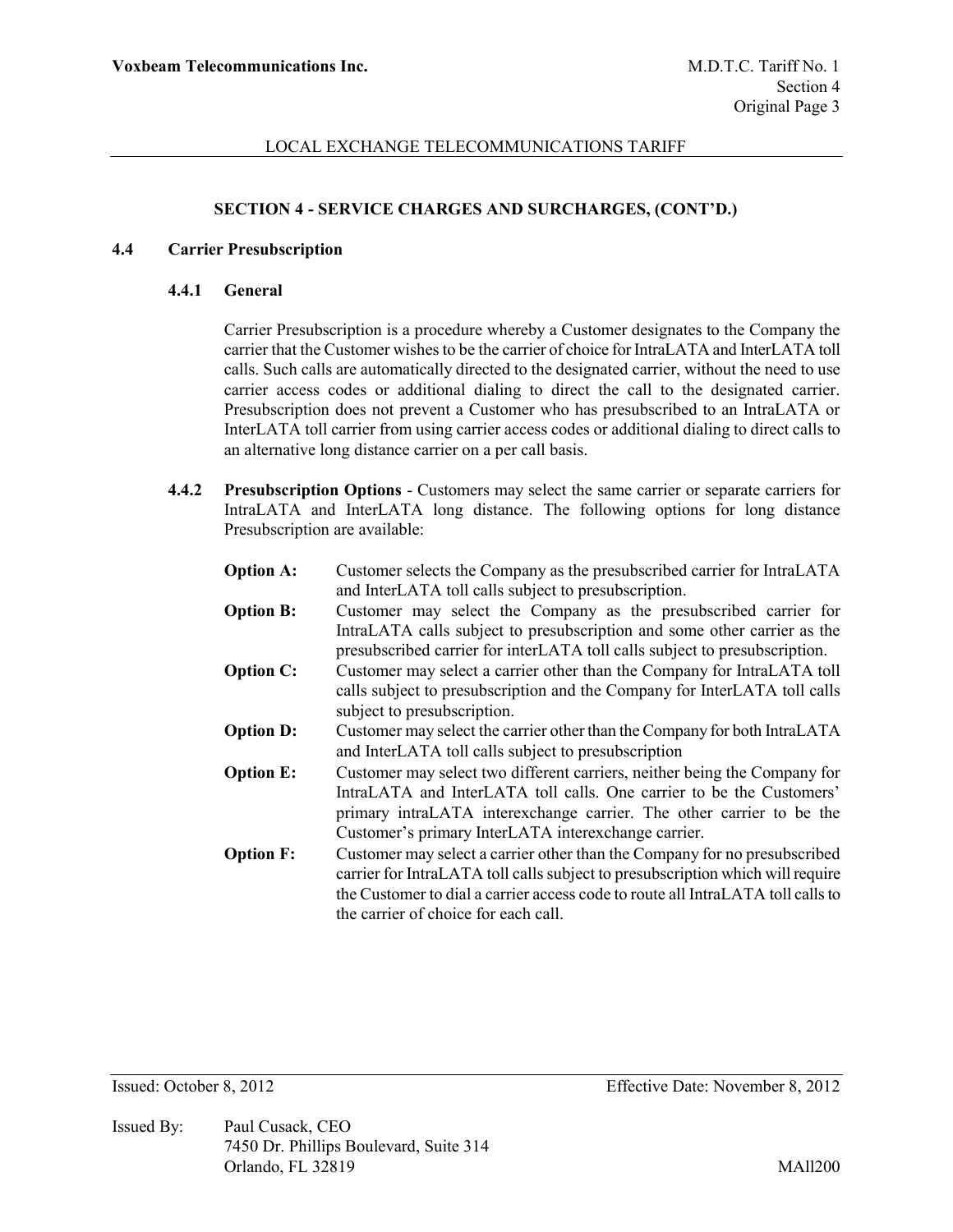**SECTION 4 - SERVICE CHARGES AND SURCHARGES, (CONT'D.)**

## 4.4 Carrier Presubscription

### 4.4.1 General

Carrier Presubscription is a procedure whereby a Customer designates to the Company the carrier that the Customer wishes to be the carrier of choice for IntraLATA and InterLATA toll calls. Such calls are automatically directed to the designated carrier, without the need to use carrier access codes or additional dialing to direct the call to the designated carrier. Presubscription does not prevent a Customer who has presubscribed to an IntraLATA or InterLATA toll carrier from using carrier access codes or additional dialing to direct calls to an alternative long distance carrier on a per call basis.

**4.4.2 Presubscription Options** - Customers may select the same carrier or separate carriers for IntraLATA and InterLATA long distance. The following options for long distance Presubscription are available:

**Option A:** Customer selects the Company as the presubscribed carrier for IntraLATA and InterLATA toll calls subject to presubscription.

**Option B:** Customer may select the Company as the presubscribed carrier for IntraLATA calls subject to presubscription and some other carrier as the presubscribed carrier for interLATA toll calls subject to presubscription.

**Option C:** Customer may select a carrier other than the Company for IntraLATA toll calls subject to presubscription and the Company for InterLATA toll calls subject to presubscription.

**Option D:** Customer may select the carrier other than the Company for both IntraLATA and InterLATA toll calls subject to presubscription

**Option E:** Customer may select two different carriers, neither being the Company for IntraLATA and InterLATA toll calls. One carrier to be the Customers' primary intraLATA interexchange carrier. The other carrier to be the Customer's primary InterLATA interexchange carrier.

**Option F:** Customer may select a carrier other than the Company for no presubscribed carrier for IntraLATA toll calls subject to presubscription which will require the Customer to dial a carrier access code to route all IntraLATA toll calls to the carrier of choice for each call.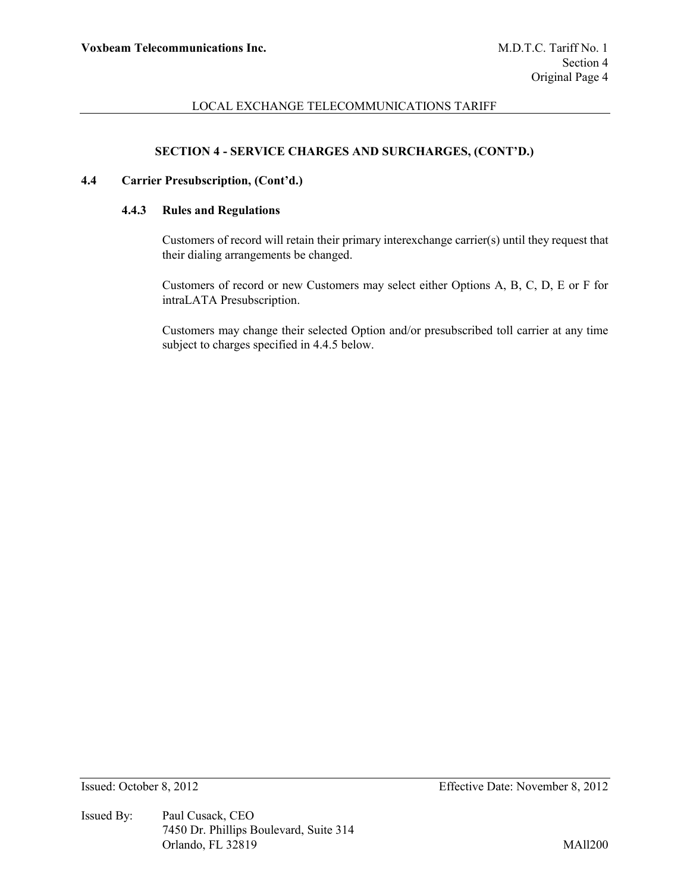## SECTION 4 - SERVICE CHARGES AND SURCHARGES, (CONT'D.)

### 4.4 Carrier Presubscription, (Cont'd.)

#### 4.4.3 Rules and Regulations

Customers of record will retain their primary interexchange carrier(s) until they request that their dialing arrangements be changed.

Customers of record or new Customers may select either Options A, B, C, D, E or F for intraLATA Presubscription.

Customers may change their selected Option and/or presubscribed toll carrier at any time subject to charges specified in 4.4.5 below.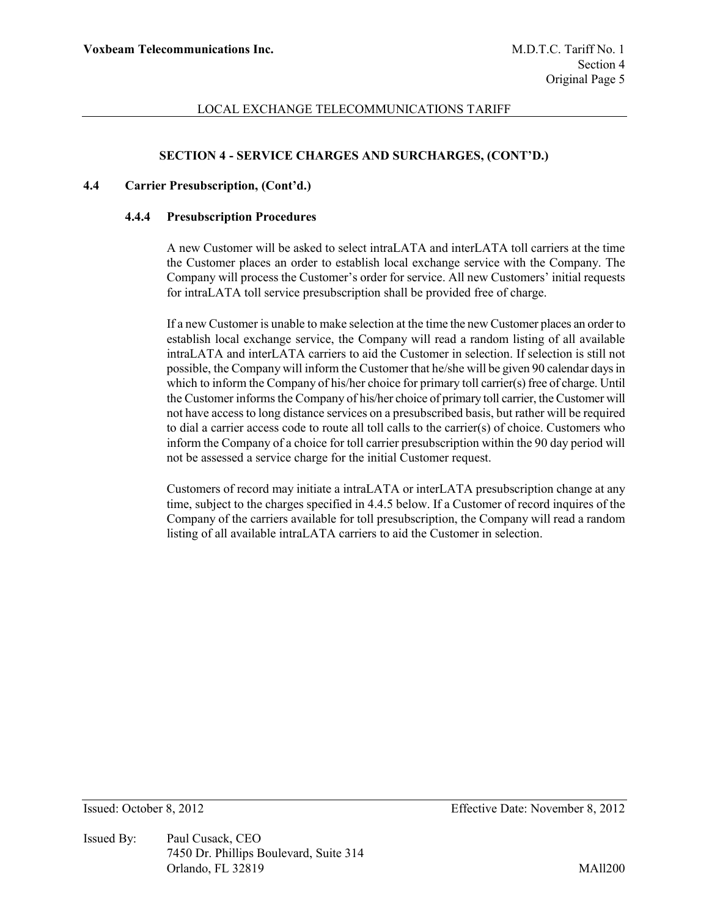## SECTION 4 - SERVICE CHARGES AND SURCHARGES, (CONT'D.)

### 4.4 Carrier Presubscription, (Cont'd.)

#### 4.4.4 Presubscription Procedures

A new Customer will be asked to select intraLATA and interLATA toll carriers at the time the Customer places an order to establish local exchange service with the Company. The Company will process the Customer's order for service. All new Customers' initial requests for intraLATA toll service presubscription shall be provided free of charge.

If a new Customer is unable to make selection at the time the new Customer places an order to establish local exchange service, the Company will read a random listing of all available intraLATA and interLATA carriers to aid the Customer in selection. If selection is still not possible, the Company will inform the Customer that he/she will be given 90 calendar days in which to inform the Company of his/her choice for primary toll carrier(s) free of charge. Until the Customer informs the Company of his/her choice of primary toll carrier, the Customer will not have access to long distance services on a presubscribed basis, but rather will be required to dial a carrier access code to route all toll calls to the carrier(s) of choice. Customers who inform the Company of a choice for toll carrier presubscription within the 90 day period will not be assessed a service charge for the initial Customer request.

Customers of record may initiate a intraLATA or interLATA presubscription change at any time, subject to the charges specified in 4.4.5 below. If a Customer of record inquires of the Company of the carriers available for toll presubscription, the Company will read a random listing of all available intraLATA carriers to aid the Customer in selection.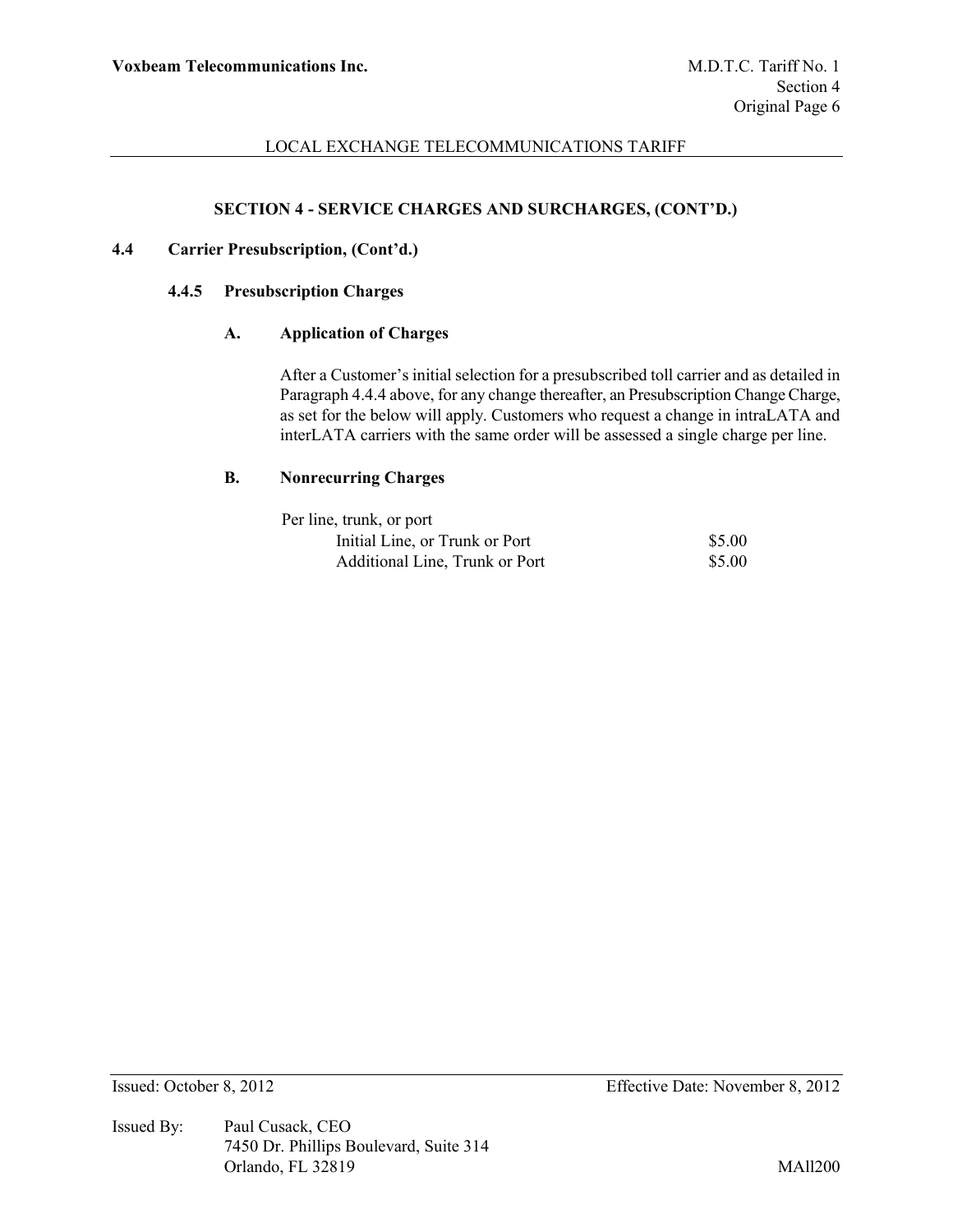## SECTION 4 - SERVICE CHARGES AND SURCHARGES, (CONT'D.)

### 4.4 Carrier Presubscription, (Cont'd.)

#### 4.4.5 Presubscription Charges

**A. Application of Charges**

After a Customer's initial selection for a presubscribed toll carrier and as detailed in Paragraph 4.4.4 above, for any change thereafter, an Presubscription Change Charge, as set for the below will apply. Customers who request a change in intraLATA and interLATA carriers with the same order will be assessed a single charge per line.

**B. Nonrecurring Charges**

| Per line, trunk, or port | |
|---|---|
| Initial Line, or Trunk or Port | $5.00 |
| Additional Line, Trunk or Port | $5.00 |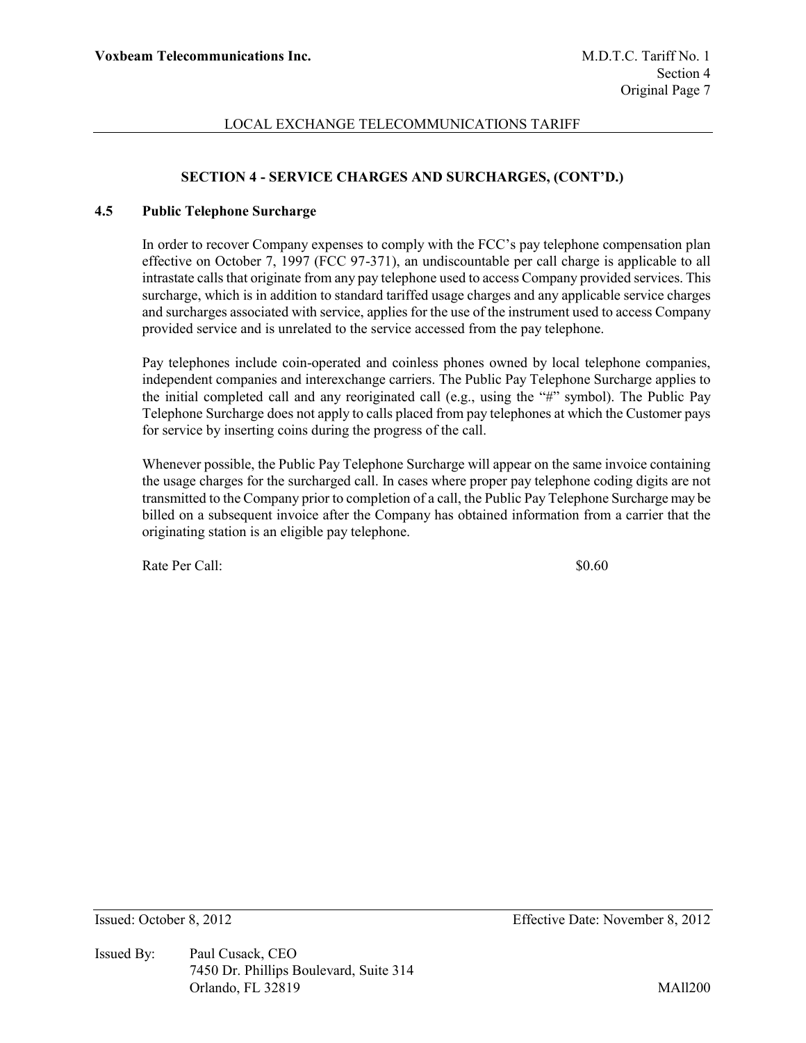## SECTION 4 - SERVICE CHARGES AND SURCHARGES, (CONT'D.)

### 4.5 Public Telephone Surcharge

In order to recover Company expenses to comply with the FCC's pay telephone compensation plan effective on October 7, 1997 (FCC 97-371), an undiscountable per call charge is applicable to all intrastate calls that originate from any pay telephone used to access Company provided services. This surcharge, which is in addition to standard tariffed usage charges and any applicable service charges and surcharges associated with service, applies for the use of the instrument used to access Company provided service and is unrelated to the service accessed from the pay telephone.

Pay telephones include coin-operated and coinless phones owned by local telephone companies, independent companies and interexchange carriers. The Public Pay Telephone Surcharge applies to the initial completed call and any reoriginated call (e.g., using the "#" symbol). The Public Pay Telephone Surcharge does not apply to calls placed from pay telephones at which the Customer pays for service by inserting coins during the progress of the call.

Whenever possible, the Public Pay Telephone Surcharge will appear on the same invoice containing the usage charges for the surcharged call. In cases where proper pay telephone coding digits are not transmitted to the Company prior to completion of a call, the Public Pay Telephone Surcharge may be billed on a subsequent invoice after the Company has obtained information from a carrier that the originating station is an eligible pay telephone.

Rate Per Call: $0.60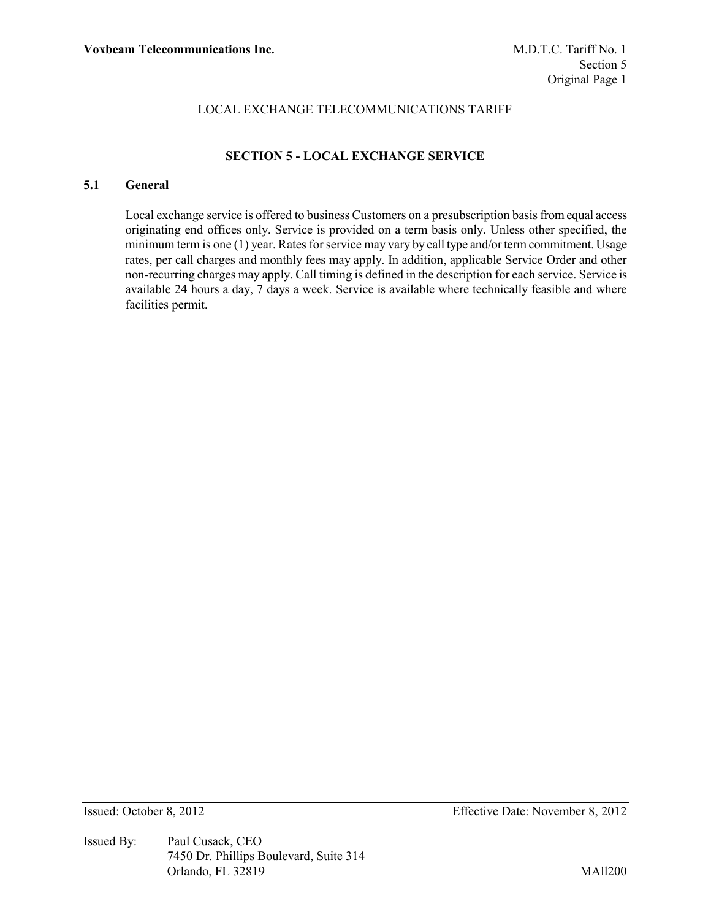## SECTION 5 - LOCAL EXCHANGE SERVICE

### 5.1 General

Local exchange service is offered to business Customers on a presubscription basis from equal access originating end offices only. Service is provided on a term basis only. Unless other specified, the minimum term is one (1) year. Rates for service may vary by call type and/or term commitment. Usage rates, per call charges and monthly fees may apply. In addition, applicable Service Order and other non-recurring charges may apply. Call timing is defined in the description for each service. Service is available 24 hours a day, 7 days a week. Service is available where technically feasible and where facilities permit.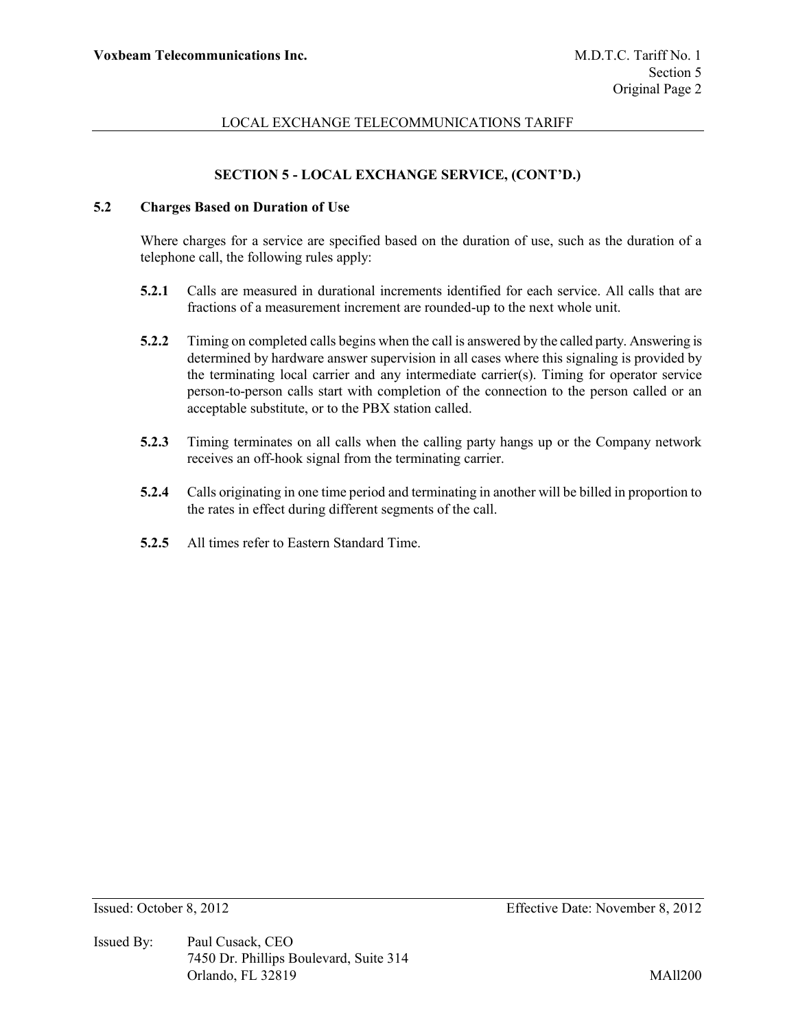## SECTION 5 - LOCAL EXCHANGE SERVICE, (CONT'D.)

### 5.2 Charges Based on Duration of Use

Where charges for a service are specified based on the duration of use, such as the duration of a telephone call, the following rules apply:

**5.2.1** Calls are measured in durational increments identified for each service. All calls that are fractions of a measurement increment are rounded-up to the next whole unit.

**5.2.2** Timing on completed calls begins when the call is answered by the called party. Answering is determined by hardware answer supervision in all cases where this signaling is provided by the terminating local carrier and any intermediate carrier(s). Timing for operator service person-to-person calls start with completion of the connection to the person called or an acceptable substitute, or to the PBX station called.

**5.2.3** Timing terminates on all calls when the calling party hangs up or the Company network receives an off-hook signal from the terminating carrier.

**5.2.4** Calls originating in one time period and terminating in another will be billed in proportion to the rates in effect during different segments of the call.

**5.2.5** All times refer to Eastern Standard Time.

Issued: October 8, 2012 Effective Date: November 8, 2012

Issued By: Paul Cusack, CEO
7450 Dr. Phillips Boulevard, Suite 314
Orlando, FL 32819

MAll200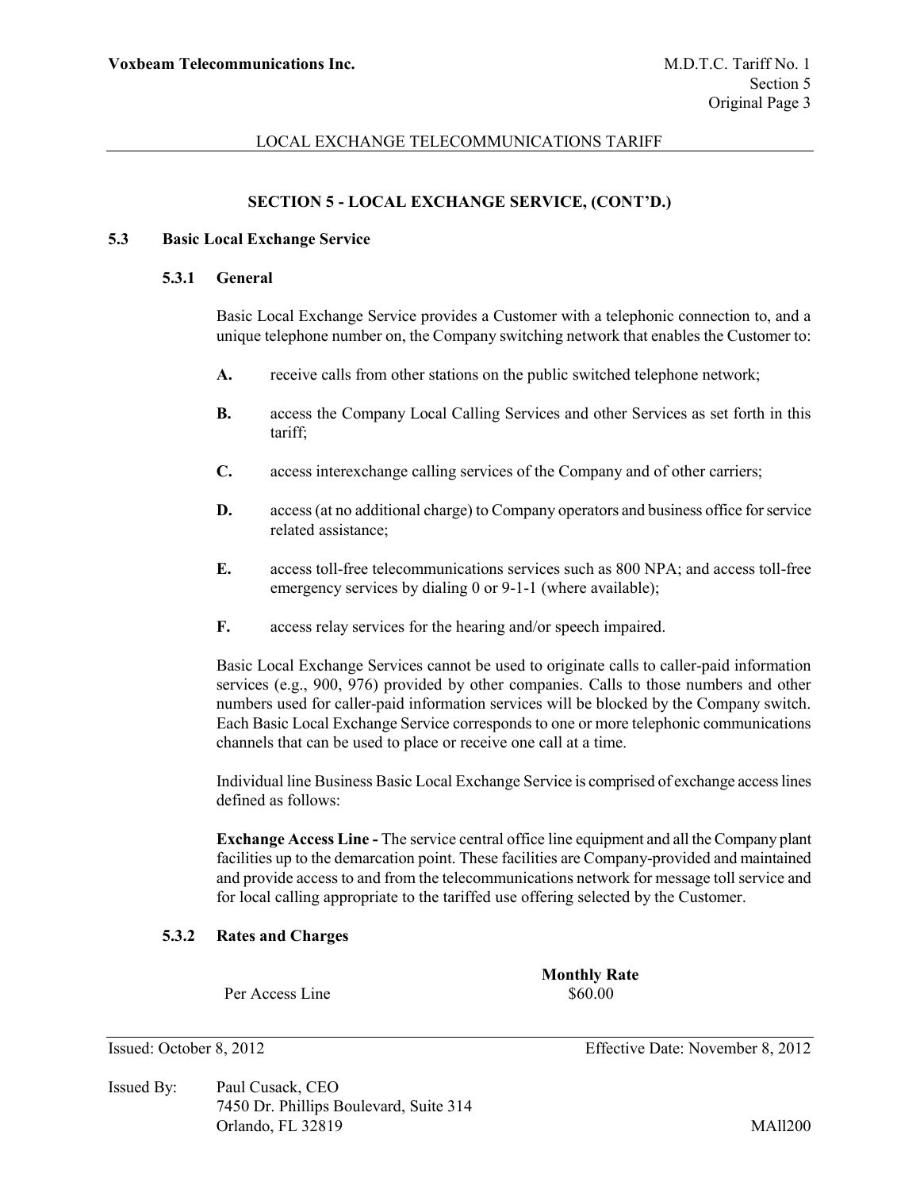## SECTION 5 - LOCAL EXCHANGE SERVICE, (CONT'D.)

### 5.3 Basic Local Exchange Service

#### 5.3.1 General

Basic Local Exchange Service provides a Customer with a telephonic connection to, and a unique telephone number on, the Company switching network that enables the Customer to:

**A.** receive calls from other stations on the public switched telephone network;

**B.** access the Company Local Calling Services and other Services as set forth in this tariff;

**C.** access interexchange calling services of the Company and of other carriers;

**D.** access (at no additional charge) to Company operators and business office for service related assistance;

**E.** access toll-free telecommunications services such as 800 NPA; and access toll-free emergency services by dialing 0 or 9-1-1 (where available);

**F.** access relay services for the hearing and/or speech impaired.

Basic Local Exchange Services cannot be used to originate calls to caller-paid information services (e.g., 900, 976) provided by other companies. Calls to those numbers and other numbers used for caller-paid information services will be blocked by the Company switch. Each Basic Local Exchange Service corresponds to one or more telephonic communications channels that can be used to place or receive one call at a time.

Individual line Business Basic Local Exchange Service is comprised of exchange access lines defined as follows:

**Exchange Access Line -** The service central office line equipment and all the Company plant facilities up to the demarcation point. These facilities are Company-provided and maintained and provide access to and from the telecommunications network for message toll service and for local calling appropriate to the tariffed use offering selected by the Customer.

#### 5.3.2 Rates and Charges

| | Monthly Rate |
|---|---|
| Per Access Line | $60.00 |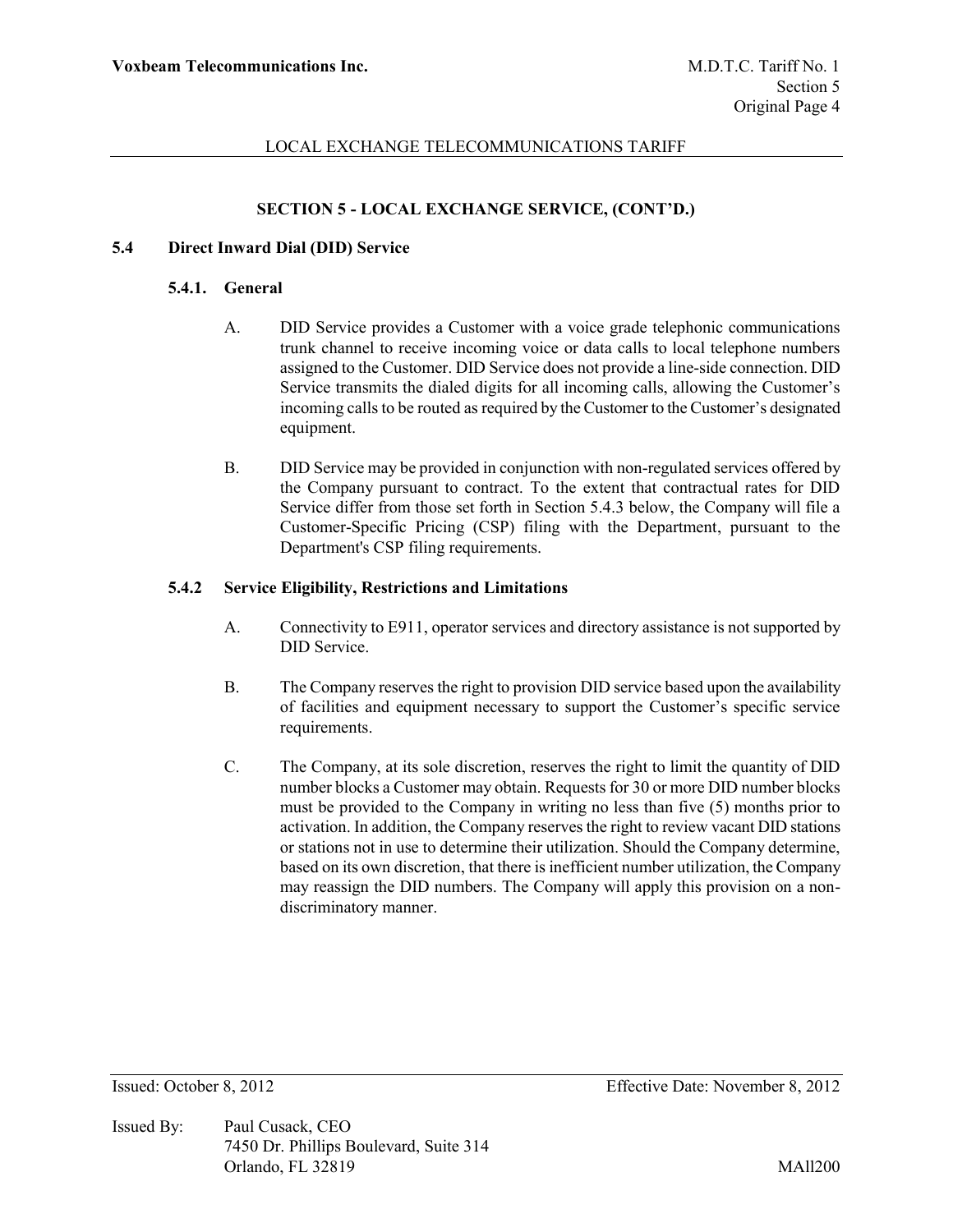## SECTION 5 - LOCAL EXCHANGE SERVICE, (CONT'D.)

### 5.4 Direct Inward Dial (DID) Service

#### 5.4.1. General

A. DID Service provides a Customer with a voice grade telephonic communications trunk channel to receive incoming voice or data calls to local telephone numbers assigned to the Customer. DID Service does not provide a line-side connection. DID Service transmits the dialed digits for all incoming calls, allowing the Customer's incoming calls to be routed as required by the Customer to the Customer's designated equipment.

B. DID Service may be provided in conjunction with non-regulated services offered by the Company pursuant to contract. To the extent that contractual rates for DID Service differ from those set forth in Section 5.4.3 below, the Company will file a Customer-Specific Pricing (CSP) filing with the Department, pursuant to the Department's CSP filing requirements.

#### 5.4.2 Service Eligibility, Restrictions and Limitations

A. Connectivity to E911, operator services and directory assistance is not supported by DID Service.

B. The Company reserves the right to provision DID service based upon the availability of facilities and equipment necessary to support the Customer's specific service requirements.

C. The Company, at its sole discretion, reserves the right to limit the quantity of DID number blocks a Customer may obtain. Requests for 30 or more DID number blocks must be provided to the Company in writing no less than five (5) months prior to activation. In addition, the Company reserves the right to review vacant DID stations or stations not in use to determine their utilization. Should the Company determine, based on its own discretion, that there is inefficient number utilization, the Company may reassign the DID numbers. The Company will apply this provision on a non-discriminatory manner.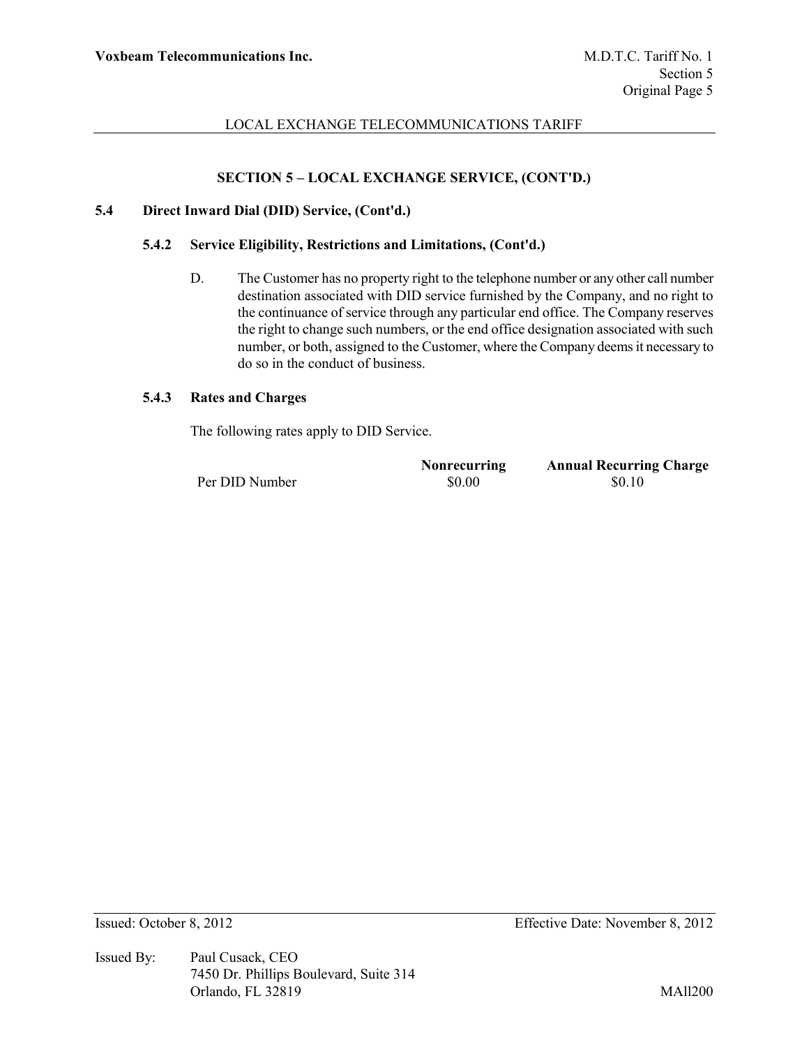## SECTION 5 – LOCAL EXCHANGE SERVICE, (CONT'D.)

### 5.4 Direct Inward Dial (DID) Service, (Cont'd.)

#### 5.4.2 Service Eligibility, Restrictions and Limitations, (Cont'd.)

D. The Customer has no property right to the telephone number or any other call number destination associated with DID service furnished by the Company, and no right to the continuance of service through any particular end office. The Company reserves the right to change such numbers, or the end office designation associated with such number, or both, assigned to the Customer, where the Company deems it necessary to do so in the conduct of business.

#### 5.4.3 Rates and Charges

The following rates apply to DID Service.

| | Nonrecurring | Annual Recurring Charge |
|---|---|---|
| Per DID Number | $0.00 | $0.10 |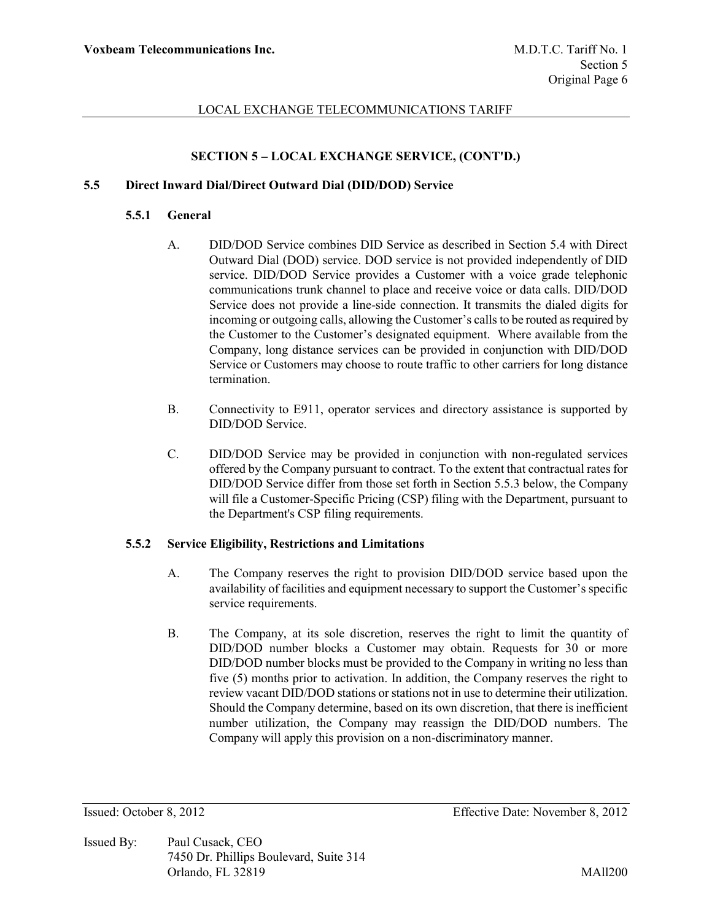## SECTION 5 – LOCAL EXCHANGE SERVICE, (CONT'D.)

### 5.5 Direct Inward Dial/Direct Outward Dial (DID/DOD) Service

#### 5.5.1 General

A. DID/DOD Service combines DID Service as described in Section 5.4 with Direct Outward Dial (DOD) service. DOD service is not provided independently of DID service. DID/DOD Service provides a Customer with a voice grade telephonic communications trunk channel to place and receive voice or data calls. DID/DOD Service does not provide a line-side connection. It transmits the dialed digits for incoming or outgoing calls, allowing the Customer's calls to be routed as required by the Customer to the Customer's designated equipment. Where available from the Company, long distance services can be provided in conjunction with DID/DOD Service or Customers may choose to route traffic to other carriers for long distance termination.

B. Connectivity to E911, operator services and directory assistance is supported by DID/DOD Service.

C. DID/DOD Service may be provided in conjunction with non-regulated services offered by the Company pursuant to contract. To the extent that contractual rates for DID/DOD Service differ from those set forth in Section 5.5.3 below, the Company will file a Customer-Specific Pricing (CSP) filing with the Department, pursuant to the Department's CSP filing requirements.

#### 5.5.2 Service Eligibility, Restrictions and Limitations

A. The Company reserves the right to provision DID/DOD service based upon the availability of facilities and equipment necessary to support the Customer's specific service requirements.

B. The Company, at its sole discretion, reserves the right to limit the quantity of DID/DOD number blocks a Customer may obtain. Requests for 30 or more DID/DOD number blocks must be provided to the Company in writing no less than five (5) months prior to activation. In addition, the Company reserves the right to review vacant DID/DOD stations or stations not in use to determine their utilization. Should the Company determine, based on its own discretion, that there is inefficient number utilization, the Company may reassign the DID/DOD numbers. The Company will apply this provision on a non-discriminatory manner.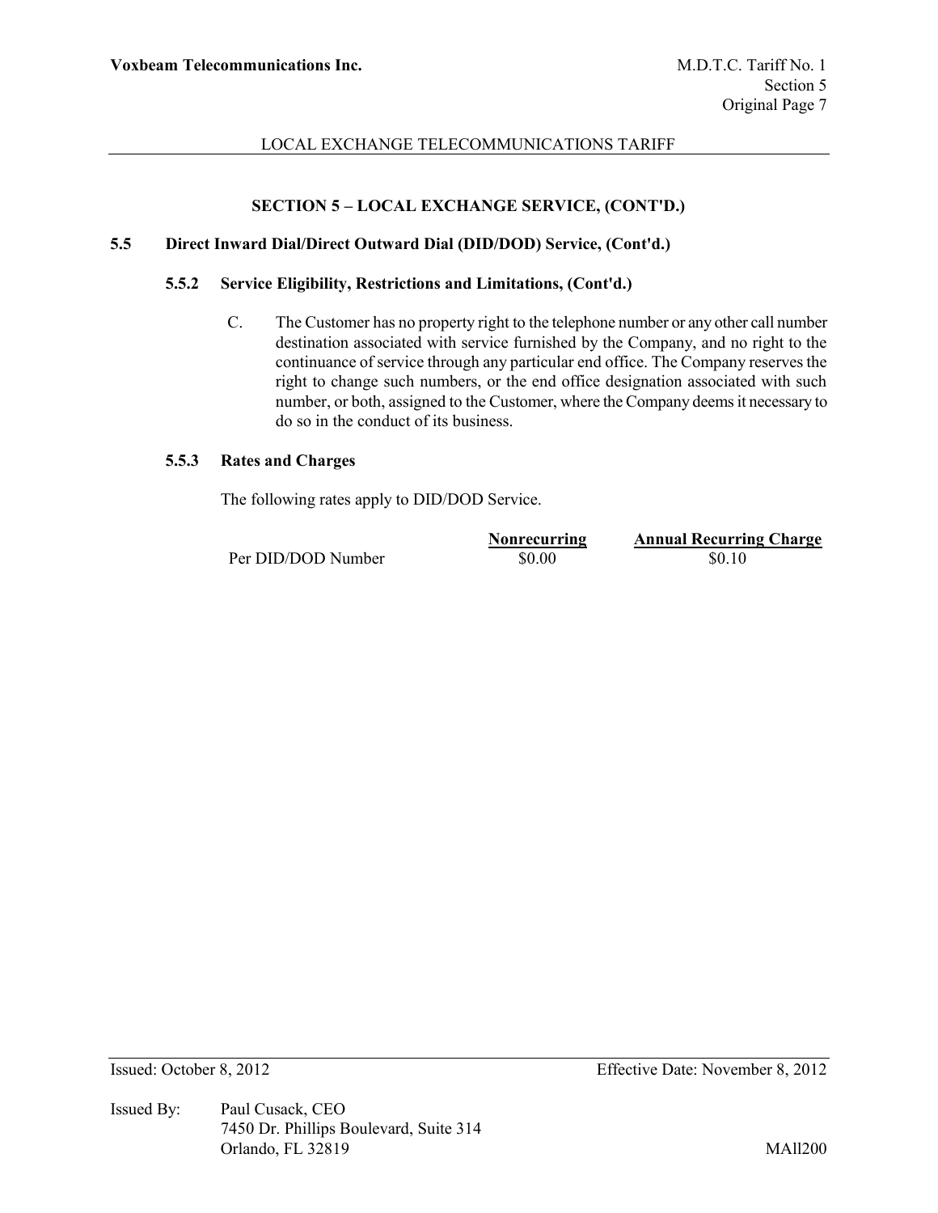## SECTION 5 – LOCAL EXCHANGE SERVICE, (CONT'D.)

### 5.5 Direct Inward Dial/Direct Outward Dial (DID/DOD) Service, (Cont'd.)

#### 5.5.2 Service Eligibility, Restrictions and Limitations, (Cont'd.)

C. The Customer has no property right to the telephone number or any other call number destination associated with service furnished by the Company, and no right to the continuance of service through any particular end office. The Company reserves the right to change such numbers, or the end office designation associated with such number, or both, assigned to the Customer, where the Company deems it necessary to do so in the conduct of its business.

#### 5.5.3 Rates and Charges

The following rates apply to DID/DOD Service.

| | Nonrecurring | Annual Recurring Charge |
|---|---|---|
| Per DID/DOD Number | $0.00 | $0.10 |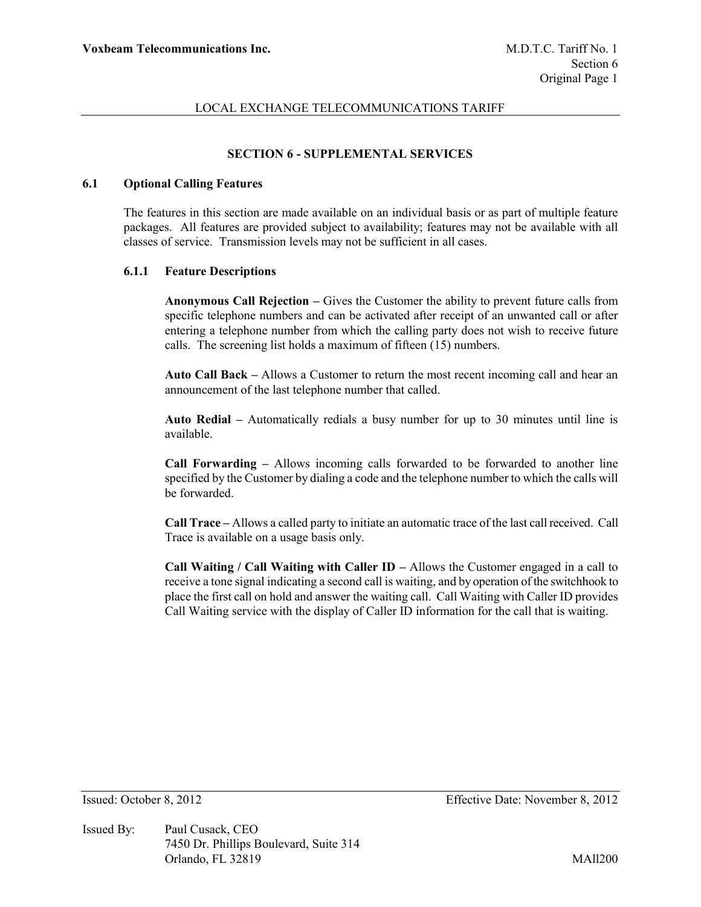## SECTION 6 - SUPPLEMENTAL SERVICES

### 6.1 Optional Calling Features

The features in this section are made available on an individual basis or as part of multiple feature packages. All features are provided subject to availability; features may not be available with all classes of service. Transmission levels may not be sufficient in all cases.

#### 6.1.1 Feature Descriptions

**Anonymous Call Rejection –** Gives the Customer the ability to prevent future calls from specific telephone numbers and can be activated after receipt of an unwanted call or after entering a telephone number from which the calling party does not wish to receive future calls. The screening list holds a maximum of fifteen (15) numbers.

**Auto Call Back –** Allows a Customer to return the most recent incoming call and hear an announcement of the last telephone number that called.

**Auto Redial –** Automatically redials a busy number for up to 30 minutes until line is available.

**Call Forwarding –** Allows incoming calls forwarded to be forwarded to another line specified by the Customer by dialing a code and the telephone number to which the calls will be forwarded.

**Call Trace –** Allows a called party to initiate an automatic trace of the last call received. Call Trace is available on a usage basis only.

**Call Waiting / Call Waiting with Caller ID –** Allows the Customer engaged in a call to receive a tone signal indicating a second call is waiting, and by operation of the switchhook to place the first call on hold and answer the waiting call. Call Waiting with Caller ID provides Call Waiting service with the display of Caller ID information for the call that is waiting.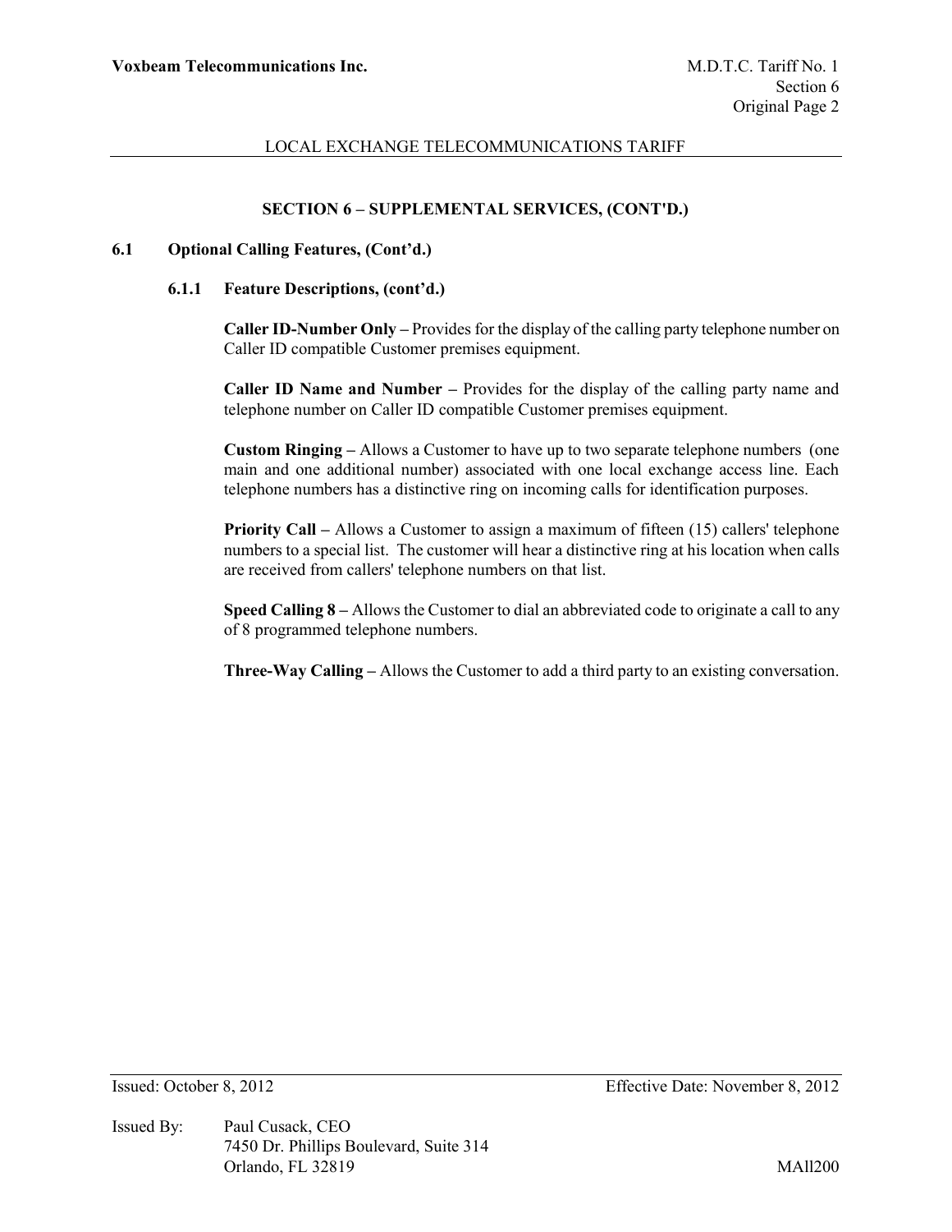## SECTION 6 – SUPPLEMENTAL SERVICES, (CONT'D.)

### 6.1 Optional Calling Features, (Cont'd.)

#### 6.1.1 Feature Descriptions, (cont'd.)

**Caller ID-Number Only –** Provides for the display of the calling party telephone number on Caller ID compatible Customer premises equipment.

**Caller ID Name and Number –** Provides for the display of the calling party name and telephone number on Caller ID compatible Customer premises equipment.

**Custom Ringing –** Allows a Customer to have up to two separate telephone numbers (one main and one additional number) associated with one local exchange access line. Each telephone numbers has a distinctive ring on incoming calls for identification purposes.

**Priority Call –** Allows a Customer to assign a maximum of fifteen (15) callers' telephone numbers to a special list. The customer will hear a distinctive ring at his location when calls are received from callers' telephone numbers on that list.

**Speed Calling 8 –** Allows the Customer to dial an abbreviated code to originate a call to any of 8 programmed telephone numbers.

**Three-Way Calling –** Allows the Customer to add a third party to an existing conversation.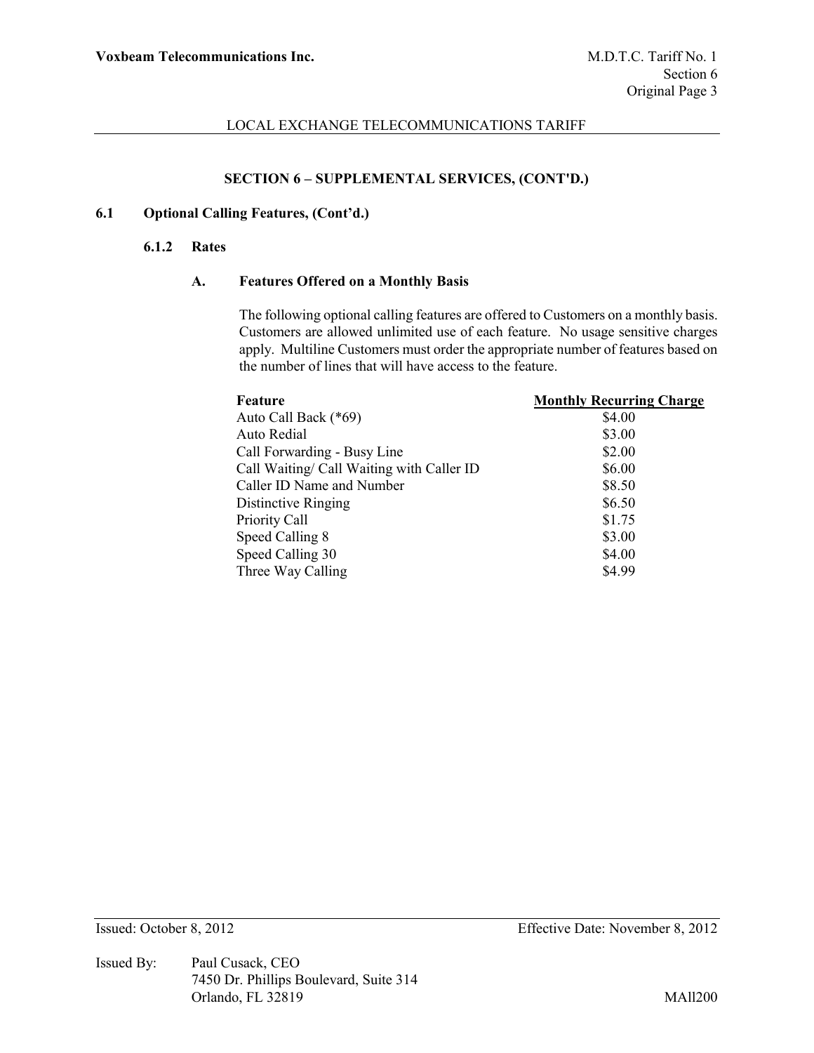## SECTION 6 – SUPPLEMENTAL SERVICES, (CONT'D.)

### 6.1 Optional Calling Features, (Cont'd.)

#### 6.1.2 Rates

**A. Features Offered on a Monthly Basis**

The following optional calling features are offered to Customers on a monthly basis. Customers are allowed unlimited use of each feature. No usage sensitive charges apply. Multiline Customers must order the appropriate number of features based on the number of lines that will have access to the feature.

| Feature | Monthly Recurring Charge |
|---|---|
| Auto Call Back (*69) | $4.00 |
| Auto Redial | $3.00 |
| Call Forwarding - Busy Line | $2.00 |
| Call Waiting/ Call Waiting with Caller ID | $6.00 |
| Caller ID Name and Number | $8.50 |
| Distinctive Ringing | $6.50 |
| Priority Call | $1.75 |
| Speed Calling 8 | $3.00 |
| Speed Calling 30 | $4.00 |
| Three Way Calling | $4.99 |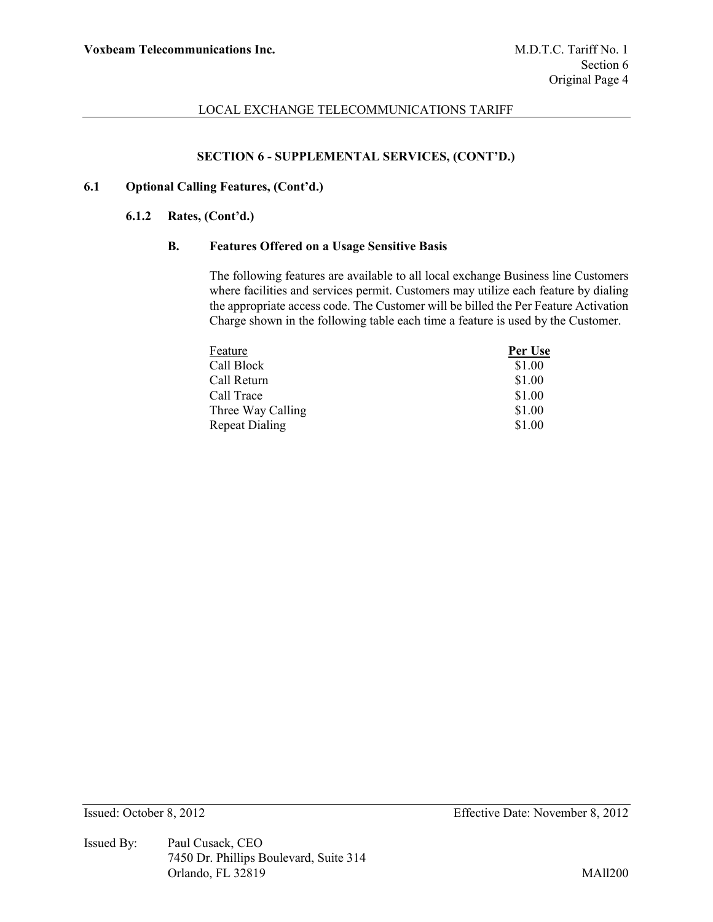## SECTION 6 - SUPPLEMENTAL SERVICES, (CONT'D.)

### 6.1 Optional Calling Features, (Cont'd.)

#### 6.1.2 Rates, (Cont'd.)

**B. Features Offered on a Usage Sensitive Basis**

The following features are available to all local exchange Business line Customers where facilities and services permit. Customers may utilize each feature by dialing the appropriate access code. The Customer will be billed the Per Feature Activation Charge shown in the following table each time a feature is used by the Customer.

| Feature | Per Use |
|---|---|
| Call Block | $1.00 |
| Call Return | $1.00 |
| Call Trace | $1.00 |
| Three Way Calling | $1.00 |
| Repeat Dialing | $1.00 |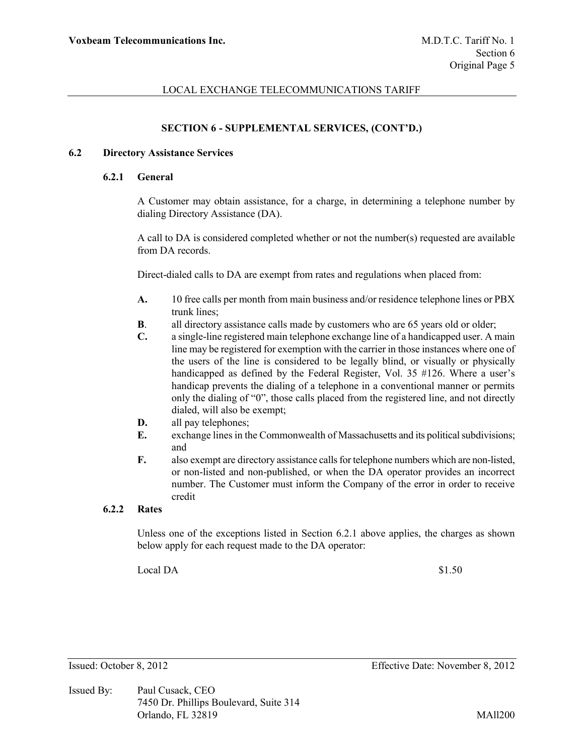## SECTION 6 - SUPPLEMENTAL SERVICES, (CONT'D.)

### 6.2 Directory Assistance Services

#### 6.2.1 General

A Customer may obtain assistance, for a charge, in determining a telephone number by dialing Directory Assistance (DA).

A call to DA is considered completed whether or not the number(s) requested are available from DA records.

Direct-dialed calls to DA are exempt from rates and regulations when placed from:

**A.** 10 free calls per month from main business and/or residence telephone lines or PBX trunk lines;

**B**. all directory assistance calls made by customers who are 65 years old or older;

**C.** a single-line registered main telephone exchange line of a handicapped user. A main line may be registered for exemption with the carrier in those instances where one of the users of the line is considered to be legally blind, or visually or physically handicapped as defined by the Federal Register, Vol. 35 #126. Where a user's handicap prevents the dialing of a telephone in a conventional manner or permits only the dialing of "0", those calls placed from the registered line, and not directly dialed, will also be exempt;

**D.** all pay telephones;

**E.** exchange lines in the Commonwealth of Massachusetts and its political subdivisions; and

**F.** also exempt are directory assistance calls for telephone numbers which are non-listed, or non-listed and non-published, or when the DA operator provides an incorrect number. The Customer must inform the Company of the error in order to receive credit

#### 6.2.2 Rates

Unless one of the exceptions listed in Section 6.2.1 above applies, the charges as shown below apply for each request made to the DA operator:

| | |
|---|---|
| Local DA | $1.50 |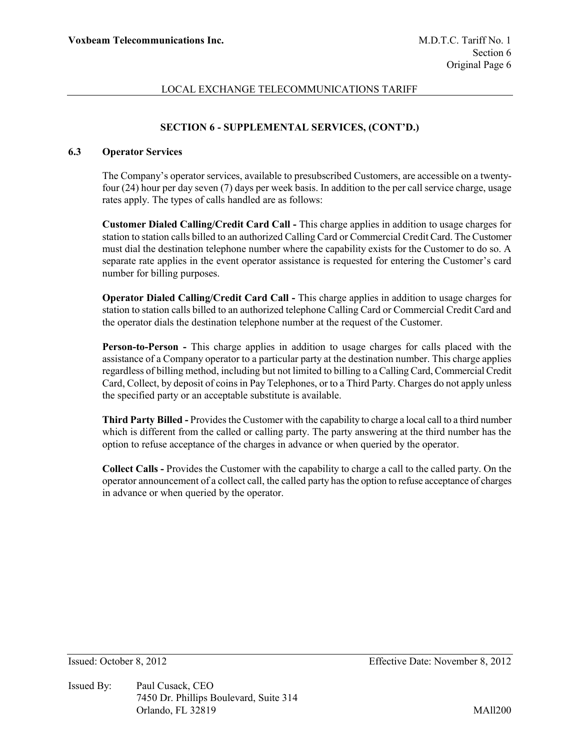## SECTION 6 - SUPPLEMENTAL SERVICES, (CONT'D.)

### 6.3 Operator Services

The Company's operator services, available to presubscribed Customers, are accessible on a twenty-four (24) hour per day seven (7) days per week basis. In addition to the per call service charge, usage rates apply. The types of calls handled are as follows:

**Customer Dialed Calling/Credit Card Call -** This charge applies in addition to usage charges for station to station calls billed to an authorized Calling Card or Commercial Credit Card. The Customer must dial the destination telephone number where the capability exists for the Customer to do so. A separate rate applies in the event operator assistance is requested for entering the Customer's card number for billing purposes.

**Operator Dialed Calling/Credit Card Call -** This charge applies in addition to usage charges for station to station calls billed to an authorized telephone Calling Card or Commercial Credit Card and the operator dials the destination telephone number at the request of the Customer.

**Person-to-Person -** This charge applies in addition to usage charges for calls placed with the assistance of a Company operator to a particular party at the destination number. This charge applies regardless of billing method, including but not limited to billing to a Calling Card, Commercial Credit Card, Collect, by deposit of coins in Pay Telephones, or to a Third Party. Charges do not apply unless the specified party or an acceptable substitute is available.

**Third Party Billed -** Provides the Customer with the capability to charge a local call to a third number which is different from the called or calling party. The party answering at the third number has the option to refuse acceptance of the charges in advance or when queried by the operator.

**Collect Calls -** Provides the Customer with the capability to charge a call to the called party. On the operator announcement of a collect call, the called party has the option to refuse acceptance of charges in advance or when queried by the operator.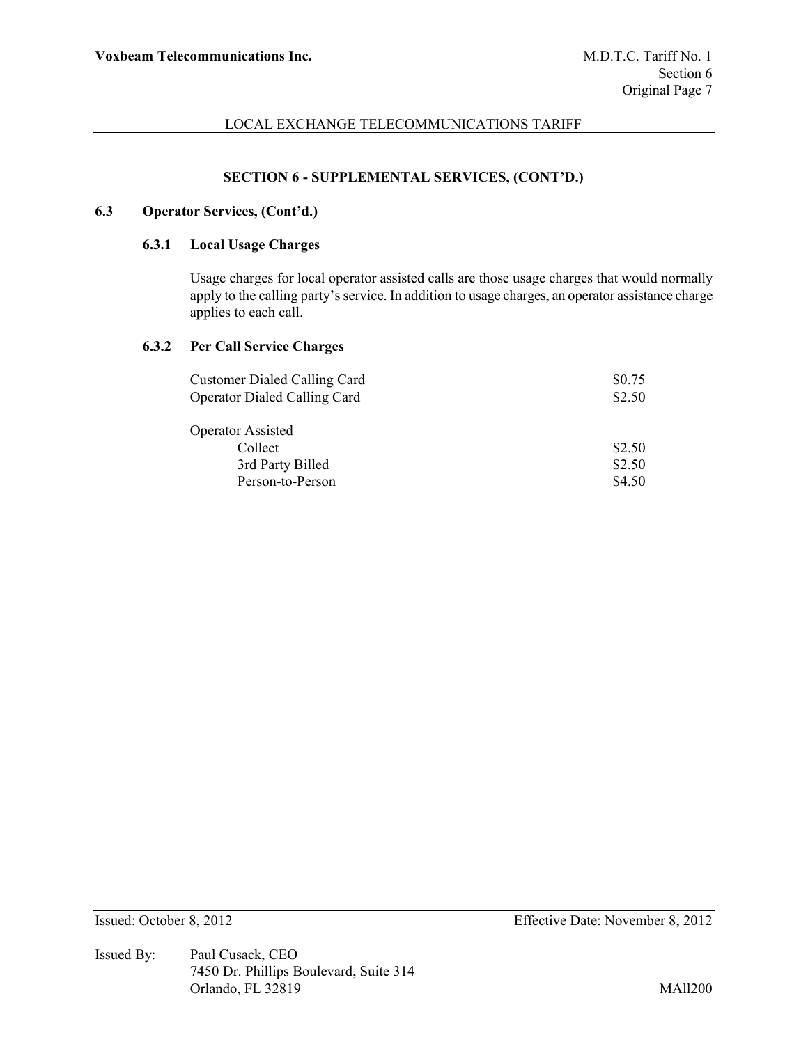## SECTION 6 - SUPPLEMENTAL SERVICES, (CONT'D.)

### 6.3 Operator Services, (Cont'd.)

#### 6.3.1 Local Usage Charges

Usage charges for local operator assisted calls are those usage charges that would normally apply to the calling party's service. In addition to usage charges, an operator assistance charge applies to each call.

#### 6.3.2 Per Call Service Charges

| | |
|---|---|
| Customer Dialed Calling Card | $0.75 |
| Operator Dialed Calling Card | $2.50 |
| | |
| Operator Assisted | |
| Collect | $2.50 |
| 3rd Party Billed | $2.50 |
| Person-to-Person | $4.50 |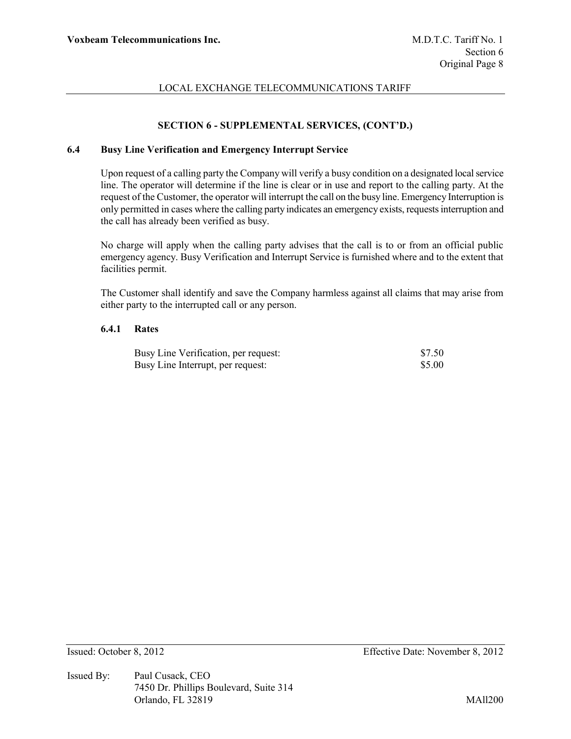## SECTION 6 - SUPPLEMENTAL SERVICES, (CONT'D.)

### 6.4 Busy Line Verification and Emergency Interrupt Service

Upon request of a calling party the Company will verify a busy condition on a designated local service line. The operator will determine if the line is clear or in use and report to the calling party. At the request of the Customer, the operator will interrupt the call on the busy line. Emergency Interruption is only permitted in cases where the calling party indicates an emergency exists, requests interruption and the call has already been verified as busy.

No charge will apply when the calling party advises that the call is to or from an official public emergency agency. Busy Verification and Interrupt Service is furnished where and to the extent that facilities permit.

The Customer shall identify and save the Company harmless against all claims that may arise from either party to the interrupted call or any person.

#### 6.4.1 Rates

| | |
|---|---|
| Busy Line Verification, per request: | $7.50 |
| Busy Line Interrupt, per request: | $5.00 |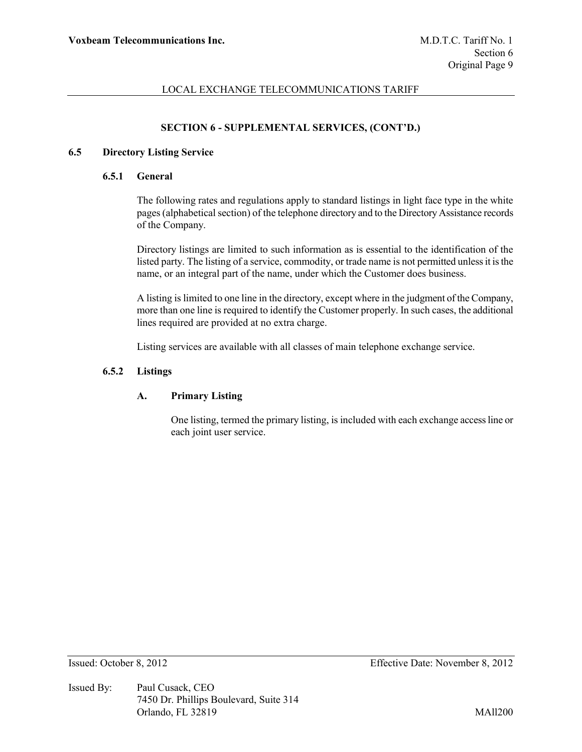## SECTION 6 - SUPPLEMENTAL SERVICES, (CONT'D.)

### 6.5 Directory Listing Service

#### 6.5.1 General

The following rates and regulations apply to standard listings in light face type in the white pages (alphabetical section) of the telephone directory and to the Directory Assistance records of the Company.

Directory listings are limited to such information as is essential to the identification of the listed party. The listing of a service, commodity, or trade name is not permitted unless it is the name, or an integral part of the name, under which the Customer does business.

A listing is limited to one line in the directory, except where in the judgment of the Company, more than one line is required to identify the Customer properly. In such cases, the additional lines required are provided at no extra charge.

Listing services are available with all classes of main telephone exchange service.

#### 6.5.2 Listings

**A. Primary Listing**

One listing, termed the primary listing, is included with each exchange access line or each joint user service.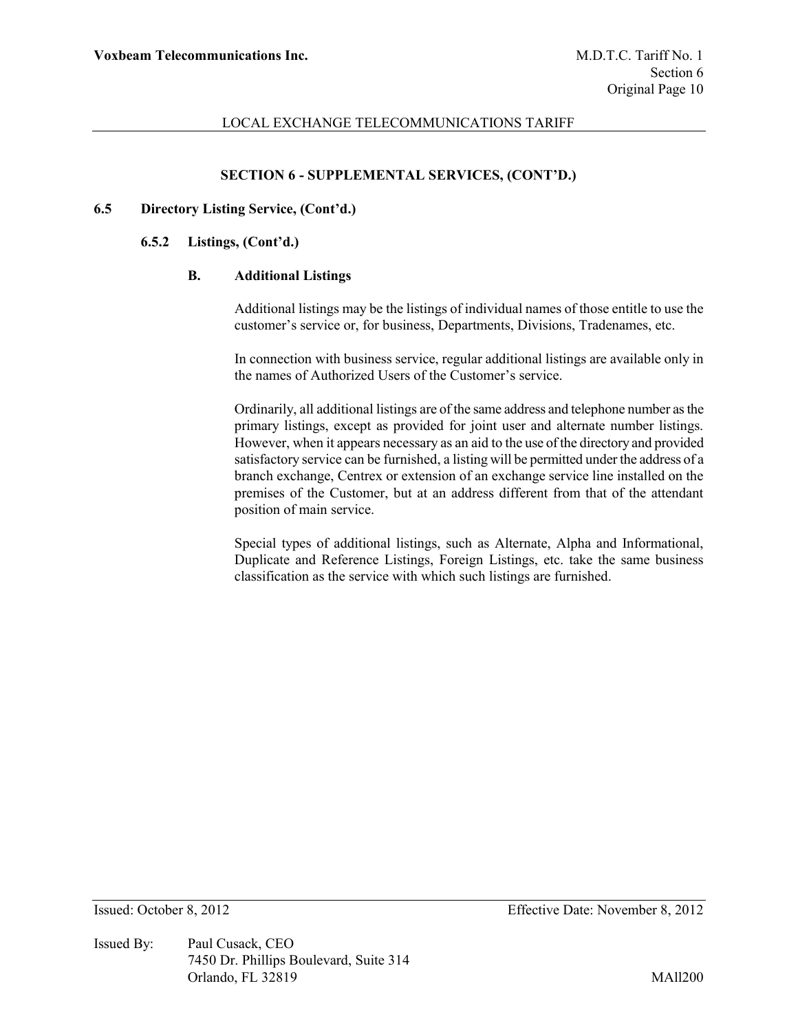## SECTION 6 - SUPPLEMENTAL SERVICES, (CONT'D.)

### 6.5 Directory Listing Service, (Cont'd.)

#### 6.5.2 Listings, (Cont'd.)

**B. Additional Listings**

Additional listings may be the listings of individual names of those entitle to use the customer's service or, for business, Departments, Divisions, Tradenames, etc.

In connection with business service, regular additional listings are available only in the names of Authorized Users of the Customer's service.

Ordinarily, all additional listings are of the same address and telephone number as the primary listings, except as provided for joint user and alternate number listings. However, when it appears necessary as an aid to the use of the directory and provided satisfactory service can be furnished, a listing will be permitted under the address of a branch exchange, Centrex or extension of an exchange service line installed on the premises of the Customer, but at an address different from that of the attendant position of main service.

Special types of additional listings, such as Alternate, Alpha and Informational, Duplicate and Reference Listings, Foreign Listings, etc. take the same business classification as the service with which such listings are furnished.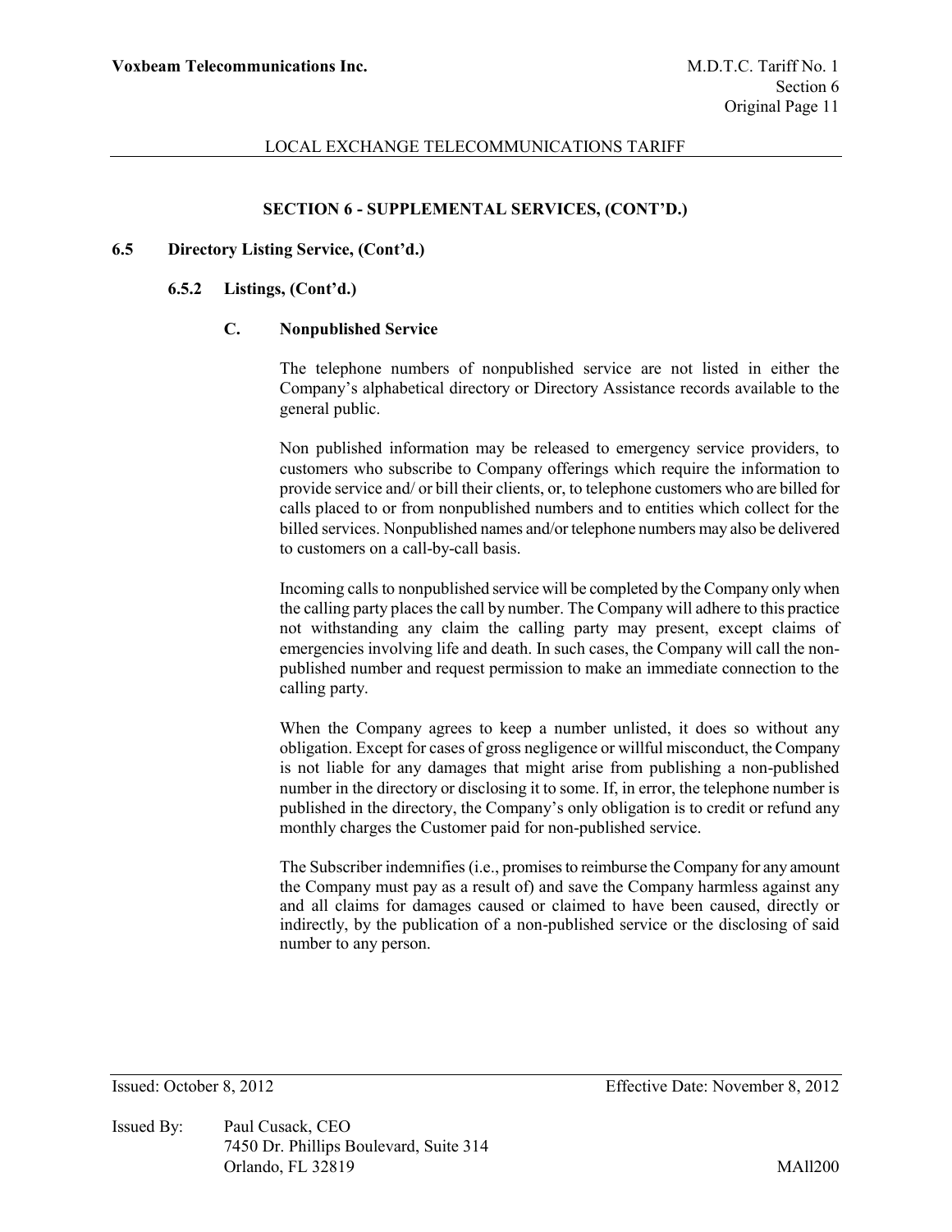## SECTION 6 - SUPPLEMENTAL SERVICES, (CONT'D.)

### 6.5 Directory Listing Service, (Cont'd.)

#### 6.5.2 Listings, (Cont'd.)

##### C. Nonpublished Service

The telephone numbers of nonpublished service are not listed in either the Company's alphabetical directory or Directory Assistance records available to the general public.

Non published information may be released to emergency service providers, to customers who subscribe to Company offerings which require the information to provide service and/ or bill their clients, or, to telephone customers who are billed for calls placed to or from nonpublished numbers and to entities which collect for the billed services. Nonpublished names and/or telephone numbers may also be delivered to customers on a call-by-call basis.

Incoming calls to nonpublished service will be completed by the Company only when the calling party places the call by number. The Company will adhere to this practice not withstanding any claim the calling party may present, except claims of emergencies involving life and death. In such cases, the Company will call the non-published number and request permission to make an immediate connection to the calling party.

When the Company agrees to keep a number unlisted, it does so without any obligation. Except for cases of gross negligence or willful misconduct, the Company is not liable for any damages that might arise from publishing a non-published number in the directory or disclosing it to some. If, in error, the telephone number is published in the directory, the Company's only obligation is to credit or refund any monthly charges the Customer paid for non-published service.

The Subscriber indemnifies (i.e., promises to reimburse the Company for any amount the Company must pay as a result of) and save the Company harmless against any and all claims for damages caused or claimed to have been caused, directly or indirectly, by the publication of a non-published service or the disclosing of said number to any person.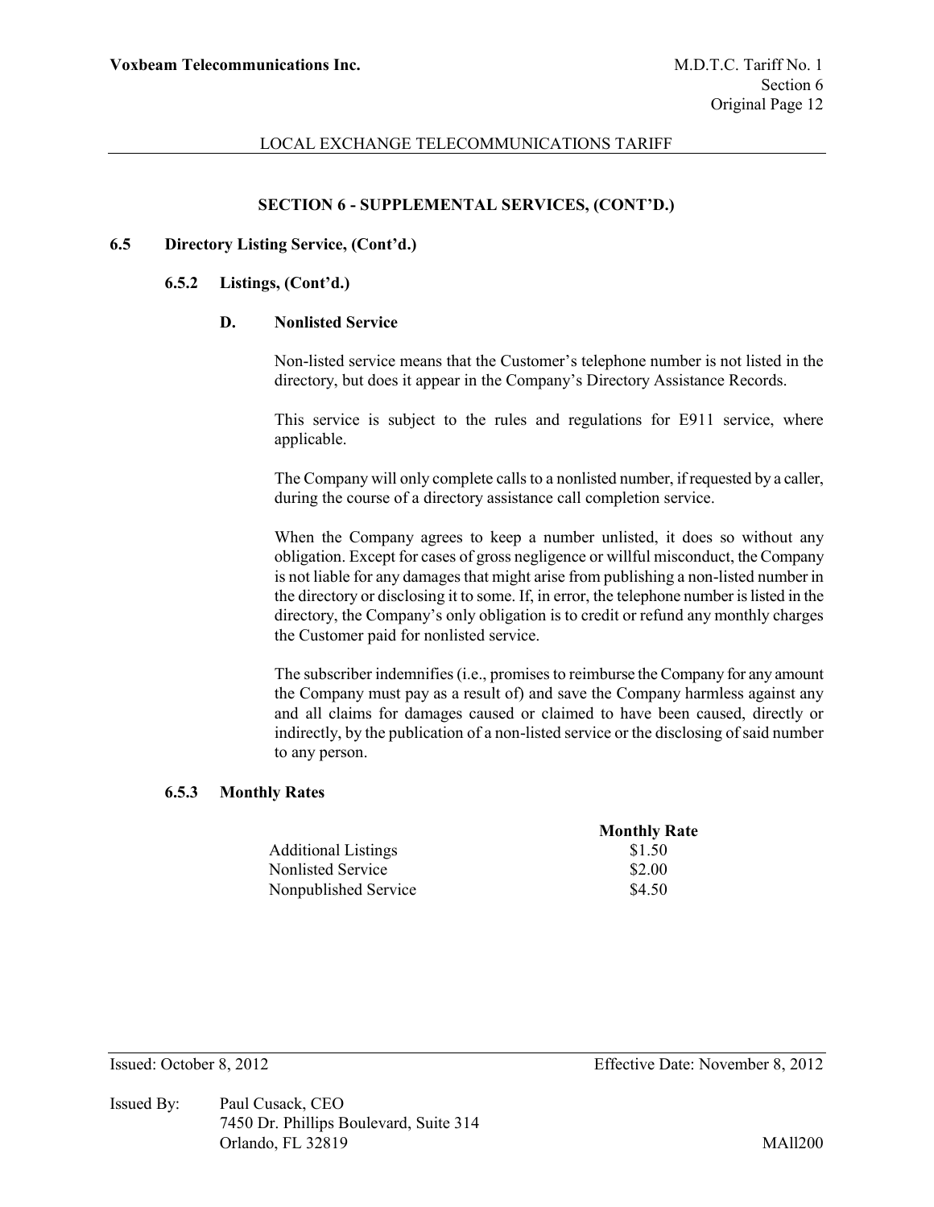## SECTION 6 - SUPPLEMENTAL SERVICES, (CONT'D.)

### 6.5 Directory Listing Service, (Cont'd.)

#### 6.5.2 Listings, (Cont'd.)

**D. Nonlisted Service**

Non-listed service means that the Customer's telephone number is not listed in the directory, but does it appear in the Company's Directory Assistance Records.

This service is subject to the rules and regulations for E911 service, where applicable.

The Company will only complete calls to a nonlisted number, if requested by a caller, during the course of a directory assistance call completion service.

When the Company agrees to keep a number unlisted, it does so without any obligation. Except for cases of gross negligence or willful misconduct, the Company is not liable for any damages that might arise from publishing a non-listed number in the directory or disclosing it to some. If, in error, the telephone number is listed in the directory, the Company's only obligation is to credit or refund any monthly charges the Customer paid for nonlisted service.

The subscriber indemnifies (i.e., promises to reimburse the Company for any amount the Company must pay as a result of) and save the Company harmless against any and all claims for damages caused or claimed to have been caused, directly or indirectly, by the publication of a non-listed service or the disclosing of said number to any person.

#### 6.5.3 Monthly Rates

| | Monthly Rate |
|---|---|
| Additional Listings | $1.50 |
| Nonlisted Service | $2.00 |
| Nonpublished Service | $4.50 |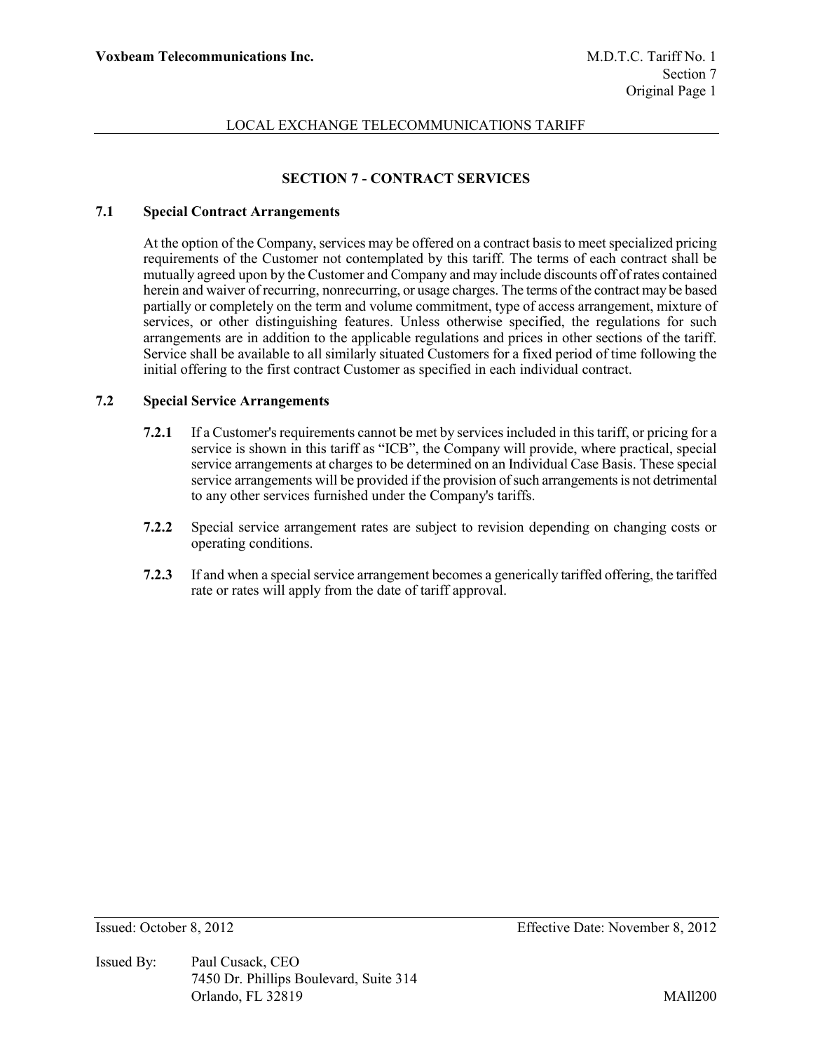## SECTION 7 - CONTRACT SERVICES

### 7.1 Special Contract Arrangements

At the option of the Company, services may be offered on a contract basis to meet specialized pricing requirements of the Customer not contemplated by this tariff. The terms of each contract shall be mutually agreed upon by the Customer and Company and may include discounts off of rates contained herein and waiver of recurring, nonrecurring, or usage charges. The terms of the contract may be based partially or completely on the term and volume commitment, type of access arrangement, mixture of services, or other distinguishing features. Unless otherwise specified, the regulations for such arrangements are in addition to the applicable regulations and prices in other sections of the tariff. Service shall be available to all similarly situated Customers for a fixed period of time following the initial offering to the first contract Customer as specified in each individual contract.

### 7.2 Special Service Arrangements

**7.2.1** If a Customer's requirements cannot be met by services included in this tariff, or pricing for a service is shown in this tariff as "ICB", the Company will provide, where practical, special service arrangements at charges to be determined on an Individual Case Basis. These special service arrangements will be provided if the provision of such arrangements is not detrimental to any other services furnished under the Company's tariffs.

**7.2.2** Special service arrangement rates are subject to revision depending on changing costs or operating conditions.

**7.2.3** If and when a special service arrangement becomes a generically tariffed offering, the tariffed rate or rates will apply from the date of tariff approval.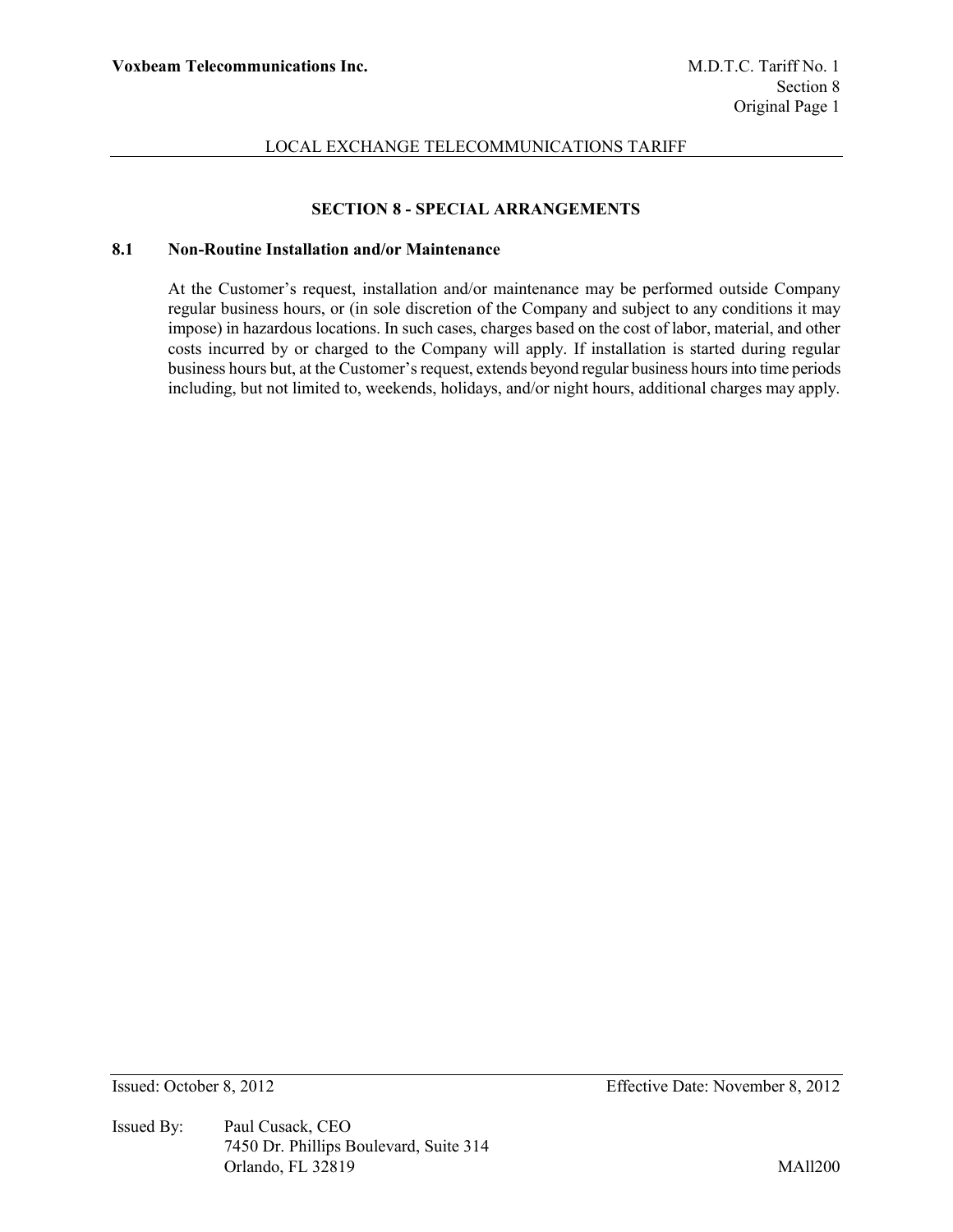## SECTION 8 - SPECIAL ARRANGEMENTS

### 8.1 Non-Routine Installation and/or Maintenance

At the Customer's request, installation and/or maintenance may be performed outside Company regular business hours, or (in sole discretion of the Company and subject to any conditions it may impose) in hazardous locations. In such cases, charges based on the cost of labor, material, and other costs incurred by or charged to the Company will apply. If installation is started during regular business hours but, at the Customer's request, extends beyond regular business hours into time periods including, but not limited to, weekends, holidays, and/or night hours, additional charges may apply.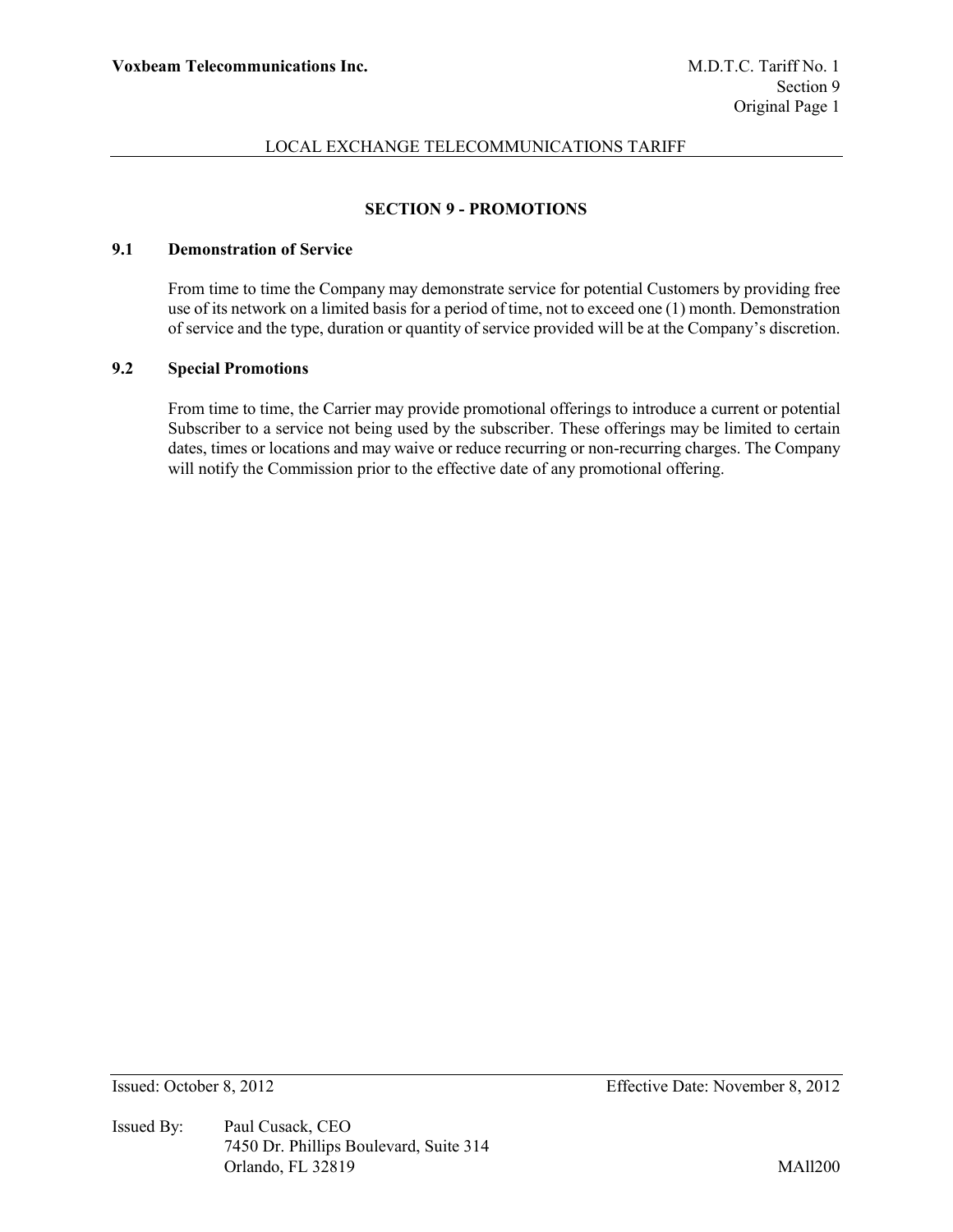## SECTION 9 - PROMOTIONS

### 9.1 Demonstration of Service

From time to time the Company may demonstrate service for potential Customers by providing free use of its network on a limited basis for a period of time, not to exceed one (1) month. Demonstration of service and the type, duration or quantity of service provided will be at the Company's discretion.

### 9.2 Special Promotions

From time to time, the Carrier may provide promotional offerings to introduce a current or potential Subscriber to a service not being used by the subscriber. These offerings may be limited to certain dates, times or locations and may waive or reduce recurring or non-recurring charges. The Company will notify the Commission prior to the effective date of any promotional offering.